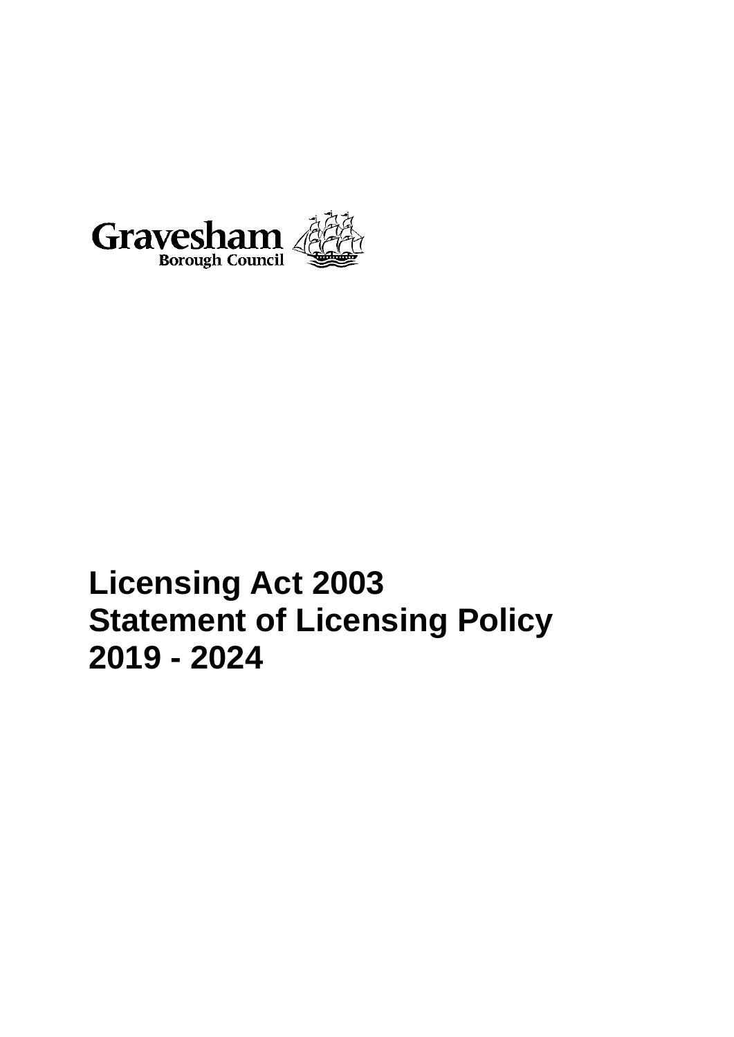Gravesham
Borough Council

# Licensing Act 2003
# Statement of Licensing Policy
# 2019 - 2024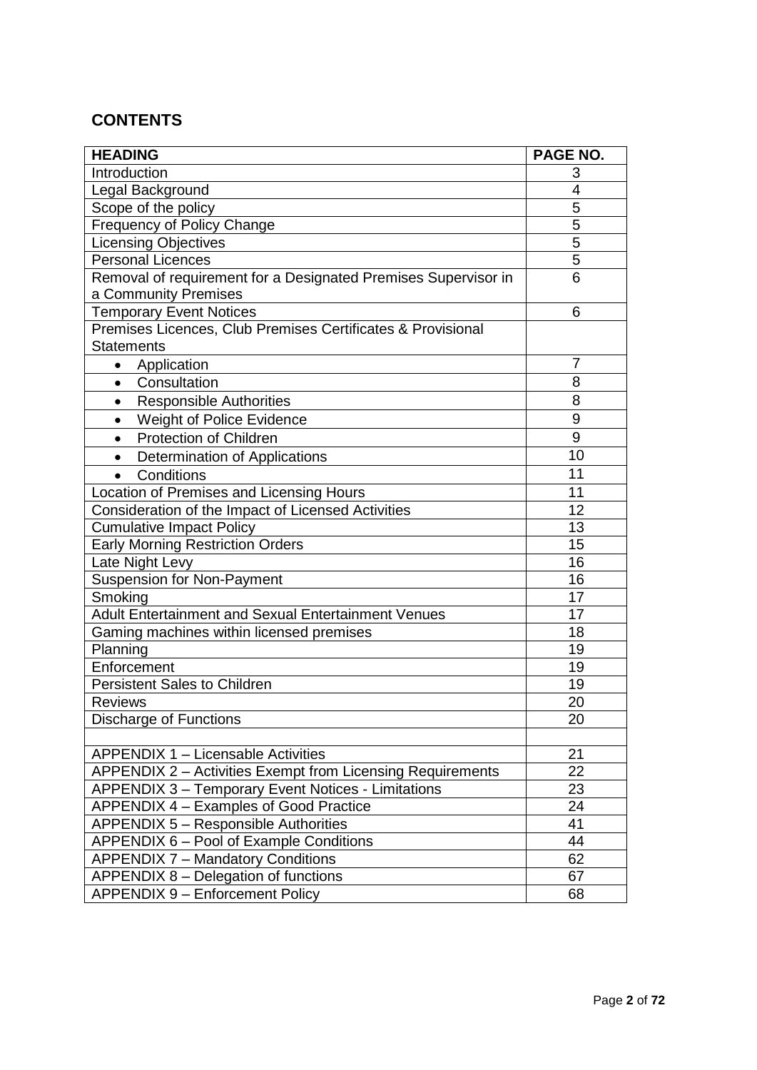## CONTENTS

| HEADING | PAGE NO. |
|---|---|
| Introduction | 3 |
| Legal Background | 4 |
| Scope of the policy | 5 |
| Frequency of Policy Change | 5 |
| Licensing Objectives | 5 |
| Personal Licences | 5 |
| Removal of requirement for a Designated Premises Supervisor in a Community Premises | 6 |
| Temporary Event Notices | 6 |
| Premises Licences, Club Premises Certificates & Provisional Statements | |
| • Application | 7 |
| • Consultation | 8 |
| • Responsible Authorities | 8 |
| • Weight of Police Evidence | 9 |
| • Protection of Children | 9 |
| • Determination of Applications | 10 |
| • Conditions | 11 |
| Location of Premises and Licensing Hours | 11 |
| Consideration of the Impact of Licensed Activities | 12 |
| Cumulative Impact Policy | 13 |
| Early Morning Restriction Orders | 15 |
| Late Night Levy | 16 |
| Suspension for Non-Payment | 16 |
| Smoking | 17 |
| Adult Entertainment and Sexual Entertainment Venues | 17 |
| Gaming machines within licensed premises | 18 |
| Planning | 19 |
| Enforcement | 19 |
| Persistent Sales to Children | 19 |
| Reviews | 20 |
| Discharge of Functions | 20 |
| | |
| APPENDIX 1 – Licensable Activities | 21 |
| APPENDIX 2 – Activities Exempt from Licensing Requirements | 22 |
| APPENDIX 3 – Temporary Event Notices - Limitations | 23 |
| APPENDIX 4 – Examples of Good Practice | 24 |
| APPENDIX 5 – Responsible Authorities | 41 |
| APPENDIX 6 – Pool of Example Conditions | 44 |
| APPENDIX 7 – Mandatory Conditions | 62 |
| APPENDIX 8 – Delegation of functions | 67 |
| APPENDIX 9 – Enforcement Policy | 68 |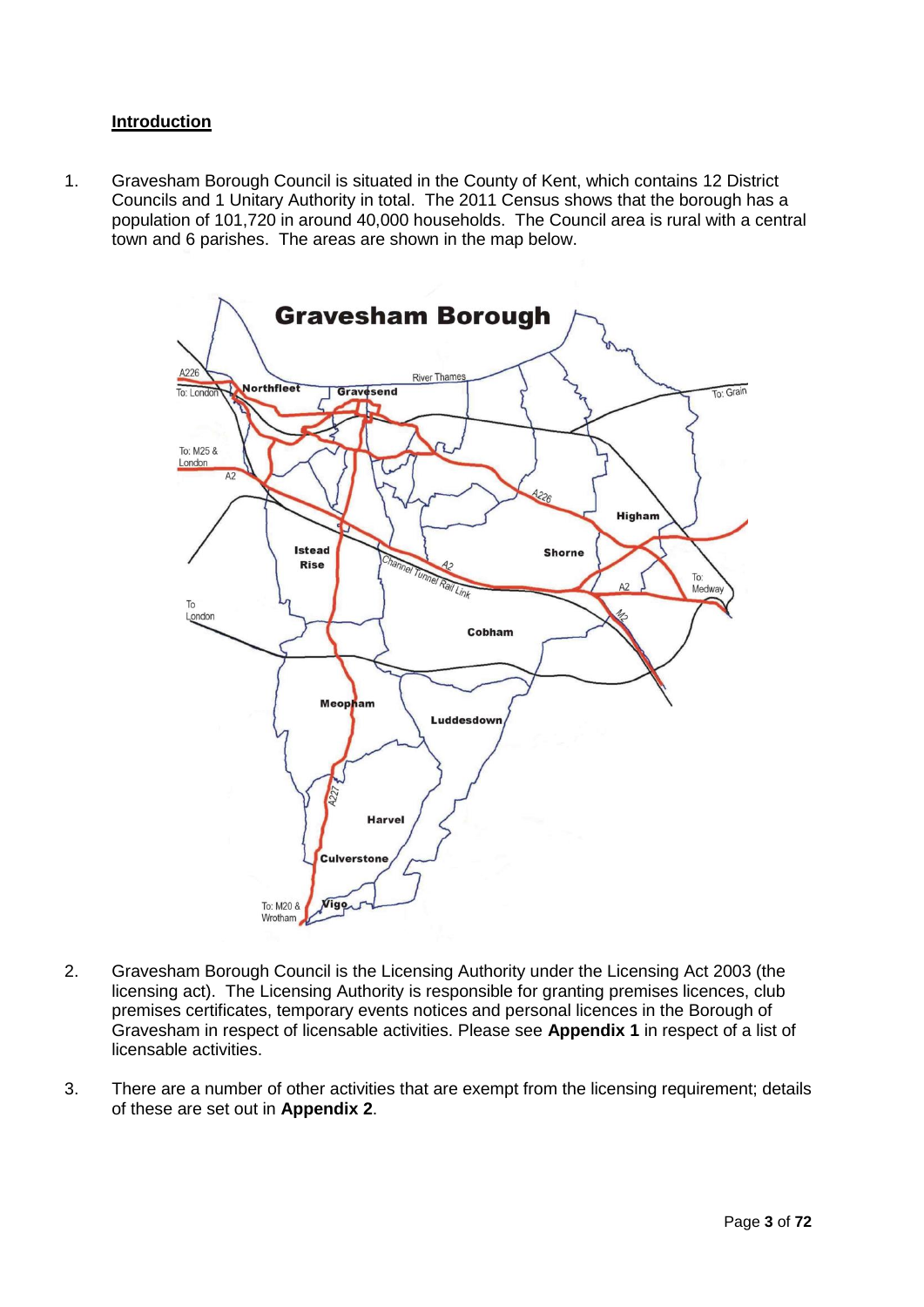**Introduction**

1. Gravesham Borough Council is situated in the County of Kent, which contains 12 District Councils and 1 Unitary Authority in total. The 2011 Census shows that the borough has a population of 101,720 in around 40,000 households. The Council area is rural with a central town and 6 parishes. The areas are shown in the map below.

Gravesham Borough

A226
To: London
Northfleet
Gravesend
River Thames
To: Grain
To: M25 & London
A2
A226
Higham
Istead Rise
Shorne
Channel Tunnel Rail Link
A2
To: Medway
A2
To London
M2
Cobham
Meopham
Luddesdown
A227
Harvel
Culverstone
To: M20 & Wrotham
Vigo

2. Gravesham Borough Council is the Licensing Authority under the Licensing Act 2003 (the licensing act). The Licensing Authority is responsible for granting premises licences, club premises certificates, temporary events notices and personal licences in the Borough of Gravesham in respect of licensable activities. Please see **Appendix 1** in respect of a list of licensable activities.

3. There are a number of other activities that are exempt from the licensing requirement; details of these are set out in **Appendix 2**.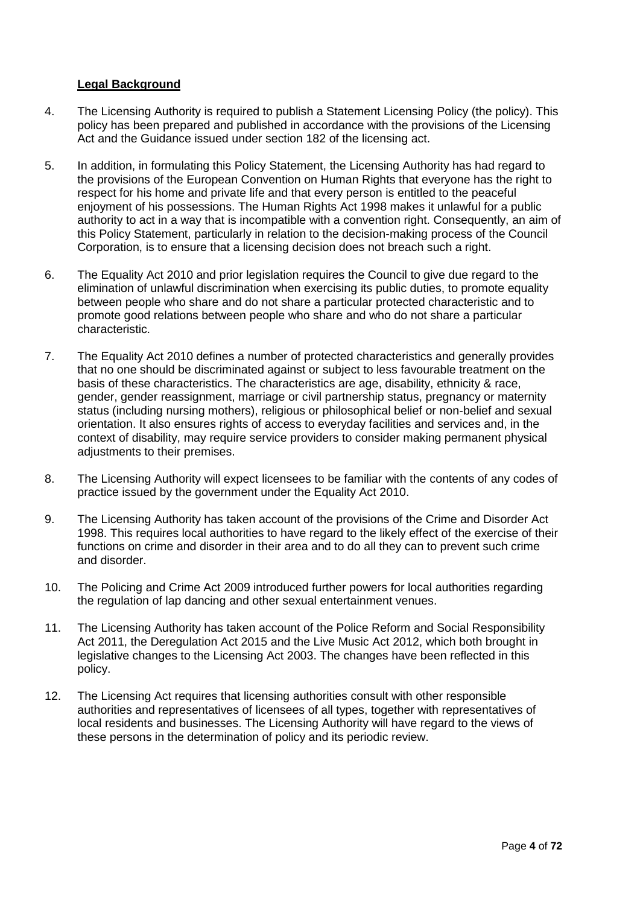## Legal Background

4. The Licensing Authority is required to publish a Statement Licensing Policy (the policy). This policy has been prepared and published in accordance with the provisions of the Licensing Act and the Guidance issued under section 182 of the licensing act.

5. In addition, in formulating this Policy Statement, the Licensing Authority has had regard to the provisions of the European Convention on Human Rights that everyone has the right to respect for his home and private life and that every person is entitled to the peaceful enjoyment of his possessions. The Human Rights Act 1998 makes it unlawful for a public authority to act in a way that is incompatible with a convention right. Consequently, an aim of this Policy Statement, particularly in relation to the decision-making process of the Council Corporation, is to ensure that a licensing decision does not breach such a right.

6. The Equality Act 2010 and prior legislation requires the Council to give due regard to the elimination of unlawful discrimination when exercising its public duties, to promote equality between people who share and do not share a particular protected characteristic and to promote good relations between people who share and who do not share a particular characteristic.

7. The Equality Act 2010 defines a number of protected characteristics and generally provides that no one should be discriminated against or subject to less favourable treatment on the basis of these characteristics. The characteristics are age, disability, ethnicity & race, gender, gender reassignment, marriage or civil partnership status, pregnancy or maternity status (including nursing mothers), religious or philosophical belief or non-belief and sexual orientation. It also ensures rights of access to everyday facilities and services and, in the context of disability, may require service providers to consider making permanent physical adjustments to their premises.

8. The Licensing Authority will expect licensees to be familiar with the contents of any codes of practice issued by the government under the Equality Act 2010.

9. The Licensing Authority has taken account of the provisions of the Crime and Disorder Act 1998. This requires local authorities to have regard to the likely effect of the exercise of their functions on crime and disorder in their area and to do all they can to prevent such crime and disorder.

10. The Policing and Crime Act 2009 introduced further powers for local authorities regarding the regulation of lap dancing and other sexual entertainment venues.

11. The Licensing Authority has taken account of the Police Reform and Social Responsibility Act 2011, the Deregulation Act 2015 and the Live Music Act 2012, which both brought in legislative changes to the Licensing Act 2003. The changes have been reflected in this policy.

12. The Licensing Act requires that licensing authorities consult with other responsible authorities and representatives of licensees of all types, together with representatives of local residents and businesses. The Licensing Authority will have regard to the views of these persons in the determination of policy and its periodic review.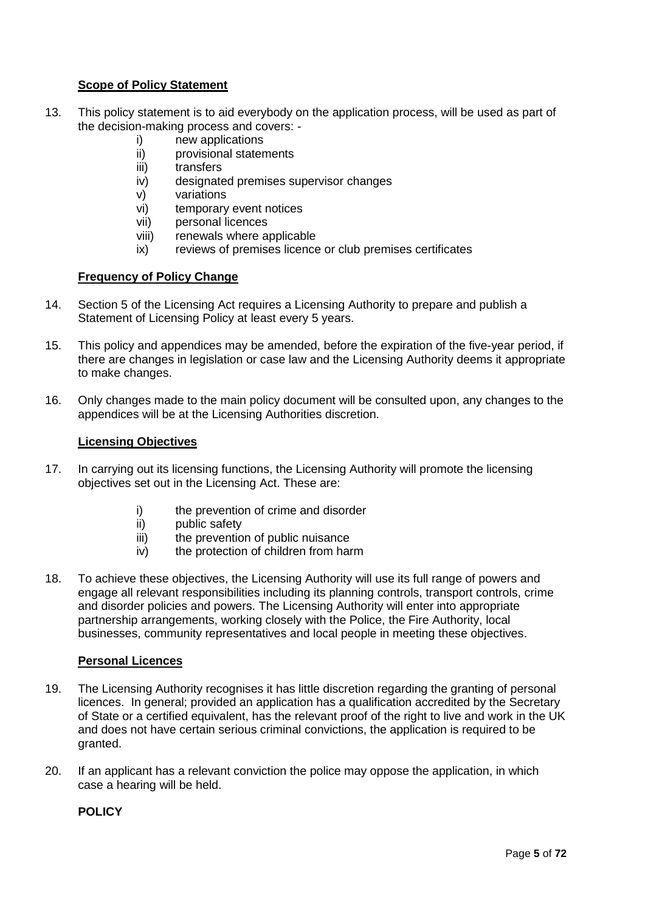### Scope of Policy Statement

13. This policy statement is to aid everybody on the application process, will be used as part of the decision-making process and covers: -
    i) new applications
    ii) provisional statements
    iii) transfers
    iv) designated premises supervisor changes
    v) variations
    vi) temporary event notices
    vii) personal licences
    viii) renewals where applicable
    ix) reviews of premises licence or club premises certificates

### Frequency of Policy Change

14. Section 5 of the Licensing Act requires a Licensing Authority to prepare and publish a Statement of Licensing Policy at least every 5 years.

15. This policy and appendices may be amended, before the expiration of the five-year period, if there are changes in legislation or case law and the Licensing Authority deems it appropriate to make changes.

16. Only changes made to the main policy document will be consulted upon, any changes to the appendices will be at the Licensing Authorities discretion.

### Licensing Objectives

17. In carrying out its licensing functions, the Licensing Authority will promote the licensing objectives set out in the Licensing Act. These are:
    i) the prevention of crime and disorder
    ii) public safety
    iii) the prevention of public nuisance
    iv) the protection of children from harm

18. To achieve these objectives, the Licensing Authority will use its full range of powers and engage all relevant responsibilities including its planning controls, transport controls, crime and disorder policies and powers. The Licensing Authority will enter into appropriate partnership arrangements, working closely with the Police, the Fire Authority, local businesses, community representatives and local people in meeting these objectives.

### Personal Licences

19. The Licensing Authority recognises it has little discretion regarding the granting of personal licences. In general; provided an application has a qualification accredited by the Secretary of State or a certified equivalent, has the relevant proof of the right to live and work in the UK and does not have certain serious criminal convictions, the application is required to be granted.

20. If an applicant has a relevant conviction the police may oppose the application, in which case a hearing will be held.

**POLICY**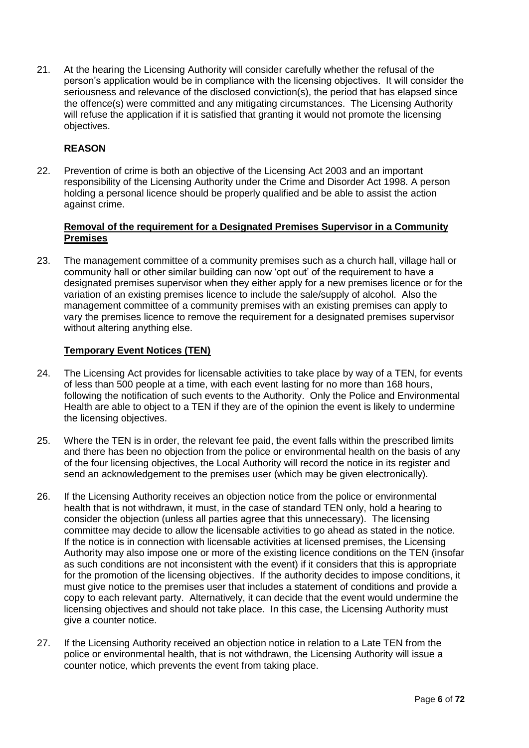21. At the hearing the Licensing Authority will consider carefully whether the refusal of the person's application would be in compliance with the licensing objectives. It will consider the seriousness and relevance of the disclosed conviction(s), the period that has elapsed since the offence(s) were committed and any mitigating circumstances. The Licensing Authority will refuse the application if it is satisfied that granting it would not promote the licensing objectives.

**REASON**

22. Prevention of crime is both an objective of the Licensing Act 2003 and an important responsibility of the Licensing Authority under the Crime and Disorder Act 1998. A person holding a personal licence should be properly qualified and be able to assist the action against crime.

**Removal of the requirement for a Designated Premises Supervisor in a Community Premises**

23. The management committee of a community premises such as a church hall, village hall or community hall or other similar building can now 'opt out' of the requirement to have a designated premises supervisor when they either apply for a new premises licence or for the variation of an existing premises licence to include the sale/supply of alcohol. Also the management committee of a community premises with an existing premises can apply to vary the premises licence to remove the requirement for a designated premises supervisor without altering anything else.

**Temporary Event Notices (TEN)**

24. The Licensing Act provides for licensable activities to take place by way of a TEN, for events of less than 500 people at a time, with each event lasting for no more than 168 hours, following the notification of such events to the Authority. Only the Police and Environmental Health are able to object to a TEN if they are of the opinion the event is likely to undermine the licensing objectives.

25. Where the TEN is in order, the relevant fee paid, the event falls within the prescribed limits and there has been no objection from the police or environmental health on the basis of any of the four licensing objectives, the Local Authority will record the notice in its register and send an acknowledgement to the premises user (which may be given electronically).

26. If the Licensing Authority receives an objection notice from the police or environmental health that is not withdrawn, it must, in the case of standard TEN only, hold a hearing to consider the objection (unless all parties agree that this unnecessary). The licensing committee may decide to allow the licensable activities to go ahead as stated in the notice. If the notice is in connection with licensable activities at licensed premises, the Licensing Authority may also impose one or more of the existing licence conditions on the TEN (insofar as such conditions are not inconsistent with the event) if it considers that this is appropriate for the promotion of the licensing objectives. If the authority decides to impose conditions, it must give notice to the premises user that includes a statement of conditions and provide a copy to each relevant party. Alternatively, it can decide that the event would undermine the licensing objectives and should not take place. In this case, the Licensing Authority must give a counter notice.

27. If the Licensing Authority received an objection notice in relation to a Late TEN from the police or environmental health, that is not withdrawn, the Licensing Authority will issue a counter notice, which prevents the event from taking place.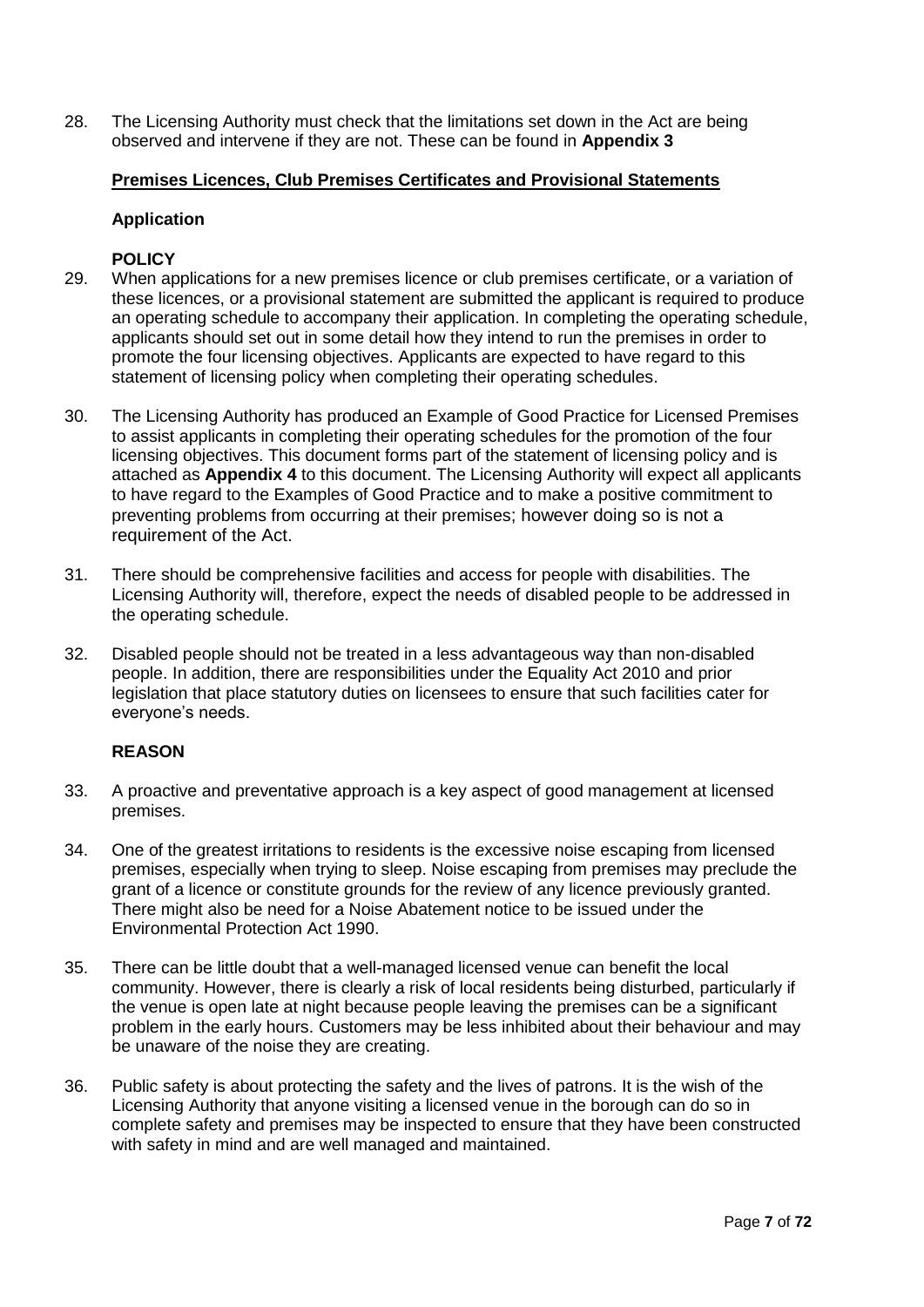28. The Licensing Authority must check that the limitations set down in the Act are being observed and intervene if they are not. These can be found in **Appendix 3**

## Premises Licences, Club Premises Certificates and Provisional Statements

### Application

**POLICY**

29. When applications for a new premises licence or club premises certificate, or a variation of these licences, or a provisional statement are submitted the applicant is required to produce an operating schedule to accompany their application. In completing the operating schedule, applicants should set out in some detail how they intend to run the premises in order to promote the four licensing objectives. Applicants are expected to have regard to this statement of licensing policy when completing their operating schedules.

30. The Licensing Authority has produced an Example of Good Practice for Licensed Premises to assist applicants in completing their operating schedules for the promotion of the four licensing objectives. This document forms part of the statement of licensing policy and is attached as **Appendix 4** to this document. The Licensing Authority will expect all applicants to have regard to the Examples of Good Practice and to make a positive commitment to preventing problems from occurring at their premises; however doing so is not a requirement of the Act.

31. There should be comprehensive facilities and access for people with disabilities. The Licensing Authority will, therefore, expect the needs of disabled people to be addressed in the operating schedule.

32. Disabled people should not be treated in a less advantageous way than non-disabled people. In addition, there are responsibilities under the Equality Act 2010 and prior legislation that place statutory duties on licensees to ensure that such facilities cater for everyone's needs.

**REASON**

33. A proactive and preventative approach is a key aspect of good management at licensed premises.

34. One of the greatest irritations to residents is the excessive noise escaping from licensed premises, especially when trying to sleep. Noise escaping from premises may preclude the grant of a licence or constitute grounds for the review of any licence previously granted. There might also be need for a Noise Abatement notice to be issued under the Environmental Protection Act 1990.

35. There can be little doubt that a well-managed licensed venue can benefit the local community. However, there is clearly a risk of local residents being disturbed, particularly if the venue is open late at night because people leaving the premises can be a significant problem in the early hours. Customers may be less inhibited about their behaviour and may be unaware of the noise they are creating.

36. Public safety is about protecting the safety and the lives of patrons. It is the wish of the Licensing Authority that anyone visiting a licensed venue in the borough can do so in complete safety and premises may be inspected to ensure that they have been constructed with safety in mind and are well managed and maintained.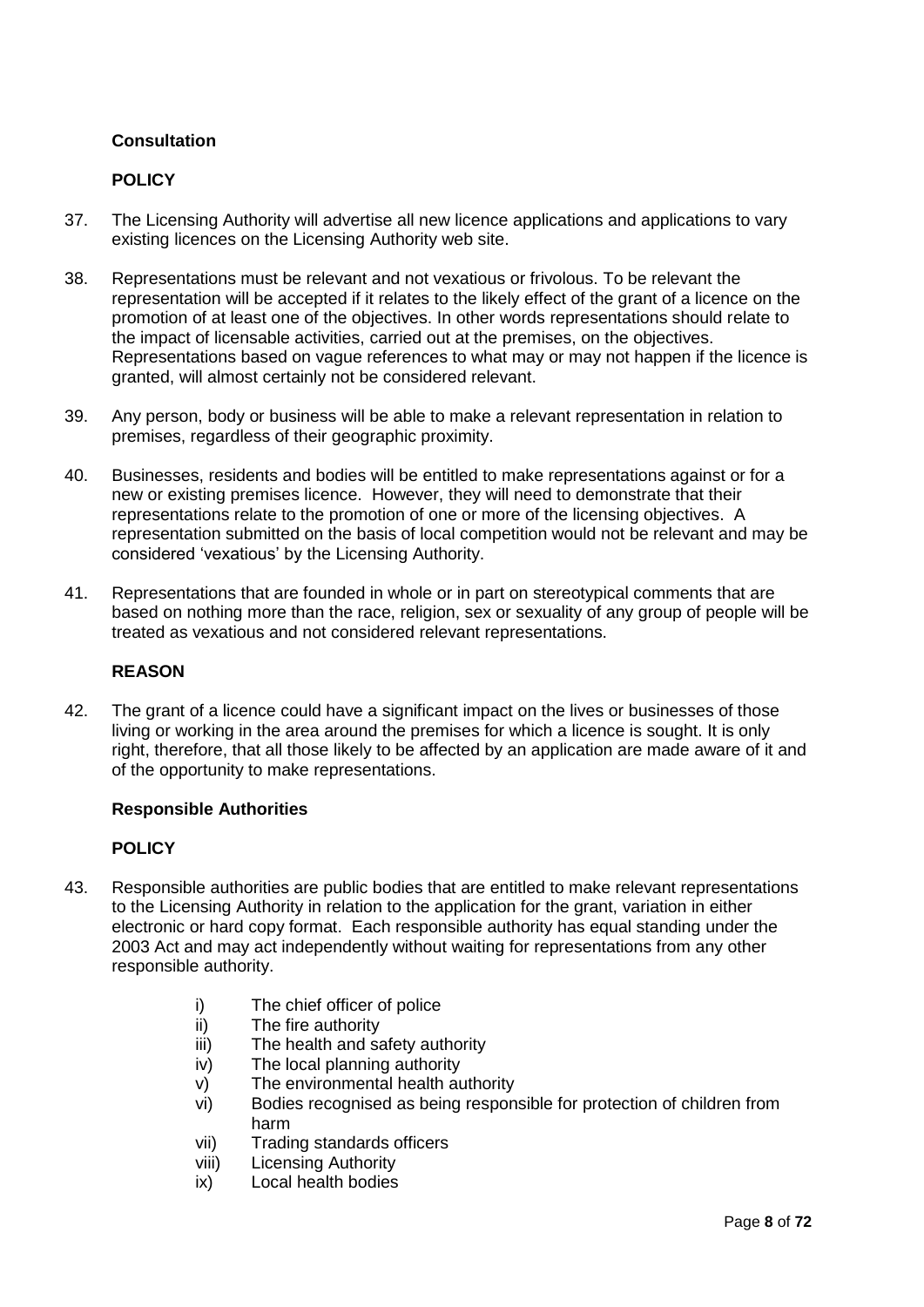**Consultation**

**POLICY**

37. The Licensing Authority will advertise all new licence applications and applications to vary existing licences on the Licensing Authority web site.

38. Representations must be relevant and not vexatious or frivolous. To be relevant the representation will be accepted if it relates to the likely effect of the grant of a licence on the promotion of at least one of the objectives. In other words representations should relate to the impact of licensable activities, carried out at the premises, on the objectives. Representations based on vague references to what may or may not happen if the licence is granted, will almost certainly not be considered relevant.

39. Any person, body or business will be able to make a relevant representation in relation to premises, regardless of their geographic proximity.

40. Businesses, residents and bodies will be entitled to make representations against or for a new or existing premises licence. However, they will need to demonstrate that their representations relate to the promotion of one or more of the licensing objectives. A representation submitted on the basis of local competition would not be relevant and may be considered 'vexatious' by the Licensing Authority.

41. Representations that are founded in whole or in part on stereotypical comments that are based on nothing more than the race, religion, sex or sexuality of any group of people will be treated as vexatious and not considered relevant representations.

**REASON**

42. The grant of a licence could have a significant impact on the lives or businesses of those living or working in the area around the premises for which a licence is sought. It is only right, therefore, that all those likely to be affected by an application are made aware of it and of the opportunity to make representations.

**Responsible Authorities**

**POLICY**

43. Responsible authorities are public bodies that are entitled to make relevant representations to the Licensing Authority in relation to the application for the grant, variation in either electronic or hard copy format. Each responsible authority has equal standing under the 2003 Act and may act independently without waiting for representations from any other responsible authority.

    i) The chief officer of police
    ii) The fire authority
    iii) The health and safety authority
    iv) The local planning authority
    v) The environmental health authority
    vi) Bodies recognised as being responsible for protection of children from harm
    vii) Trading standards officers
    viii) Licensing Authority
    ix) Local health bodies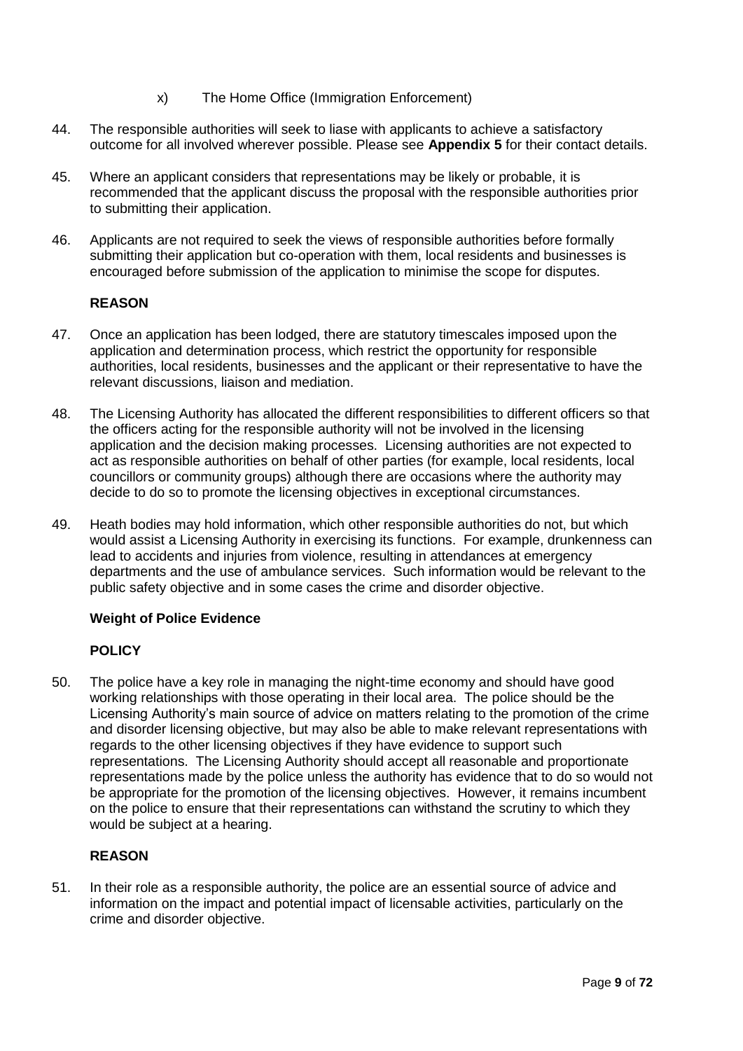x) The Home Office (Immigration Enforcement)

44. The responsible authorities will seek to liase with applicants to achieve a satisfactory outcome for all involved wherever possible. Please see **Appendix 5** for their contact details.

45. Where an applicant considers that representations may be likely or probable, it is recommended that the applicant discuss the proposal with the responsible authorities prior to submitting their application.

46. Applicants are not required to seek the views of responsible authorities before formally submitting their application but co-operation with them, local residents and businesses is encouraged before submission of the application to minimise the scope for disputes.

**REASON**

47. Once an application has been lodged, there are statutory timescales imposed upon the application and determination process, which restrict the opportunity for responsible authorities, local residents, businesses and the applicant or their representative to have the relevant discussions, liaison and mediation.

48. The Licensing Authority has allocated the different responsibilities to different officers so that the officers acting for the responsible authority will not be involved in the licensing application and the decision making processes. Licensing authorities are not expected to act as responsible authorities on behalf of other parties (for example, local residents, local councillors or community groups) although there are occasions where the authority may decide to do so to promote the licensing objectives in exceptional circumstances.

49. Heath bodies may hold information, which other responsible authorities do not, but which would assist a Licensing Authority in exercising its functions. For example, drunkenness can lead to accidents and injuries from violence, resulting in attendances at emergency departments and the use of ambulance services. Such information would be relevant to the public safety objective and in some cases the crime and disorder objective.

**Weight of Police Evidence**

**POLICY**

50. The police have a key role in managing the night-time economy and should have good working relationships with those operating in their local area. The police should be the Licensing Authority's main source of advice on matters relating to the promotion of the crime and disorder licensing objective, but may also be able to make relevant representations with regards to the other licensing objectives if they have evidence to support such representations. The Licensing Authority should accept all reasonable and proportionate representations made by the police unless the authority has evidence that to do so would not be appropriate for the promotion of the licensing objectives. However, it remains incumbent on the police to ensure that their representations can withstand the scrutiny to which they would be subject at a hearing.

**REASON**

51. In their role as a responsible authority, the police are an essential source of advice and information on the impact and potential impact of licensable activities, particularly on the crime and disorder objective.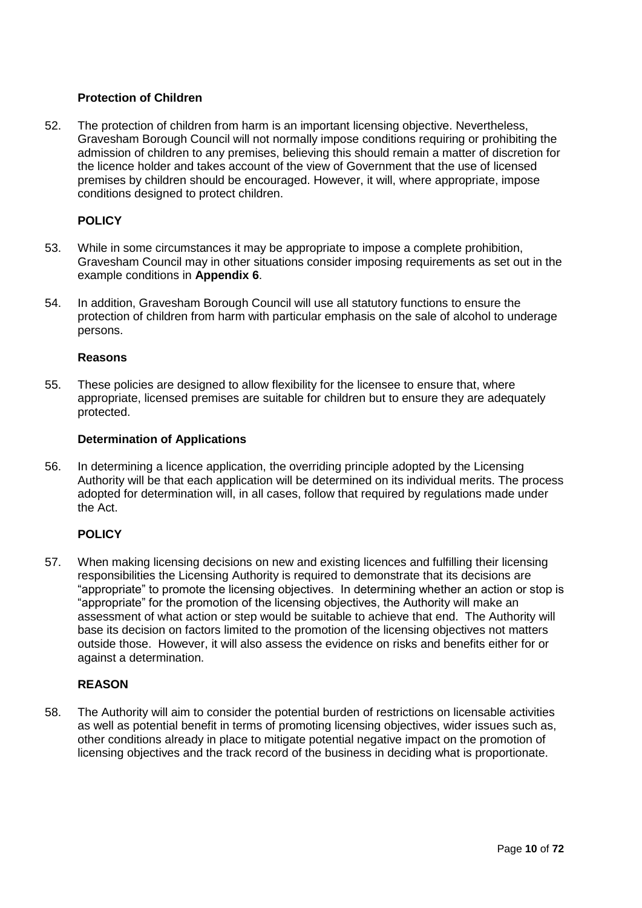**Protection of Children**

52. The protection of children from harm is an important licensing objective. Nevertheless, Gravesham Borough Council will not normally impose conditions requiring or prohibiting the admission of children to any premises, believing this should remain a matter of discretion for the licence holder and takes account of the view of Government that the use of licensed premises by children should be encouraged. However, it will, where appropriate, impose conditions designed to protect children.

**POLICY**

53. While in some circumstances it may be appropriate to impose a complete prohibition, Gravesham Council may in other situations consider imposing requirements as set out in the example conditions in **Appendix 6**.

54. In addition, Gravesham Borough Council will use all statutory functions to ensure the protection of children from harm with particular emphasis on the sale of alcohol to underage persons.

**Reasons**

55. These policies are designed to allow flexibility for the licensee to ensure that, where appropriate, licensed premises are suitable for children but to ensure they are adequately protected.

**Determination of Applications**

56. In determining a licence application, the overriding principle adopted by the Licensing Authority will be that each application will be determined on its individual merits. The process adopted for determination will, in all cases, follow that required by regulations made under the Act.

**POLICY**

57. When making licensing decisions on new and existing licences and fulfilling their licensing responsibilities the Licensing Authority is required to demonstrate that its decisions are "appropriate" to promote the licensing objectives. In determining whether an action or stop is "appropriate" for the promotion of the licensing objectives, the Authority will make an assessment of what action or step would be suitable to achieve that end. The Authority will base its decision on factors limited to the promotion of the licensing objectives not matters outside those. However, it will also assess the evidence on risks and benefits either for or against a determination.

**REASON**

58. The Authority will aim to consider the potential burden of restrictions on licensable activities as well as potential benefit in terms of promoting licensing objectives, wider issues such as, other conditions already in place to mitigate potential negative impact on the promotion of licensing objectives and the track record of the business in deciding what is proportionate.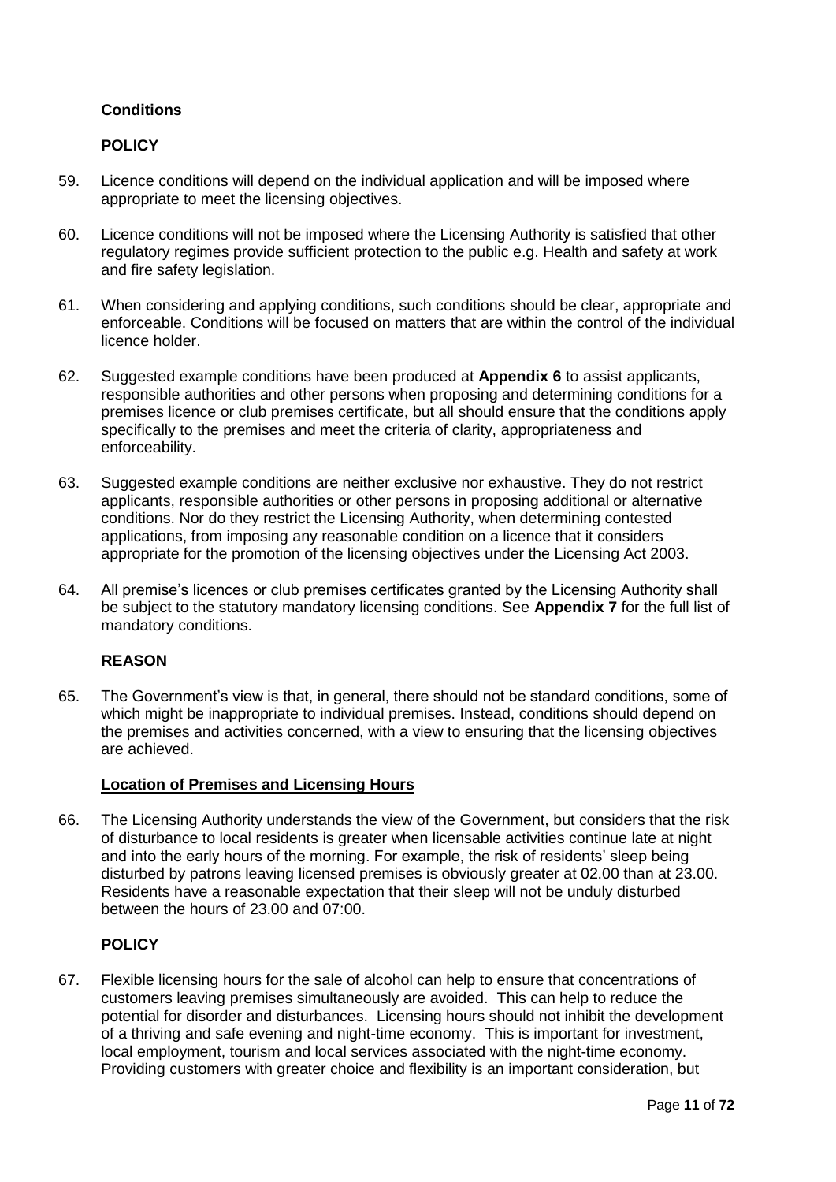## Conditions

### POLICY

59. Licence conditions will depend on the individual application and will be imposed where appropriate to meet the licensing objectives.

60. Licence conditions will not be imposed where the Licensing Authority is satisfied that other regulatory regimes provide sufficient protection to the public e.g. Health and safety at work and fire safety legislation.

61. When considering and applying conditions, such conditions should be clear, appropriate and enforceable. Conditions will be focused on matters that are within the control of the individual licence holder.

62. Suggested example conditions have been produced at **Appendix 6** to assist applicants, responsible authorities and other persons when proposing and determining conditions for a premises licence or club premises certificate, but all should ensure that the conditions apply specifically to the premises and meet the criteria of clarity, appropriateness and enforceability.

63. Suggested example conditions are neither exclusive nor exhaustive. They do not restrict applicants, responsible authorities or other persons in proposing additional or alternative conditions. Nor do they restrict the Licensing Authority, when determining contested applications, from imposing any reasonable condition on a licence that it considers appropriate for the promotion of the licensing objectives under the Licensing Act 2003.

64. All premise's licences or club premises certificates granted by the Licensing Authority shall be subject to the statutory mandatory licensing conditions. See **Appendix 7** for the full list of mandatory conditions.

### REASON

65. The Government's view is that, in general, there should not be standard conditions, some of which might be inappropriate to individual premises. Instead, conditions should depend on the premises and activities concerned, with a view to ensuring that the licensing objectives are achieved.

## Location of Premises and Licensing Hours

66. The Licensing Authority understands the view of the Government, but considers that the risk of disturbance to local residents is greater when licensable activities continue late at night and into the early hours of the morning. For example, the risk of residents' sleep being disturbed by patrons leaving licensed premises is obviously greater at 02.00 than at 23.00. Residents have a reasonable expectation that their sleep will not be unduly disturbed between the hours of 23.00 and 07:00.

### POLICY

67. Flexible licensing hours for the sale of alcohol can help to ensure that concentrations of customers leaving premises simultaneously are avoided. This can help to reduce the potential for disorder and disturbances. Licensing hours should not inhibit the development of a thriving and safe evening and night-time economy. This is important for investment, local employment, tourism and local services associated with the night-time economy. Providing customers with greater choice and flexibility is an important consideration, but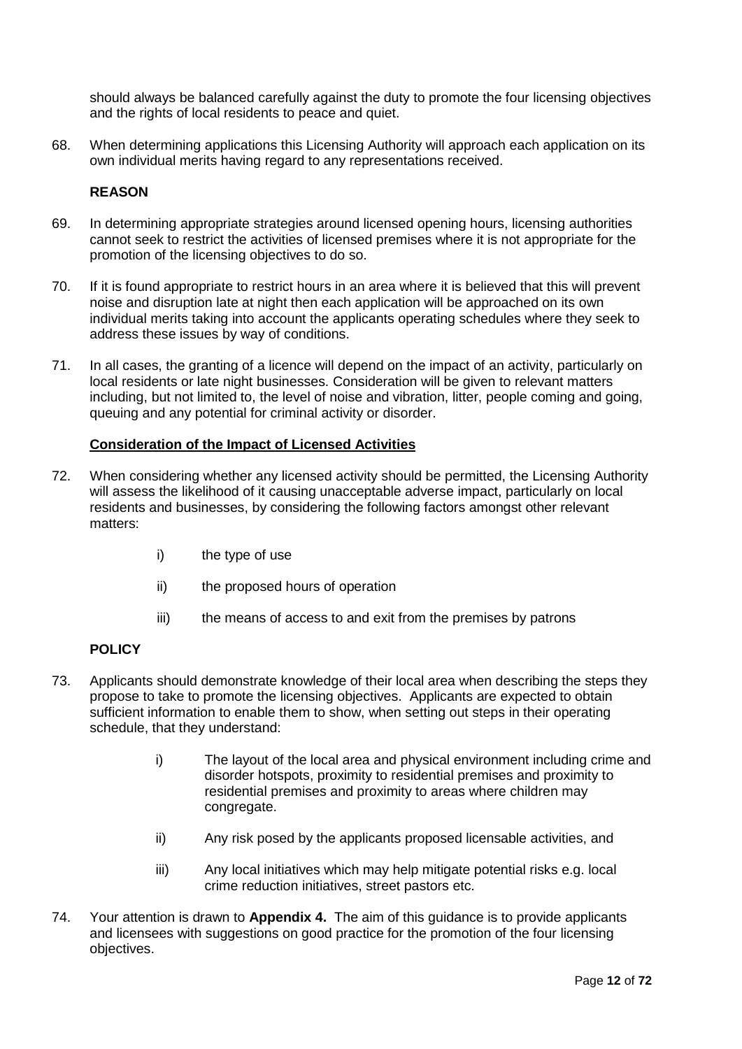should always be balanced carefully against the duty to promote the four licensing objectives and the rights of local residents to peace and quiet.

68. When determining applications this Licensing Authority will approach each application on its own individual merits having regard to any representations received.

**REASON**

69. In determining appropriate strategies around licensed opening hours, licensing authorities cannot seek to restrict the activities of licensed premises where it is not appropriate for the promotion of the licensing objectives to do so.

70. If it is found appropriate to restrict hours in an area where it is believed that this will prevent noise and disruption late at night then each application will be approached on its own individual merits taking into account the applicants operating schedules where they seek to address these issues by way of conditions.

71. In all cases, the granting of a licence will depend on the impact of an activity, particularly on local residents or late night businesses. Consideration will be given to relevant matters including, but not limited to, the level of noise and vibration, litter, people coming and going, queuing and any potential for criminal activity or disorder.

**Consideration of the Impact of Licensed Activities**

72. When considering whether any licensed activity should be permitted, the Licensing Authority will assess the likelihood of it causing unacceptable adverse impact, particularly on local residents and businesses, by considering the following factors amongst other relevant matters:

    i) the type of use

    ii) the proposed hours of operation

    iii) the means of access to and exit from the premises by patrons

**POLICY**

73. Applicants should demonstrate knowledge of their local area when describing the steps they propose to take to promote the licensing objectives. Applicants are expected to obtain sufficient information to enable them to show, when setting out steps in their operating schedule, that they understand:

    i) The layout of the local area and physical environment including crime and disorder hotspots, proximity to residential premises and proximity to residential premises and proximity to areas where children may congregate.

    ii) Any risk posed by the applicants proposed licensable activities, and

    iii) Any local initiatives which may help mitigate potential risks e.g. local crime reduction initiatives, street pastors etc.

74. Your attention is drawn to **Appendix 4.** The aim of this guidance is to provide applicants and licensees with suggestions on good practice for the promotion of the four licensing objectives.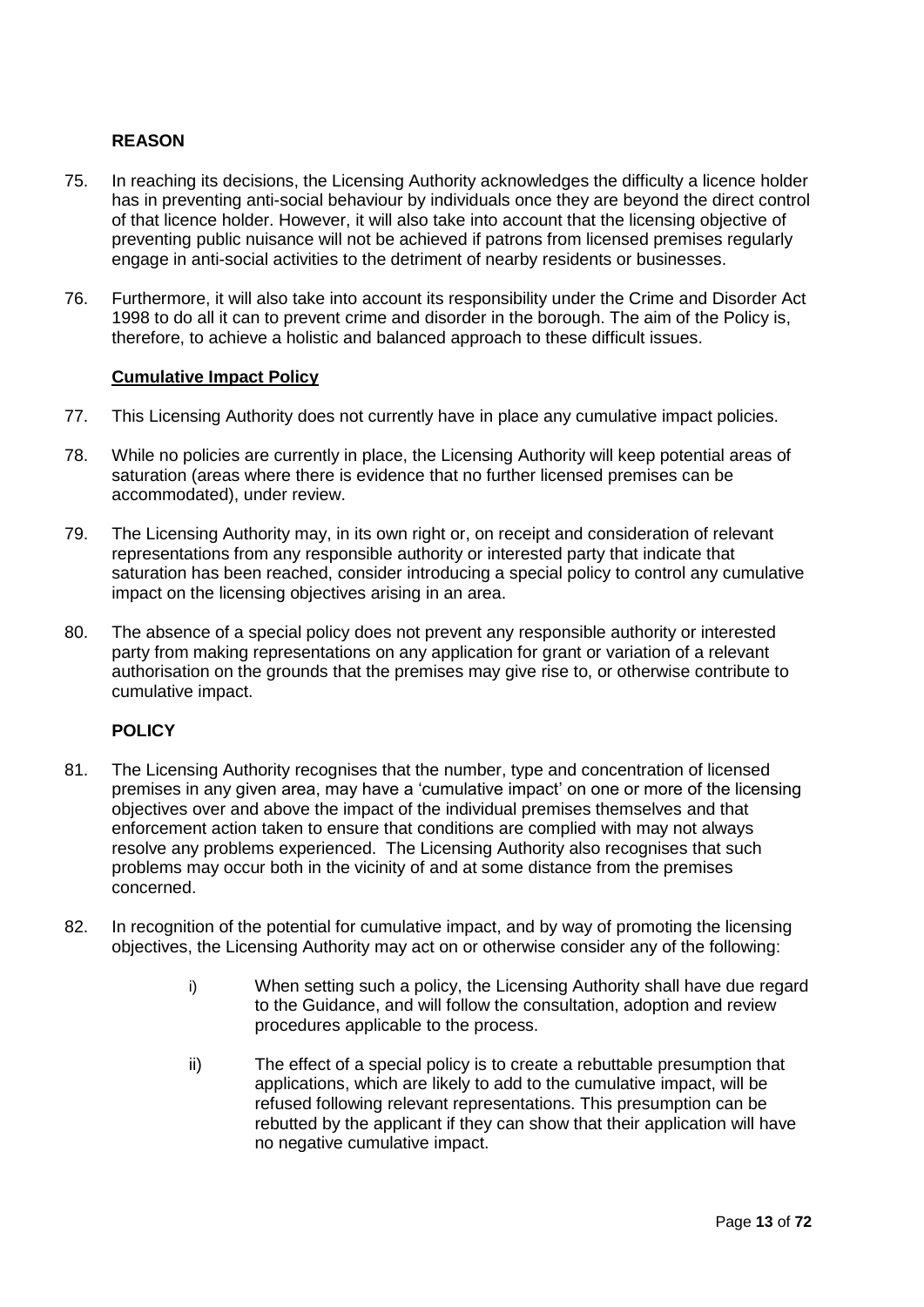**REASON**

75. In reaching its decisions, the Licensing Authority acknowledges the difficulty a licence holder has in preventing anti-social behaviour by individuals once they are beyond the direct control of that licence holder. However, it will also take into account that the licensing objective of preventing public nuisance will not be achieved if patrons from licensed premises regularly engage in anti-social activities to the detriment of nearby residents or businesses.

76. Furthermore, it will also take into account its responsibility under the Crime and Disorder Act 1998 to do all it can to prevent crime and disorder in the borough. The aim of the Policy is, therefore, to achieve a holistic and balanced approach to these difficult issues.

**Cumulative Impact Policy**

77. This Licensing Authority does not currently have in place any cumulative impact policies.

78. While no policies are currently in place, the Licensing Authority will keep potential areas of saturation (areas where there is evidence that no further licensed premises can be accommodated), under review.

79. The Licensing Authority may, in its own right or, on receipt and consideration of relevant representations from any responsible authority or interested party that indicate that saturation has been reached, consider introducing a special policy to control any cumulative impact on the licensing objectives arising in an area.

80. The absence of a special policy does not prevent any responsible authority or interested party from making representations on any application for grant or variation of a relevant authorisation on the grounds that the premises may give rise to, or otherwise contribute to cumulative impact.

**POLICY**

81. The Licensing Authority recognises that the number, type and concentration of licensed premises in any given area, may have a 'cumulative impact' on one or more of the licensing objectives over and above the impact of the individual premises themselves and that enforcement action taken to ensure that conditions are complied with may not always resolve any problems experienced. The Licensing Authority also recognises that such problems may occur both in the vicinity of and at some distance from the premises concerned.

82. In recognition of the potential for cumulative impact, and by way of promoting the licensing objectives, the Licensing Authority may act on or otherwise consider any of the following:

    i) When setting such a policy, the Licensing Authority shall have due regard to the Guidance, and will follow the consultation, adoption and review procedures applicable to the process.

    ii) The effect of a special policy is to create a rebuttable presumption that applications, which are likely to add to the cumulative impact, will be refused following relevant representations. This presumption can be rebutted by the applicant if they can show that their application will have no negative cumulative impact.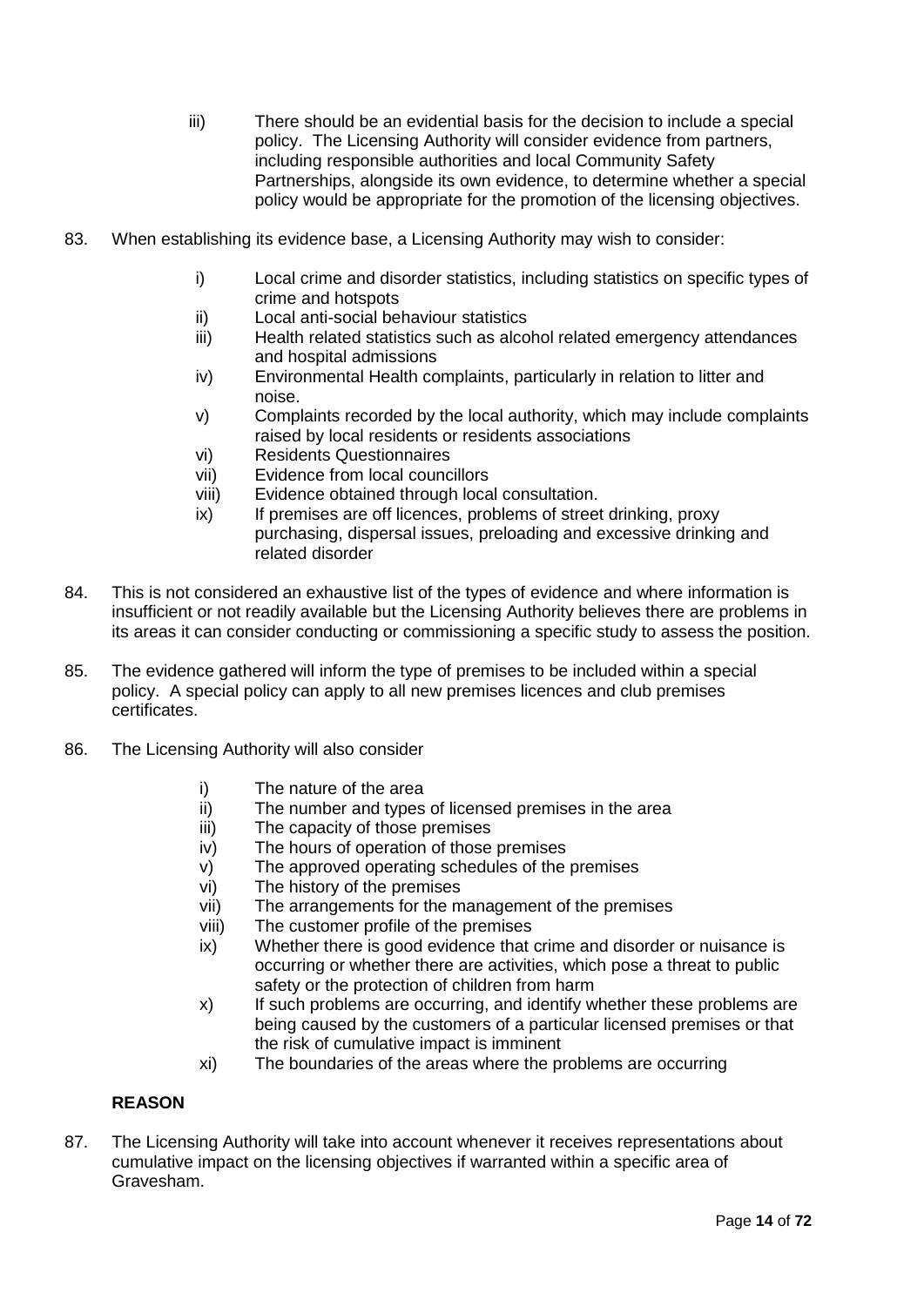iii) There should be an evidential basis for the decision to include a special policy. The Licensing Authority will consider evidence from partners, including responsible authorities and local Community Safety Partnerships, alongside its own evidence, to determine whether a special policy would be appropriate for the promotion of the licensing objectives.

83. When establishing its evidence base, a Licensing Authority may wish to consider:

    i) Local crime and disorder statistics, including statistics on specific types of crime and hotspots
    ii) Local anti-social behaviour statistics
    iii) Health related statistics such as alcohol related emergency attendances and hospital admissions
    iv) Environmental Health complaints, particularly in relation to litter and noise.
    v) Complaints recorded by the local authority, which may include complaints raised by local residents or residents associations
    vi) Residents Questionnaires
    vii) Evidence from local councillors
    viii) Evidence obtained through local consultation.
    ix) If premises are off licences, problems of street drinking, proxy purchasing, dispersal issues, preloading and excessive drinking and related disorder

84. This is not considered an exhaustive list of the types of evidence and where information is insufficient or not readily available but the Licensing Authority believes there are problems in its areas it can consider conducting or commissioning a specific study to assess the position.

85. The evidence gathered will inform the type of premises to be included within a special policy. A special policy can apply to all new premises licences and club premises certificates.

86. The Licensing Authority will also consider

    i) The nature of the area
    ii) The number and types of licensed premises in the area
    iii) The capacity of those premises
    iv) The hours of operation of those premises
    v) The approved operating schedules of the premises
    vi) The history of the premises
    vii) The arrangements for the management of the premises
    viii) The customer profile of the premises
    ix) Whether there is good evidence that crime and disorder or nuisance is occurring or whether there are activities, which pose a threat to public safety or the protection of children from harm
    x) If such problems are occurring, and identify whether these problems are being caused by the customers of a particular licensed premises or that the risk of cumulative impact is imminent
    xi) The boundaries of the areas where the problems are occurring

**REASON**

87. The Licensing Authority will take into account whenever it receives representations about cumulative impact on the licensing objectives if warranted within a specific area of Gravesham.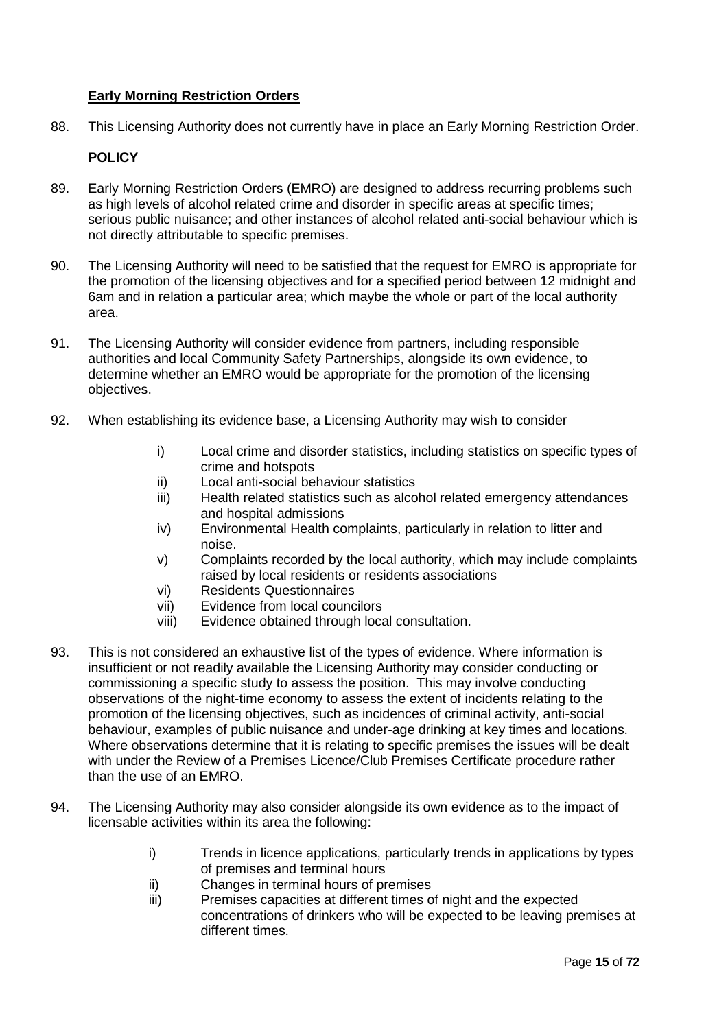## Early Morning Restriction Orders

88. This Licensing Authority does not currently have in place an Early Morning Restriction Order.

### POLICY

89. Early Morning Restriction Orders (EMRO) are designed to address recurring problems such as high levels of alcohol related crime and disorder in specific areas at specific times; serious public nuisance; and other instances of alcohol related anti-social behaviour which is not directly attributable to specific premises.

90. The Licensing Authority will need to be satisfied that the request for EMRO is appropriate for the promotion of the licensing objectives and for a specified period between 12 midnight and 6am and in relation a particular area; which maybe the whole or part of the local authority area.

91. The Licensing Authority will consider evidence from partners, including responsible authorities and local Community Safety Partnerships, alongside its own evidence, to determine whether an EMRO would be appropriate for the promotion of the licensing objectives.

92. When establishing its evidence base, a Licensing Authority may wish to consider

    i) Local crime and disorder statistics, including statistics on specific types of crime and hotspots
    ii) Local anti-social behaviour statistics
    iii) Health related statistics such as alcohol related emergency attendances and hospital admissions
    iv) Environmental Health complaints, particularly in relation to litter and noise.
    v) Complaints recorded by the local authority, which may include complaints raised by local residents or residents associations
    vi) Residents Questionnaires
    vii) Evidence from local councilors
    viii) Evidence obtained through local consultation.

93. This is not considered an exhaustive list of the types of evidence. Where information is insufficient or not readily available the Licensing Authority may consider conducting or commissioning a specific study to assess the position. This may involve conducting observations of the night-time economy to assess the extent of incidents relating to the promotion of the licensing objectives, such as incidences of criminal activity, anti-social behaviour, examples of public nuisance and under-age drinking at key times and locations. Where observations determine that it is relating to specific premises the issues will be dealt with under the Review of a Premises Licence/Club Premises Certificate procedure rather than the use of an EMRO.

94. The Licensing Authority may also consider alongside its own evidence as to the impact of licensable activities within its area the following:

    i) Trends in licence applications, particularly trends in applications by types of premises and terminal hours
    ii) Changes in terminal hours of premises
    iii) Premises capacities at different times of night and the expected concentrations of drinkers who will be expected to be leaving premises at different times.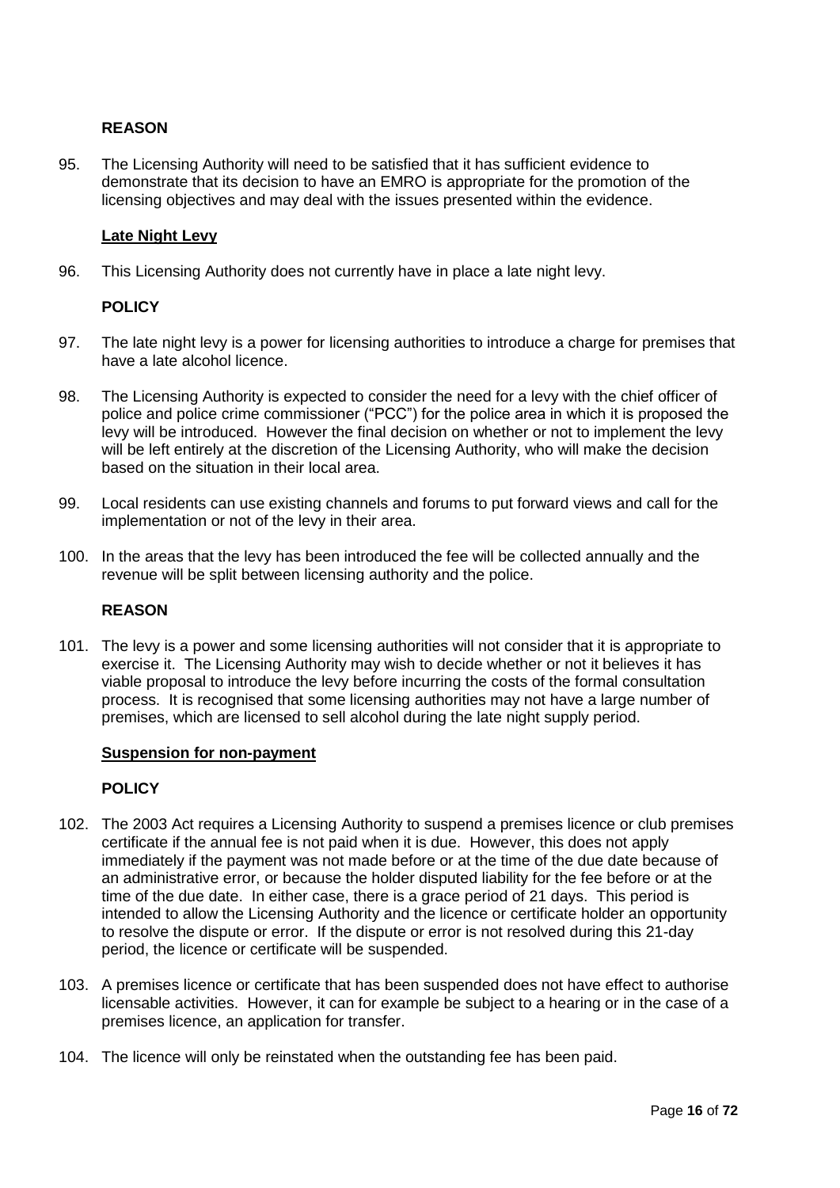**REASON**

95. The Licensing Authority will need to be satisfied that it has sufficient evidence to demonstrate that its decision to have an EMRO is appropriate for the promotion of the licensing objectives and may deal with the issues presented within the evidence.

**Late Night Levy**

96. This Licensing Authority does not currently have in place a late night levy.

**POLICY**

97. The late night levy is a power for licensing authorities to introduce a charge for premises that have a late alcohol licence.

98. The Licensing Authority is expected to consider the need for a levy with the chief officer of police and police crime commissioner ("PCC") for the police area in which it is proposed the levy will be introduced. However the final decision on whether or not to implement the levy will be left entirely at the discretion of the Licensing Authority, who will make the decision based on the situation in their local area.

99. Local residents can use existing channels and forums to put forward views and call for the implementation or not of the levy in their area.

100. In the areas that the levy has been introduced the fee will be collected annually and the revenue will be split between licensing authority and the police.

**REASON**

101. The levy is a power and some licensing authorities will not consider that it is appropriate to exercise it. The Licensing Authority may wish to decide whether or not it believes it has viable proposal to introduce the levy before incurring the costs of the formal consultation process. It is recognised that some licensing authorities may not have a large number of premises, which are licensed to sell alcohol during the late night supply period.

**Suspension for non-payment**

**POLICY**

102. The 2003 Act requires a Licensing Authority to suspend a premises licence or club premises certificate if the annual fee is not paid when it is due. However, this does not apply immediately if the payment was not made before or at the time of the due date because of an administrative error, or because the holder disputed liability for the fee before or at the time of the due date. In either case, there is a grace period of 21 days. This period is intended to allow the Licensing Authority and the licence or certificate holder an opportunity to resolve the dispute or error. If the dispute or error is not resolved during this 21-day period, the licence or certificate will be suspended.

103. A premises licence or certificate that has been suspended does not have effect to authorise licensable activities. However, it can for example be subject to a hearing or in the case of a premises licence, an application for transfer.

104. The licence will only be reinstated when the outstanding fee has been paid.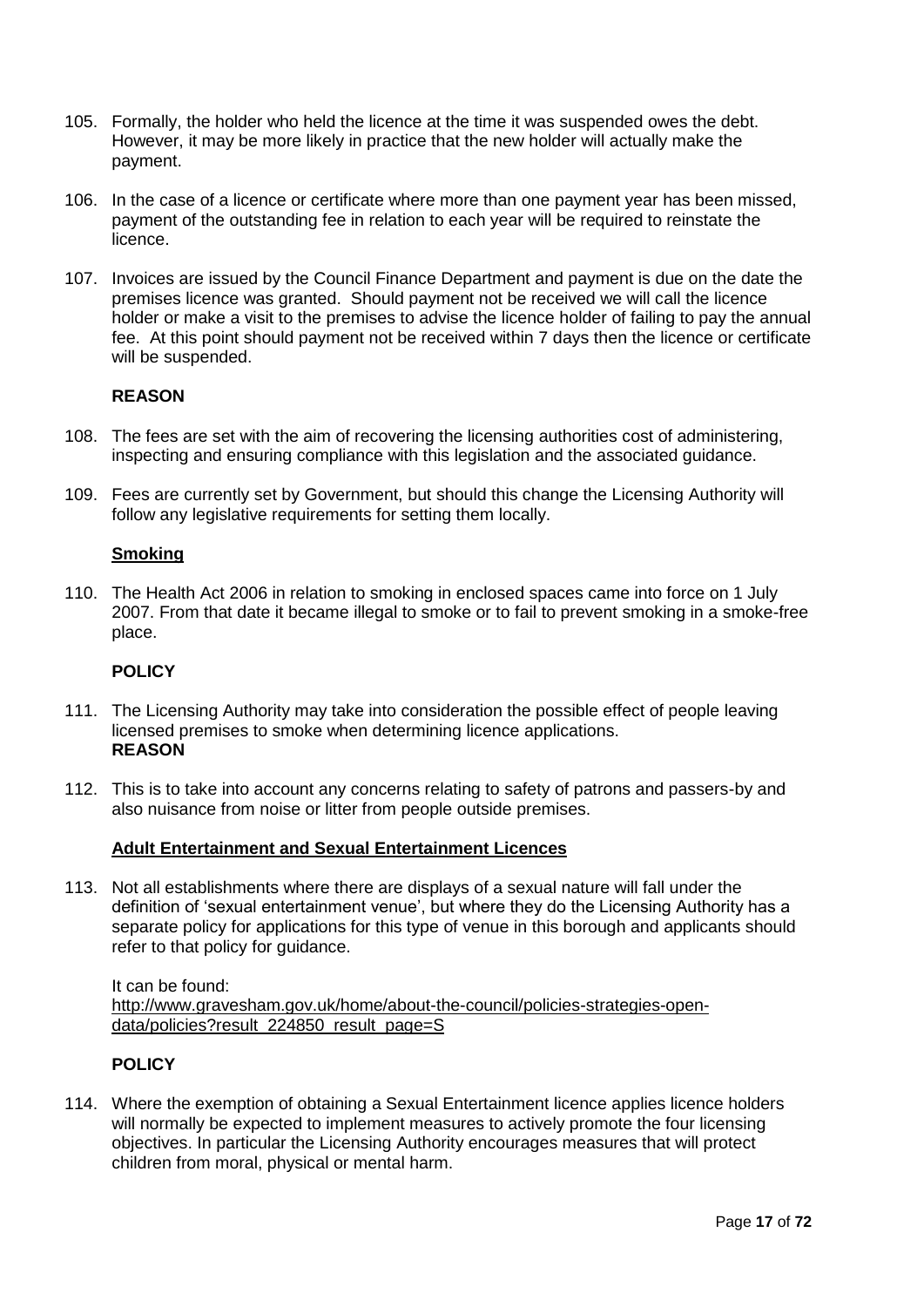105. Formally, the holder who held the licence at the time it was suspended owes the debt. However, it may be more likely in practice that the new holder will actually make the payment.

106. In the case of a licence or certificate where more than one payment year has been missed, payment of the outstanding fee in relation to each year will be required to reinstate the licence.

107. Invoices are issued by the Council Finance Department and payment is due on the date the premises licence was granted. Should payment not be received we will call the licence holder or make a visit to the premises to advise the licence holder of failing to pay the annual fee. At this point should payment not be received within 7 days then the licence or certificate will be suspended.

**REASON**

108. The fees are set with the aim of recovering the licensing authorities cost of administering, inspecting and ensuring compliance with this legislation and the associated guidance.

109. Fees are currently set by Government, but should this change the Licensing Authority will follow any legislative requirements for setting them locally.

**Smoking**

110. The Health Act 2006 in relation to smoking in enclosed spaces came into force on 1 July 2007. From that date it became illegal to smoke or to fail to prevent smoking in a smoke-free place.

**POLICY**

111. The Licensing Authority may take into consideration the possible effect of people leaving licensed premises to smoke when determining licence applications.

**REASON**

112. This is to take into account any concerns relating to safety of patrons and passers-by and also nuisance from noise or litter from people outside premises.

**Adult Entertainment and Sexual Entertainment Licences**

113. Not all establishments where there are displays of a sexual nature will fall under the definition of 'sexual entertainment venue', but where they do the Licensing Authority has a separate policy for applications for this type of venue in this borough and applicants should refer to that policy for guidance.

It can be found:
http://www.gravesham.gov.uk/home/about-the-council/policies-strategies-open-data/policies?result_224850_result_page=S

**POLICY**

114. Where the exemption of obtaining a Sexual Entertainment licence applies licence holders will normally be expected to implement measures to actively promote the four licensing objectives. In particular the Licensing Authority encourages measures that will protect children from moral, physical or mental harm.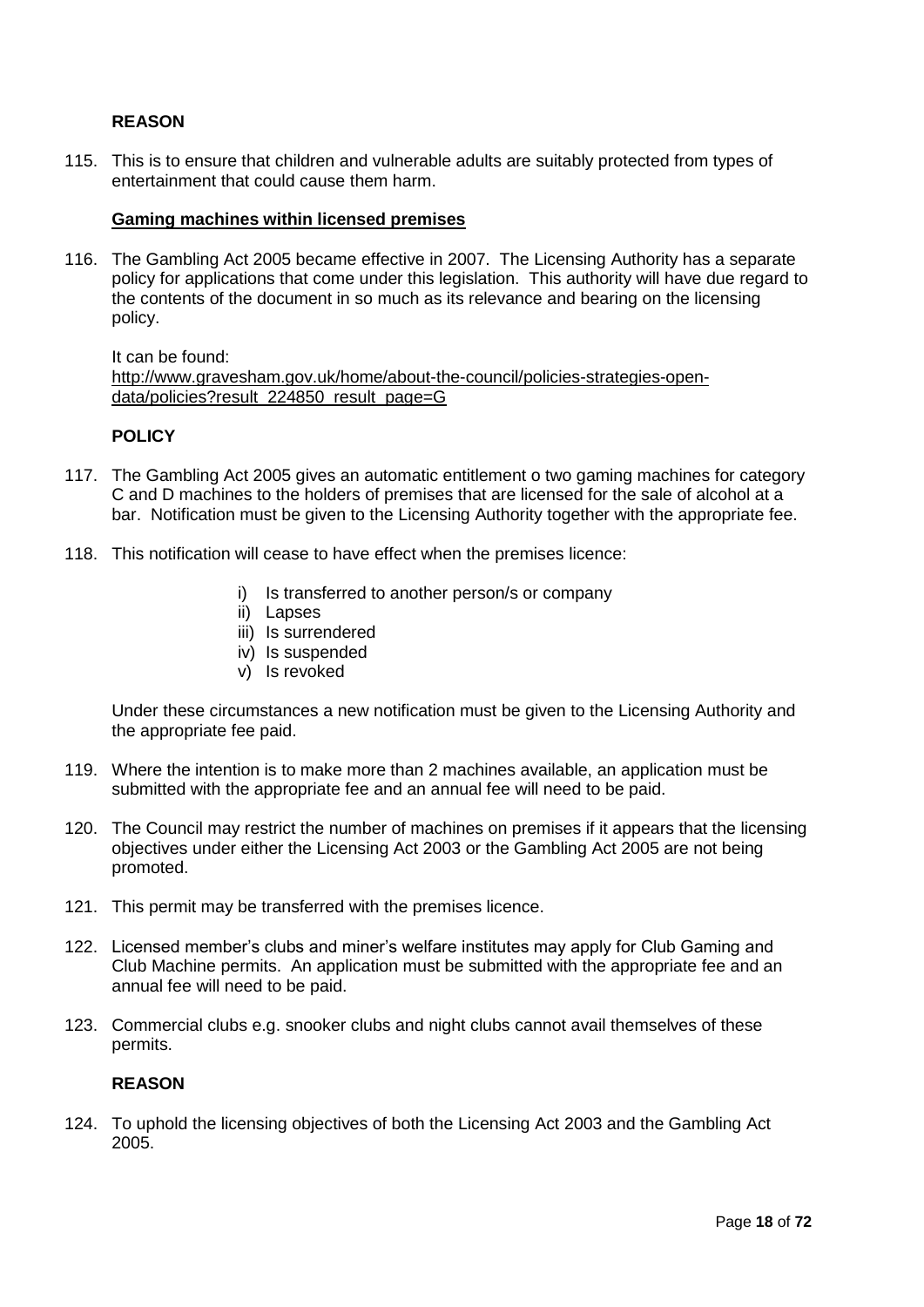**REASON**

115. This is to ensure that children and vulnerable adults are suitably protected from types of entertainment that could cause them harm.

**Gaming machines within licensed premises**

116. The Gambling Act 2005 became effective in 2007. The Licensing Authority has a separate policy for applications that come under this legislation. This authority will have due regard to the contents of the document in so much as its relevance and bearing on the licensing policy.

It can be found:
http://www.gravesham.gov.uk/home/about-the-council/policies-strategies-open-data/policies?result_224850_result_page=G

**POLICY**

117. The Gambling Act 2005 gives an automatic entitlement o two gaming machines for category C and D machines to the holders of premises that are licensed for the sale of alcohol at a bar. Notification must be given to the Licensing Authority together with the appropriate fee.

118. This notification will cease to have effect when the premises licence:

    i) Is transferred to another person/s or company
    ii) Lapses
    iii) Is surrendered
    iv) Is suspended
    v) Is revoked

Under these circumstances a new notification must be given to the Licensing Authority and the appropriate fee paid.

119. Where the intention is to make more than 2 machines available, an application must be submitted with the appropriate fee and an annual fee will need to be paid.

120. The Council may restrict the number of machines on premises if it appears that the licensing objectives under either the Licensing Act 2003 or the Gambling Act 2005 are not being promoted.

121. This permit may be transferred with the premises licence.

122. Licensed member's clubs and miner's welfare institutes may apply for Club Gaming and Club Machine permits. An application must be submitted with the appropriate fee and an annual fee will need to be paid.

123. Commercial clubs e.g. snooker clubs and night clubs cannot avail themselves of these permits.

**REASON**

124. To uphold the licensing objectives of both the Licensing Act 2003 and the Gambling Act 2005.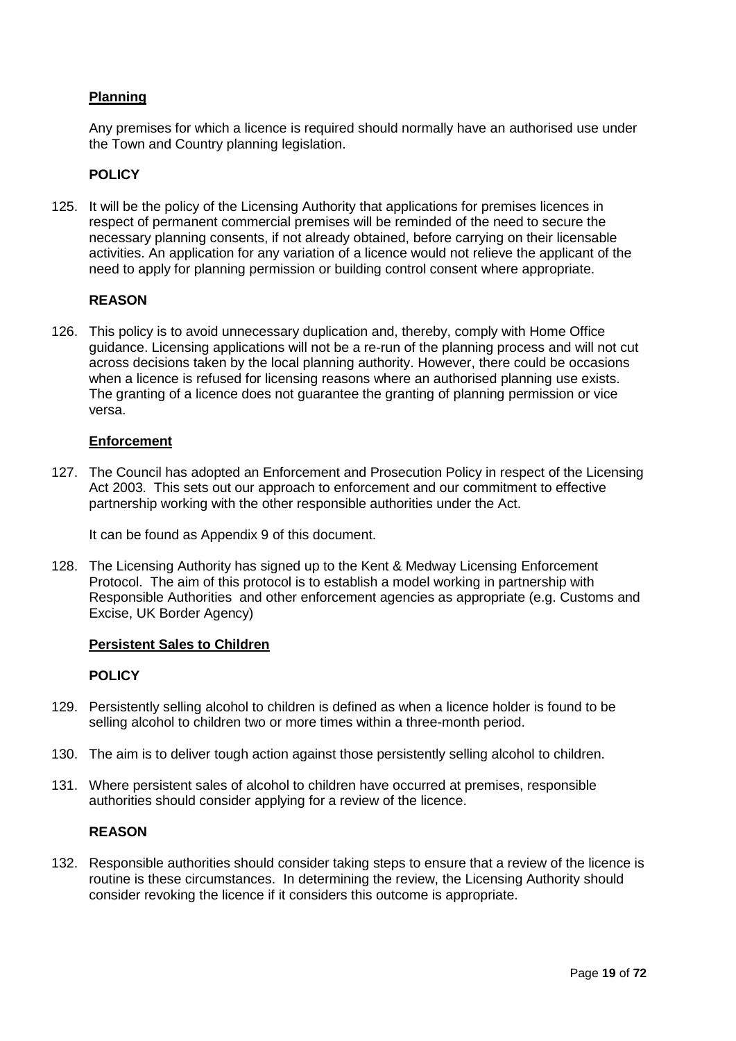### Planning

Any premises for which a licence is required should normally have an authorised use under the Town and Country planning legislation.

**POLICY**

125. It will be the policy of the Licensing Authority that applications for premises licences in respect of permanent commercial premises will be reminded of the need to secure the necessary planning consents, if not already obtained, before carrying on their licensable activities. An application for any variation of a licence would not relieve the applicant of the need to apply for planning permission or building control consent where appropriate.

**REASON**

126. This policy is to avoid unnecessary duplication and, thereby, comply with Home Office guidance. Licensing applications will not be a re-run of the planning process and will not cut across decisions taken by the local planning authority. However, there could be occasions when a licence is refused for licensing reasons where an authorised planning use exists. The granting of a licence does not guarantee the granting of planning permission or vice versa.

### Enforcement

127. The Council has adopted an Enforcement and Prosecution Policy in respect of the Licensing Act 2003. This sets out our approach to enforcement and our commitment to effective partnership working with the other responsible authorities under the Act.

     It can be found as Appendix 9 of this document.

128. The Licensing Authority has signed up to the Kent & Medway Licensing Enforcement Protocol. The aim of this protocol is to establish a model working in partnership with Responsible Authorities and other enforcement agencies as appropriate (e.g. Customs and Excise, UK Border Agency)

### Persistent Sales to Children

**POLICY**

129. Persistently selling alcohol to children is defined as when a licence holder is found to be selling alcohol to children two or more times within a three-month period.

130. The aim is to deliver tough action against those persistently selling alcohol to children.

131. Where persistent sales of alcohol to children have occurred at premises, responsible authorities should consider applying for a review of the licence.

**REASON**

132. Responsible authorities should consider taking steps to ensure that a review of the licence is routine is these circumstances. In determining the review, the Licensing Authority should consider revoking the licence if it considers this outcome is appropriate.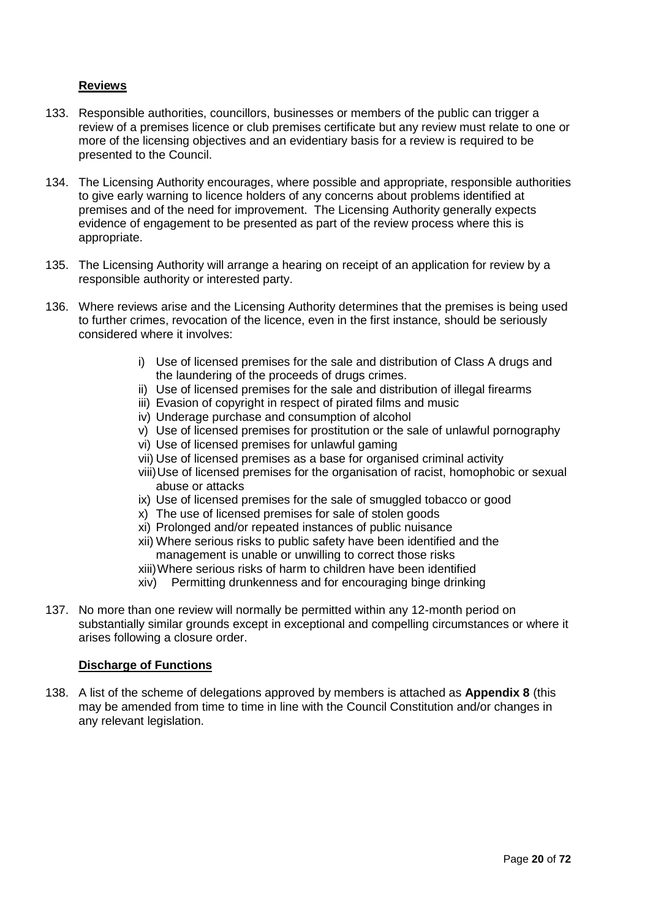## Reviews

133. Responsible authorities, councillors, businesses or members of the public can trigger a review of a premises licence or club premises certificate but any review must relate to one or more of the licensing objectives and an evidentiary basis for a review is required to be presented to the Council.

134. The Licensing Authority encourages, where possible and appropriate, responsible authorities to give early warning to licence holders of any concerns about problems identified at premises and of the need for improvement. The Licensing Authority generally expects evidence of engagement to be presented as part of the review process where this is appropriate.

135. The Licensing Authority will arrange a hearing on receipt of an application for review by a responsible authority or interested party.

136. Where reviews arise and the Licensing Authority determines that the premises is being used to further crimes, revocation of the licence, even in the first instance, should be seriously considered where it involves:

    i) Use of licensed premises for the sale and distribution of Class A drugs and the laundering of the proceeds of drugs crimes.
    ii) Use of licensed premises for the sale and distribution of illegal firearms
    iii) Evasion of copyright in respect of pirated films and music
    iv) Underage purchase and consumption of alcohol
    v) Use of licensed premises for prostitution or the sale of unlawful pornography
    vi) Use of licensed premises for unlawful gaming
    vii) Use of licensed premises as a base for organised criminal activity
    viii) Use of licensed premises for the organisation of racist, homophobic or sexual abuse or attacks
    ix) Use of licensed premises for the sale of smuggled tobacco or good
    x) The use of licensed premises for sale of stolen goods
    xi) Prolonged and/or repeated instances of public nuisance
    xii) Where serious risks to public safety have been identified and the management is unable or unwilling to correct those risks
    xiii) Where serious risks of harm to children have been identified
    xiv) Permitting drunkenness and for encouraging binge drinking

137. No more than one review will normally be permitted within any 12-month period on substantially similar grounds except in exceptional and compelling circumstances or where it arises following a closure order.

## Discharge of Functions

138. A list of the scheme of delegations approved by members is attached as **Appendix 8** (this may be amended from time to time in line with the Council Constitution and/or changes in any relevant legislation.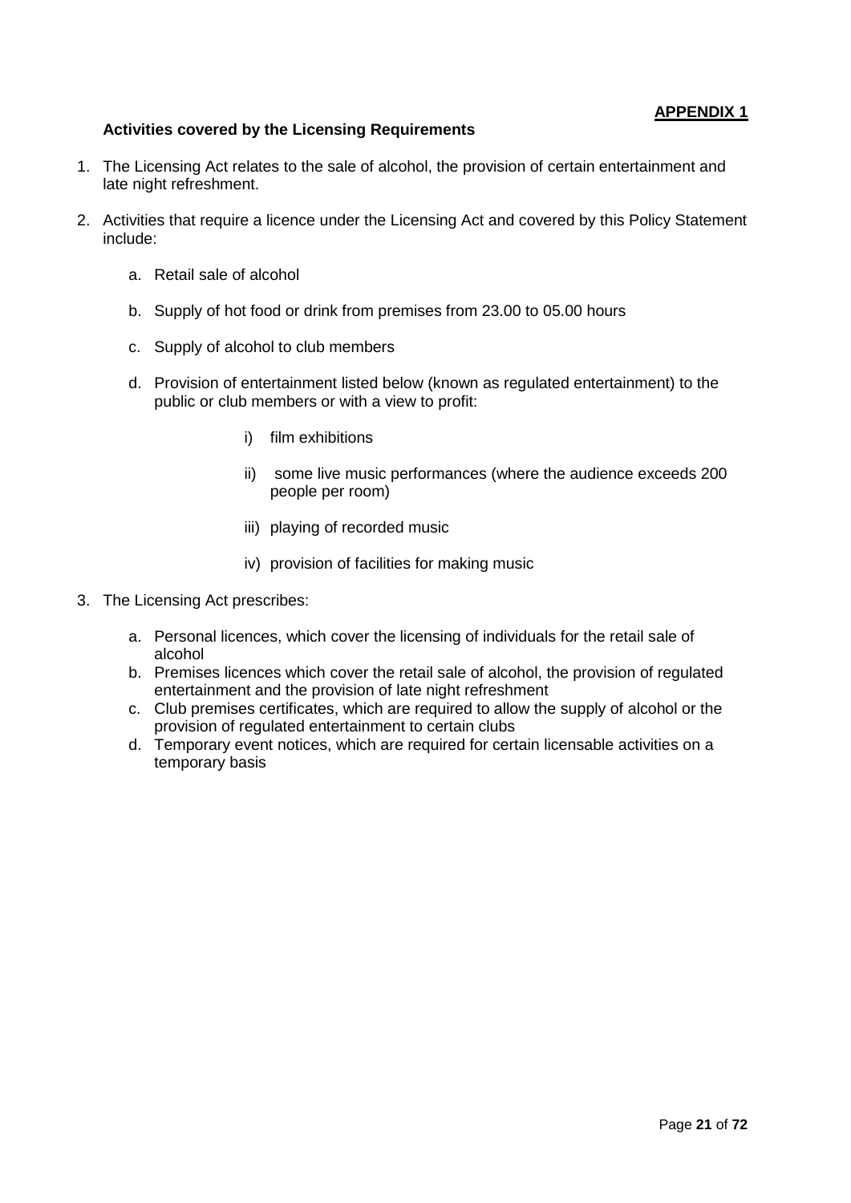**APPENDIX 1**

**Activities covered by the Licensing Requirements**

1. The Licensing Act relates to the sale of alcohol, the provision of certain entertainment and late night refreshment.

2. Activities that require a licence under the Licensing Act and covered by this Policy Statement include:

   a. Retail sale of alcohol

   b. Supply of hot food or drink from premises from 23.00 to 05.00 hours

   c. Supply of alcohol to club members

   d. Provision of entertainment listed below (known as regulated entertainment) to the public or club members or with a view to profit:

      i) film exhibitions

      ii) some live music performances (where the audience exceeds 200 people per room)

      iii) playing of recorded music

      iv) provision of facilities for making music

3. The Licensing Act prescribes:

   a. Personal licences, which cover the licensing of individuals for the retail sale of alcohol
   b. Premises licences which cover the retail sale of alcohol, the provision of regulated entertainment and the provision of late night refreshment
   c. Club premises certificates, which are required to allow the supply of alcohol or the provision of regulated entertainment to certain clubs
   d. Temporary event notices, which are required for certain licensable activities on a temporary basis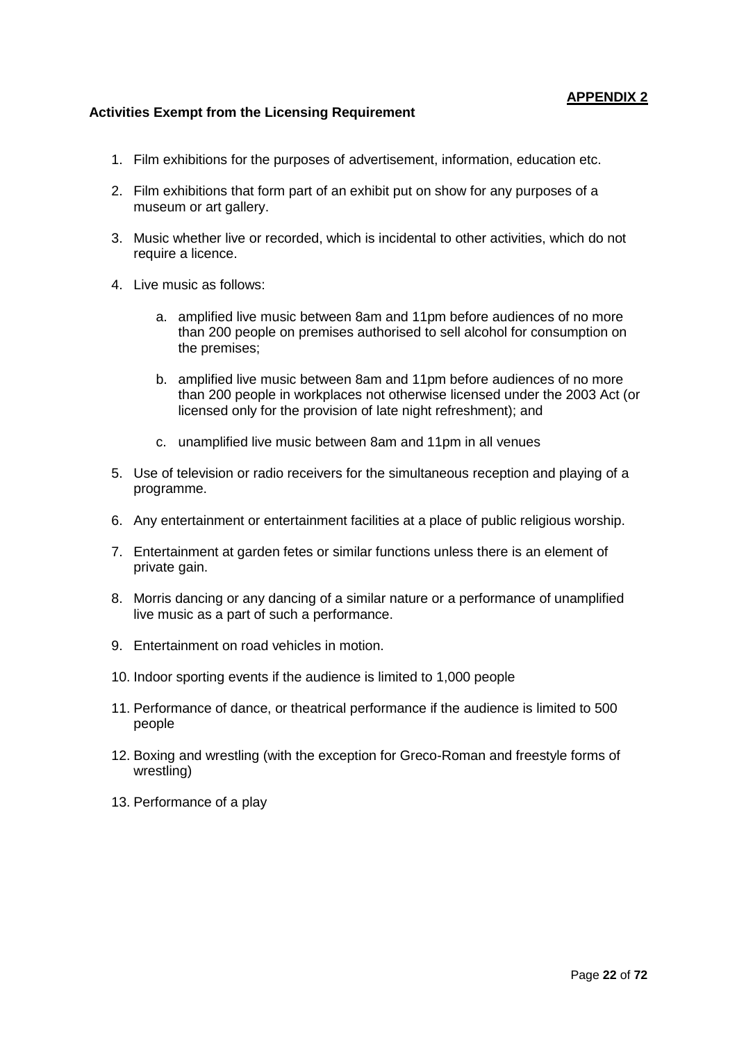**APPENDIX 2**

## Activities Exempt from the Licensing Requirement

1. Film exhibitions for the purposes of advertisement, information, education etc.

2. Film exhibitions that form part of an exhibit put on show for any purposes of a museum or art gallery.

3. Music whether live or recorded, which is incidental to other activities, which do not require a licence.

4. Live music as follows:

    a. amplified live music between 8am and 11pm before audiences of no more than 200 people on premises authorised to sell alcohol for consumption on the premises;

    b. amplified live music between 8am and 11pm before audiences of no more than 200 people in workplaces not otherwise licensed under the 2003 Act (or licensed only for the provision of late night refreshment); and

    c. unamplified live music between 8am and 11pm in all venues

5. Use of television or radio receivers for the simultaneous reception and playing of a programme.

6. Any entertainment or entertainment facilities at a place of public religious worship.

7. Entertainment at garden fetes or similar functions unless there is an element of private gain.

8. Morris dancing or any dancing of a similar nature or a performance of unamplified live music as a part of such a performance.

9. Entertainment on road vehicles in motion.

10. Indoor sporting events if the audience is limited to 1,000 people

11. Performance of dance, or theatrical performance if the audience is limited to 500 people

12. Boxing and wrestling (with the exception for Greco-Roman and freestyle forms of wrestling)

13. Performance of a play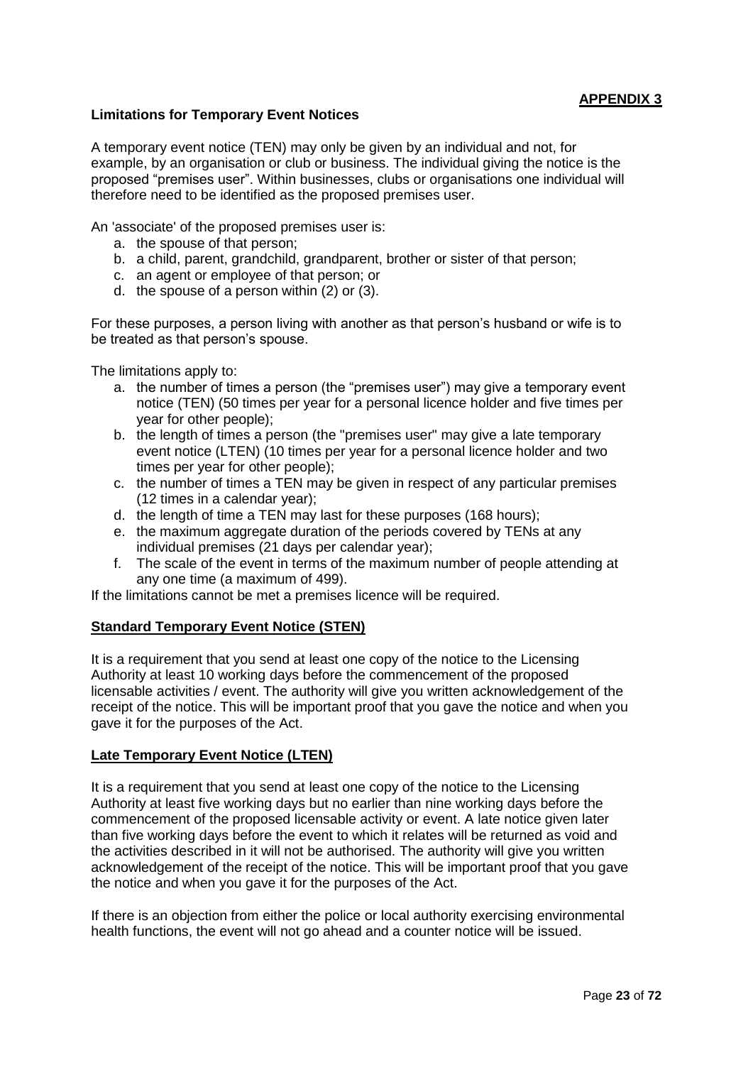**APPENDIX 3**

**Limitations for Temporary Event Notices**

A temporary event notice (TEN) may only be given by an individual and not, for example, by an organisation or club or business. The individual giving the notice is the proposed "premises user". Within businesses, clubs or organisations one individual will therefore need to be identified as the proposed premises user.

An 'associate' of the proposed premises user is:

a. the spouse of that person;
b. a child, parent, grandchild, grandparent, brother or sister of that person;
c. an agent or employee of that person; or
d. the spouse of a person within (2) or (3).

For these purposes, a person living with another as that person's husband or wife is to be treated as that person's spouse.

The limitations apply to:

a. the number of times a person (the "premises user") may give a temporary event notice (TEN) (50 times per year for a personal licence holder and five times per year for other people);
b. the length of times a person (the "premises user" may give a late temporary event notice (LTEN) (10 times per year for a personal licence holder and two times per year for other people);
c. the number of times a TEN may be given in respect of any particular premises (12 times in a calendar year);
d. the length of time a TEN may last for these purposes (168 hours);
e. the maximum aggregate duration of the periods covered by TENs at any individual premises (21 days per calendar year);
f. The scale of the event in terms of the maximum number of people attending at any one time (a maximum of 499).

If the limitations cannot be met a premises licence will be required.

**Standard Temporary Event Notice (STEN)**

It is a requirement that you send at least one copy of the notice to the Licensing Authority at least 10 working days before the commencement of the proposed licensable activities / event. The authority will give you written acknowledgement of the receipt of the notice. This will be important proof that you gave the notice and when you gave it for the purposes of the Act.

**Late Temporary Event Notice (LTEN)**

It is a requirement that you send at least one copy of the notice to the Licensing Authority at least five working days but no earlier than nine working days before the commencement of the proposed licensable activity or event. A late notice given later than five working days before the event to which it relates will be returned as void and the activities described in it will not be authorised. The authority will give you written acknowledgement of the receipt of the notice. This will be important proof that you gave the notice and when you gave it for the purposes of the Act.

If there is an objection from either the police or local authority exercising environmental health functions, the event will not go ahead and a counter notice will be issued.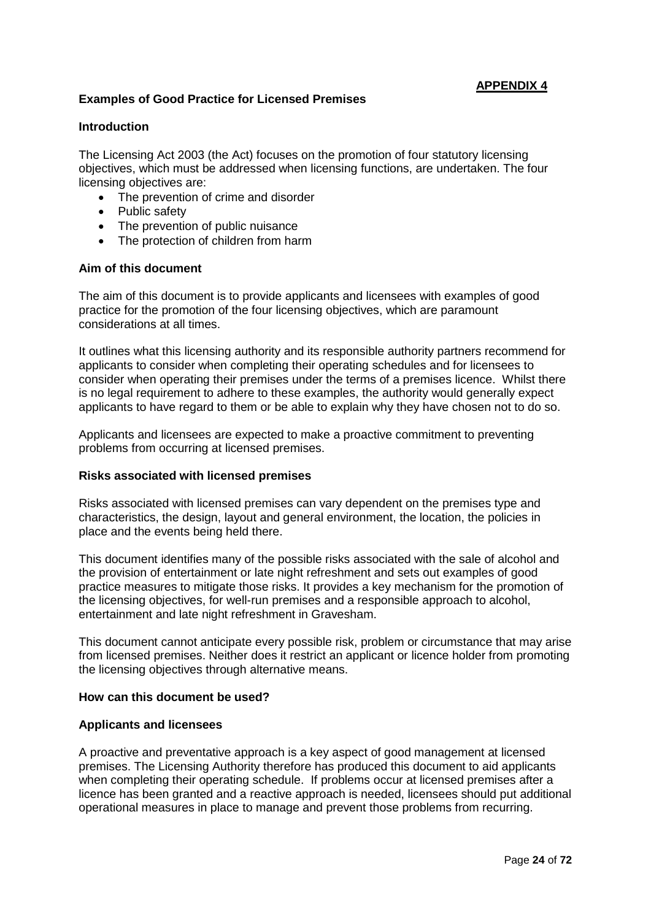**APPENDIX 4**

**Examples of Good Practice for Licensed Premises**

**Introduction**

The Licensing Act 2003 (the Act) focuses on the promotion of four statutory licensing objectives, which must be addressed when licensing functions, are undertaken. The four licensing objectives are:

- The prevention of crime and disorder
- Public safety
- The prevention of public nuisance
- The protection of children from harm

**Aim of this document**

The aim of this document is to provide applicants and licensees with examples of good practice for the promotion of the four licensing objectives, which are paramount considerations at all times.

It outlines what this licensing authority and its responsible authority partners recommend for applicants to consider when completing their operating schedules and for licensees to consider when operating their premises under the terms of a premises licence. Whilst there is no legal requirement to adhere to these examples, the authority would generally expect applicants to have regard to them or be able to explain why they have chosen not to do so.

Applicants and licensees are expected to make a proactive commitment to preventing problems from occurring at licensed premises.

**Risks associated with licensed premises**

Risks associated with licensed premises can vary dependent on the premises type and characteristics, the design, layout and general environment, the location, the policies in place and the events being held there.

This document identifies many of the possible risks associated with the sale of alcohol and the provision of entertainment or late night refreshment and sets out examples of good practice measures to mitigate those risks. It provides a key mechanism for the promotion of the licensing objectives, for well-run premises and a responsible approach to alcohol, entertainment and late night refreshment in Gravesham.

This document cannot anticipate every possible risk, problem or circumstance that may arise from licensed premises. Neither does it restrict an applicant or licence holder from promoting the licensing objectives through alternative means.

**How can this document be used?**

**Applicants and licensees**

A proactive and preventative approach is a key aspect of good management at licensed premises. The Licensing Authority therefore has produced this document to aid applicants when completing their operating schedule. If problems occur at licensed premises after a licence has been granted and a reactive approach is needed, licensees should put additional operational measures in place to manage and prevent those problems from recurring.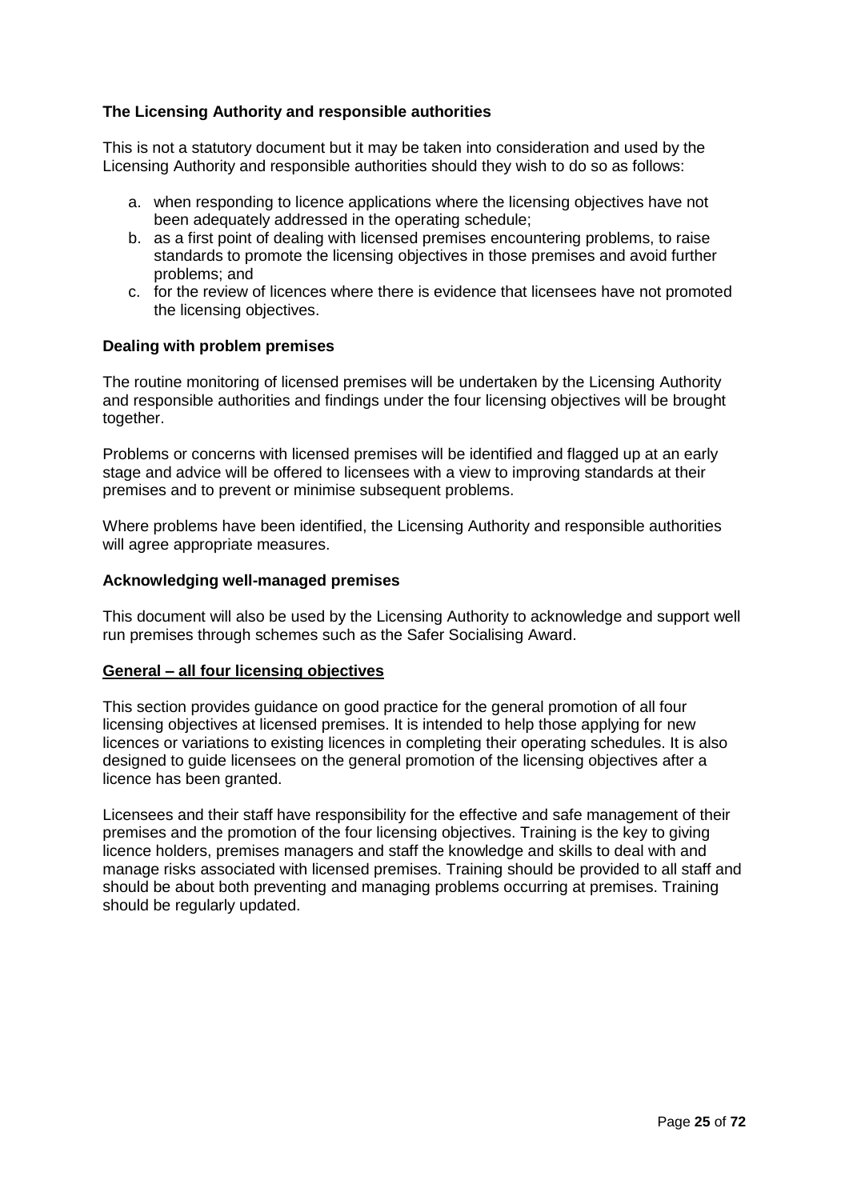**The Licensing Authority and responsible authorities**

This is not a statutory document but it may be taken into consideration and used by the Licensing Authority and responsible authorities should they wish to do so as follows:

a. when responding to licence applications where the licensing objectives have not been adequately addressed in the operating schedule;
b. as a first point of dealing with licensed premises encountering problems, to raise standards to promote the licensing objectives in those premises and avoid further problems; and
c. for the review of licences where there is evidence that licensees have not promoted the licensing objectives.

**Dealing with problem premises**

The routine monitoring of licensed premises will be undertaken by the Licensing Authority and responsible authorities and findings under the four licensing objectives will be brought together.

Problems or concerns with licensed premises will be identified and flagged up at an early stage and advice will be offered to licensees with a view to improving standards at their premises and to prevent or minimise subsequent problems.

Where problems have been identified, the Licensing Authority and responsible authorities will agree appropriate measures.

**Acknowledging well-managed premises**

This document will also be used by the Licensing Authority to acknowledge and support well run premises through schemes such as the Safer Socialising Award.

**General – all four licensing objectives**

This section provides guidance on good practice for the general promotion of all four licensing objectives at licensed premises. It is intended to help those applying for new licences or variations to existing licences in completing their operating schedules. It is also designed to guide licensees on the general promotion of the licensing objectives after a licence has been granted.

Licensees and their staff have responsibility for the effective and safe management of their premises and the promotion of the four licensing objectives. Training is the key to giving licence holders, premises managers and staff the knowledge and skills to deal with and manage risks associated with licensed premises. Training should be provided to all staff and should be about both preventing and managing problems occurring at premises. Training should be regularly updated.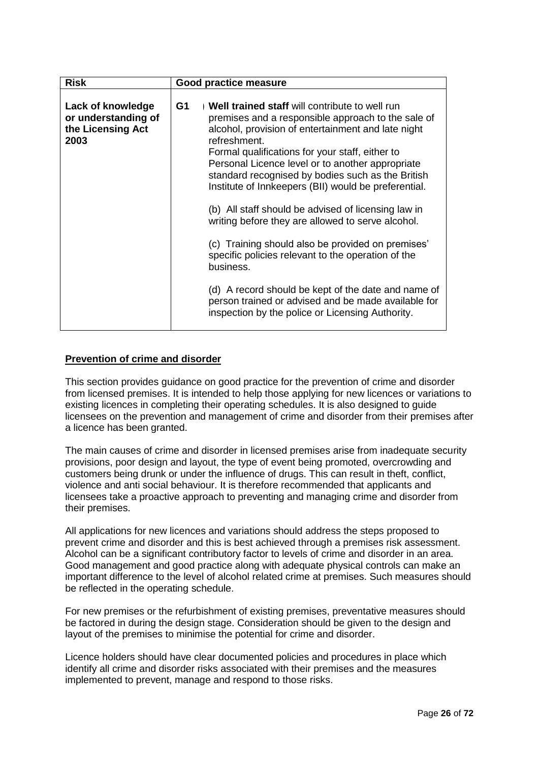| Risk | Good practice measure | |
|---|---|---|
| **Lack of knowledge or understanding of the Licensing Act 2003** | G1 | **Well trained staff** will contribute to well run premises and a responsible approach to the sale of alcohol, provision of entertainment and late night refreshment.<br>Formal qualifications for your staff, either to Personal Licence level or to another appropriate standard recognised by bodies such as the British Institute of Innkeepers (BII) would be preferential.<br><br>(b) All staff should be advised of licensing law in writing before they are allowed to serve alcohol.<br><br>(c) Training should also be provided on premises' specific policies relevant to the operation of the business.<br><br>(d) A record should be kept of the date and name of person trained or advised and be made available for inspection by the police or Licensing Authority. |

## Prevention of crime and disorder

This section provides guidance on good practice for the prevention of crime and disorder from licensed premises. It is intended to help those applying for new licences or variations to existing licences in completing their operating schedules. It is also designed to guide licensees on the prevention and management of crime and disorder from their premises after a licence has been granted.

The main causes of crime and disorder in licensed premises arise from inadequate security provisions, poor design and layout, the type of event being promoted, overcrowding and customers being drunk or under the influence of drugs. This can result in theft, conflict, violence and anti social behaviour. It is therefore recommended that applicants and licensees take a proactive approach to preventing and managing crime and disorder from their premises.

All applications for new licences and variations should address the steps proposed to prevent crime and disorder and this is best achieved through a premises risk assessment. Alcohol can be a significant contributory factor to levels of crime and disorder in an area. Good management and good practice along with adequate physical controls can make an important difference to the level of alcohol related crime at premises. Such measures should be reflected in the operating schedule.

For new premises or the refurbishment of existing premises, preventative measures should be factored in during the design stage. Consideration should be given to the design and layout of the premises to minimise the potential for crime and disorder.

Licence holders should have clear documented policies and procedures in place which identify all crime and disorder risks associated with their premises and the measures implemented to prevent, manage and respond to those risks.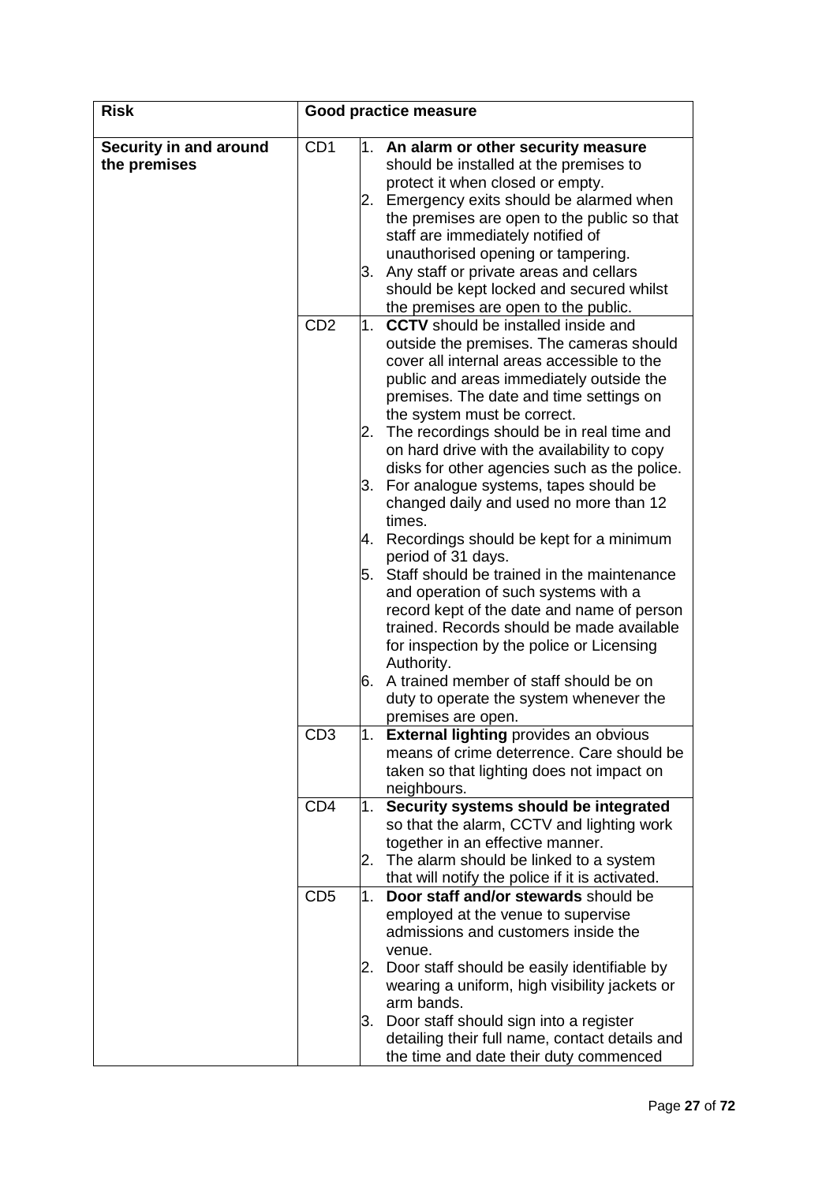| Risk | Good practice measure | |
|---|---|---|
| **Security in and around the premises** | CD1 | 1. **An alarm or other security measure** should be installed at the premises to protect it when closed or empty.<br>2. Emergency exits should be alarmed when the premises are open to the public so that staff are immediately notified of unauthorised opening or tampering.<br>3. Any staff or private areas and cellars should be kept locked and secured whilst the premises are open to the public. |
| | CD2 | 1. **CCTV** should be installed inside and outside the premises. The cameras should cover all internal areas accessible to the public and areas immediately outside the premises. The date and time settings on the system must be correct.<br>2. The recordings should be in real time and on hard drive with the availability to copy disks for other agencies such as the police.<br>3. For analogue systems, tapes should be changed daily and used no more than 12 times.<br>4. Recordings should be kept for a minimum period of 31 days.<br>5. Staff should be trained in the maintenance and operation of such systems with a record kept of the date and name of person trained. Records should be made available for inspection by the police or Licensing Authority.<br>6. A trained member of staff should be on duty to operate the system whenever the premises are open. |
| | CD3 | 1. **External lighting** provides an obvious means of crime deterrence. Care should be taken so that lighting does not impact on neighbours. |
| | CD4 | 1. **Security systems should be integrated** so that the alarm, CCTV and lighting work together in an effective manner.<br>2. The alarm should be linked to a system that will notify the police if it is activated. |
| | CD5 | 1. **Door staff and/or stewards** should be employed at the venue to supervise admissions and customers inside the venue.<br>2. Door staff should be easily identifiable by wearing a uniform, high visibility jackets or arm bands.<br>3. Door staff should sign into a register detailing their full name, contact details and the time and date their duty commenced |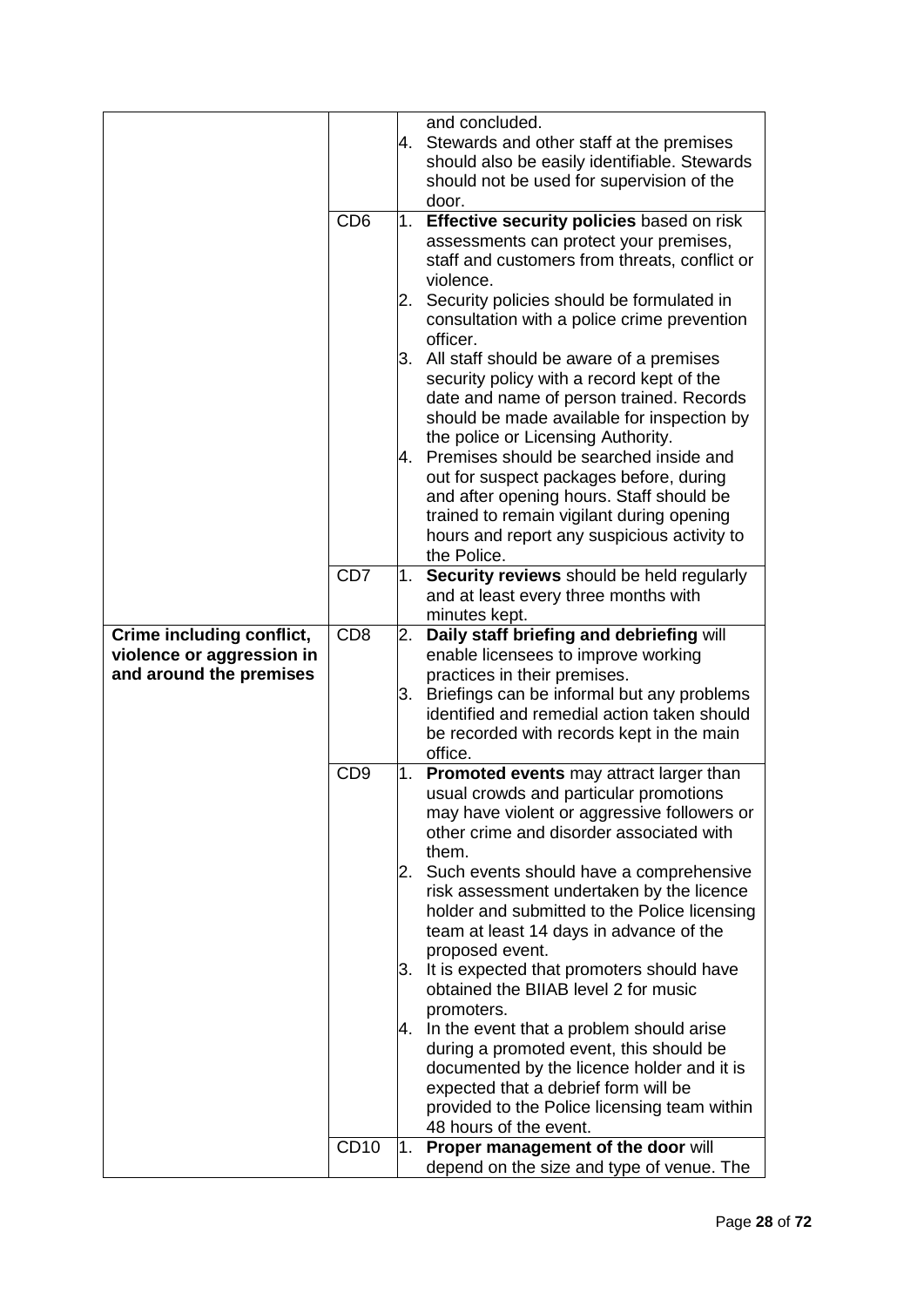| | | |
|---|---|---|
| | | and concluded.<br>4. Stewards and other staff at the premises should also be easily identifiable. Stewards should not be used for supervision of the door. |
| | CD6 | 1. **Effective security policies** based on risk assessments can protect your premises, staff and customers from threats, conflict or violence.<br>2. Security policies should be formulated in consultation with a police crime prevention officer.<br>3. All staff should be aware of a premises security policy with a record kept of the date and name of person trained. Records should be made available for inspection by the police or Licensing Authority.<br>4. Premises should be searched inside and out for suspect packages before, during and after opening hours. Staff should be trained to remain vigilant during opening hours and report any suspicious activity to the Police. |
| | CD7 | 1. **Security reviews** should be held regularly and at least every three months with minutes kept. |
| **Crime including conflict, violence or aggression in and around the premises** | CD8 | 2. **Daily staff briefing and debriefing** will enable licensees to improve working practices in their premises.<br>3. Briefings can be informal but any problems identified and remedial action taken should be recorded with records kept in the main office. |
| | CD9 | 1. **Promoted events** may attract larger than usual crowds and particular promotions may have violent or aggressive followers or other crime and disorder associated with them.<br>2. Such events should have a comprehensive risk assessment undertaken by the licence holder and submitted to the Police licensing team at least 14 days in advance of the proposed event.<br>3. It is expected that promoters should have obtained the BIIAB level 2 for music promoters.<br>4. In the event that a problem should arise during a promoted event, this should be documented by the licence holder and it is expected that a debrief form will be provided to the Police licensing team within 48 hours of the event. |
| | CD10 | 1. **Proper management of the door** will depend on the size and type of venue. The |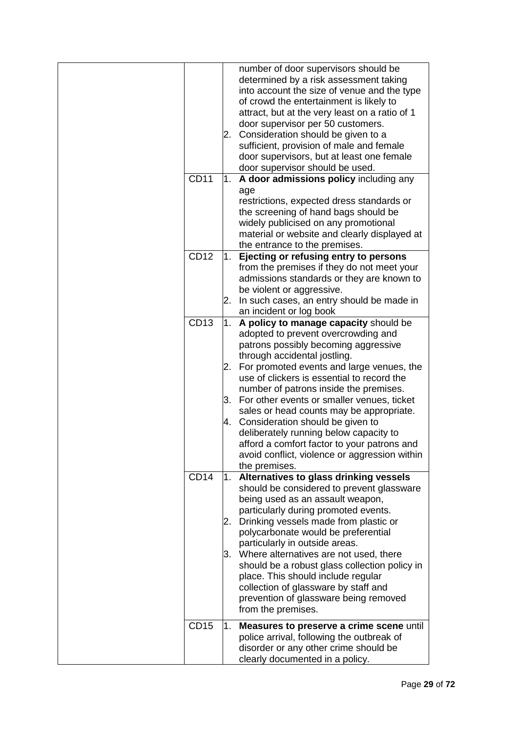| | | |
|---|---|---|
| | | number of door supervisors should be determined by a risk assessment taking into account the size of venue and the type of crowd the entertainment is likely to attract, but at the very least on a ratio of 1 door supervisor per 50 customers.<br>2. Consideration should be given to a sufficient, provision of male and female door supervisors, but at least one female door supervisor should be used. |
| | CD11 | 1. **A door admissions policy** including any age<br>restrictions, expected dress standards or the screening of hand bags should be widely publicised on any promotional material or website and clearly displayed at the entrance to the premises. |
| | CD12 | 1. **Ejecting or refusing entry to persons** from the premises if they do not meet your admissions standards or they are known to be violent or aggressive.<br>2. In such cases, an entry should be made in an incident or log book |
| | CD13 | 1. **A policy to manage capacity** should be adopted to prevent overcrowding and patrons possibly becoming aggressive through accidental jostling.<br>2. For promoted events and large venues, the use of clickers is essential to record the number of patrons inside the premises.<br>3. For other events or smaller venues, ticket sales or head counts may be appropriate.<br>4. Consideration should be given to deliberately running below capacity to afford a comfort factor to your patrons and avoid conflict, violence or aggression within the premises. |
| | CD14 | 1. **Alternatives to glass drinking vessels** should be considered to prevent glassware being used as an assault weapon, particularly during promoted events.<br>2. Drinking vessels made from plastic or polycarbonate would be preferential particularly in outside areas.<br>3. Where alternatives are not used, there should be a robust glass collection policy in place. This should include regular collection of glassware by staff and prevention of glassware being removed from the premises. |
| | CD15 | 1. **Measures to preserve a crime scene** until police arrival, following the outbreak of disorder or any other crime should be clearly documented in a policy. |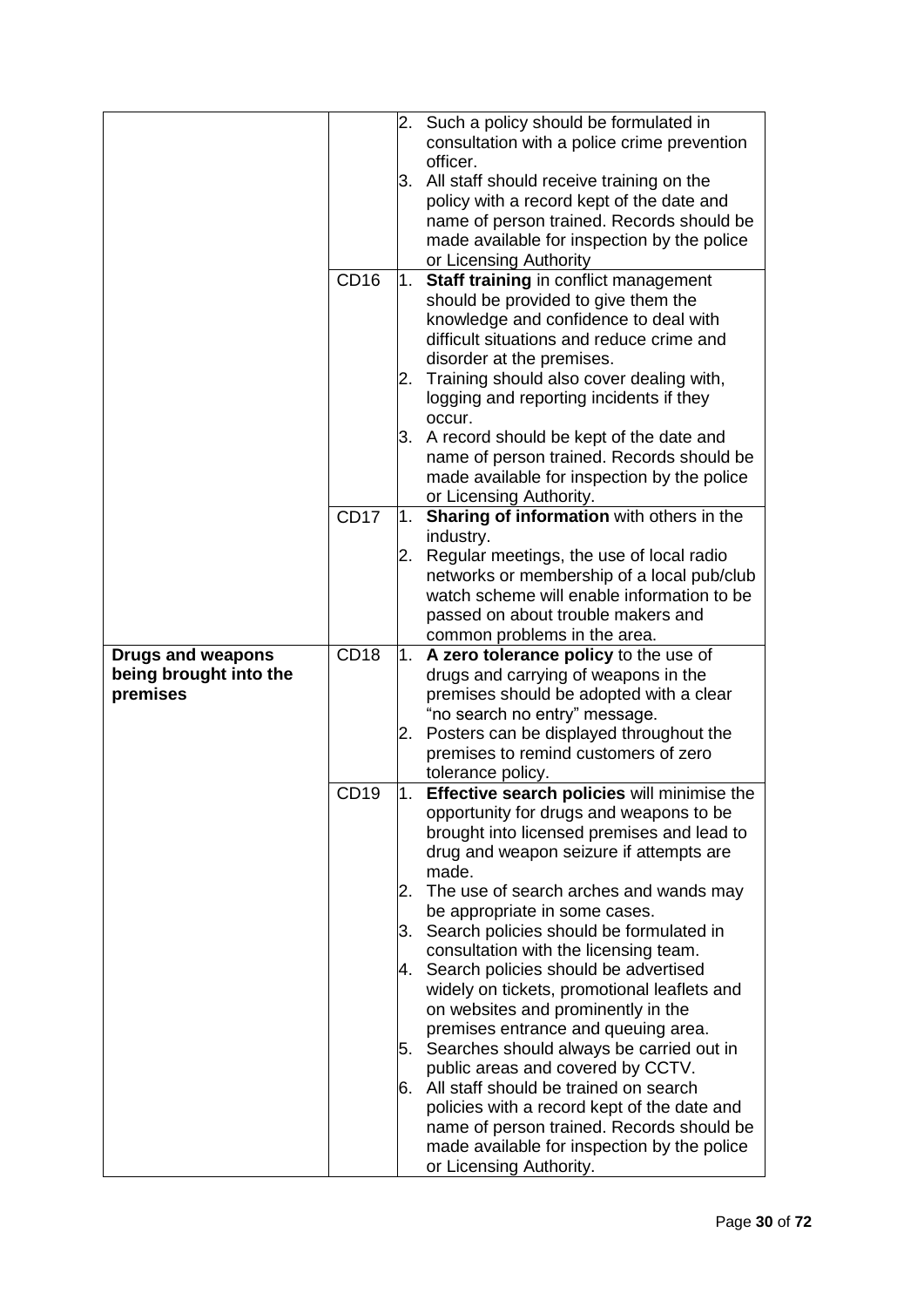| | | |
|---|---|---|
| | | 2. Such a policy should be formulated in consultation with a police crime prevention officer.<br>3. All staff should receive training on the policy with a record kept of the date and name of person trained. Records should be made available for inspection by the police or Licensing Authority |
| | CD16 | 1. **Staff training** in conflict management should be provided to give them the knowledge and confidence to deal with difficult situations and reduce crime and disorder at the premises.<br>2. Training should also cover dealing with, logging and reporting incidents if they occur.<br>3. A record should be kept of the date and name of person trained. Records should be made available for inspection by the police or Licensing Authority. |
| | CD17 | 1. **Sharing of information** with others in the industry.<br>2. Regular meetings, the use of local radio networks or membership of a local pub/club watch scheme will enable information to be passed on about trouble makers and common problems in the area. |
| **Drugs and weapons being brought into the premises** | CD18 | 1. **A zero tolerance policy** to the use of drugs and carrying of weapons in the premises should be adopted with a clear "no search no entry" message.<br>2. Posters can be displayed throughout the premises to remind customers of zero tolerance policy. |
| | CD19 | 1. **Effective search policies** will minimise the opportunity for drugs and weapons to be brought into licensed premises and lead to drug and weapon seizure if attempts are made.<br>2. The use of search arches and wands may be appropriate in some cases.<br>3. Search policies should be formulated in consultation with the licensing team.<br>4. Search policies should be advertised widely on tickets, promotional leaflets and on websites and prominently in the premises entrance and queuing area.<br>5. Searches should always be carried out in public areas and covered by CCTV.<br>6. All staff should be trained on search policies with a record kept of the date and name of person trained. Records should be made available for inspection by the police or Licensing Authority. |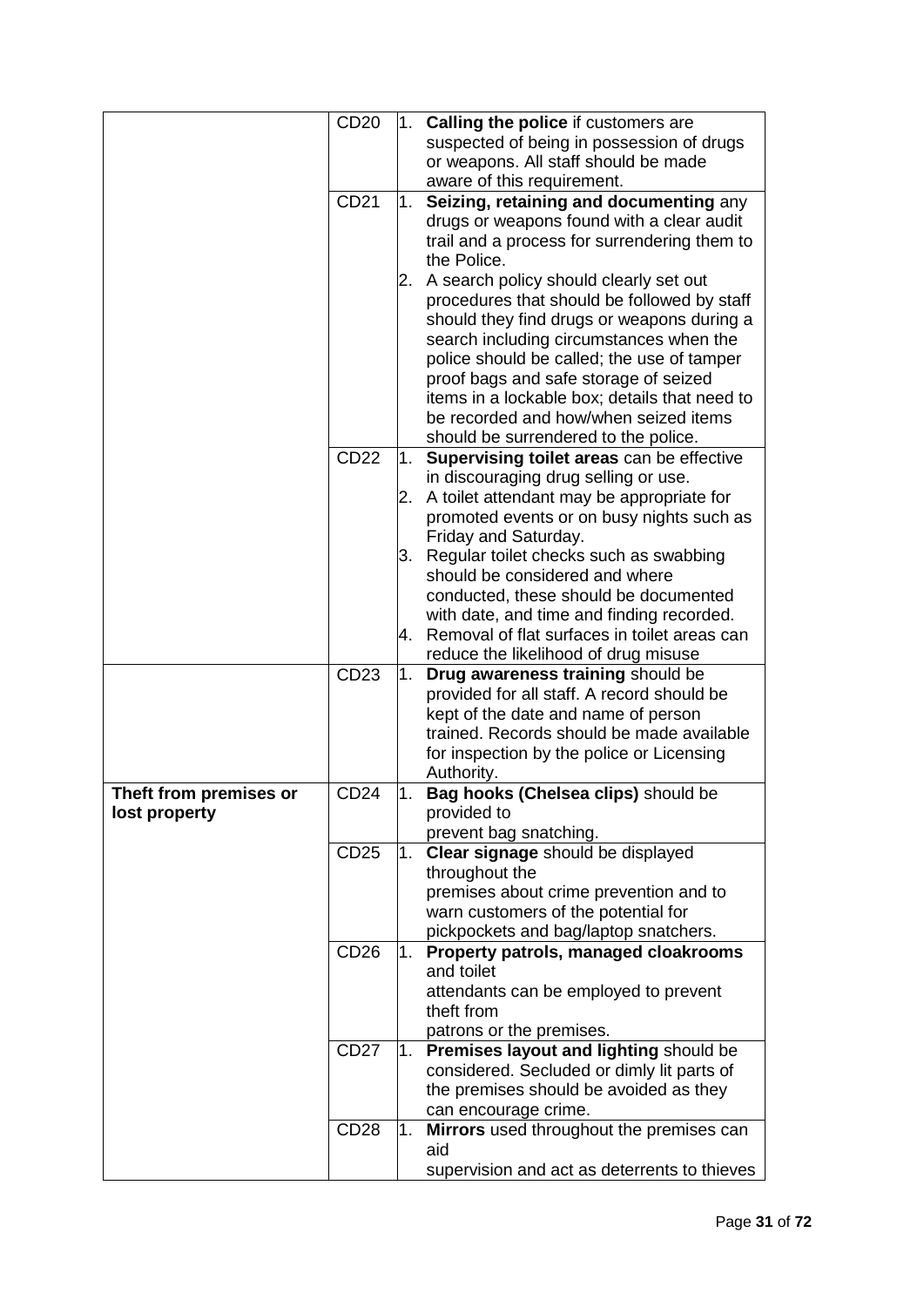| | | |
|---|---|---|
| | CD20 | 1. **Calling the police** if customers are suspected of being in possession of drugs or weapons. All staff should be made aware of this requirement. |
| | CD21 | 1. **Seizing, retaining and documenting** any drugs or weapons found with a clear audit trail and a process for surrendering them to the Police.<br>2. A search policy should clearly set out procedures that should be followed by staff should they find drugs or weapons during a search including circumstances when the police should be called; the use of tamper proof bags and safe storage of seized items in a lockable box; details that need to be recorded and how/when seized items should be surrendered to the police. |
| | CD22 | 1. **Supervising toilet areas** can be effective in discouraging drug selling or use.<br>2. A toilet attendant may be appropriate for promoted events or on busy nights such as Friday and Saturday.<br>3. Regular toilet checks such as swabbing should be considered and where conducted, these should be documented with date, and time and finding recorded.<br>4. Removal of flat surfaces in toilet areas can reduce the likelihood of drug misuse |
| | CD23 | 1. **Drug awareness training** should be provided for all staff. A record should be kept of the date and name of person trained. Records should be made available for inspection by the police or Licensing Authority. |
| **Theft from premises or lost property** | CD24 | 1. **Bag hooks (Chelsea clips)** should be provided to prevent bag snatching. |
| | CD25 | 1. **Clear signage** should be displayed throughout the premises about crime prevention and to warn customers of the potential for pickpockets and bag/laptop snatchers. |
| | CD26 | 1. **Property patrols, managed cloakrooms** and toilet attendants can be employed to prevent theft from patrons or the premises. |
| | CD27 | 1. **Premises layout and lighting** should be considered. Secluded or dimly lit parts of the premises should be avoided as they can encourage crime. |
| | CD28 | 1. **Mirrors** used throughout the premises can aid supervision and act as deterrents to thieves |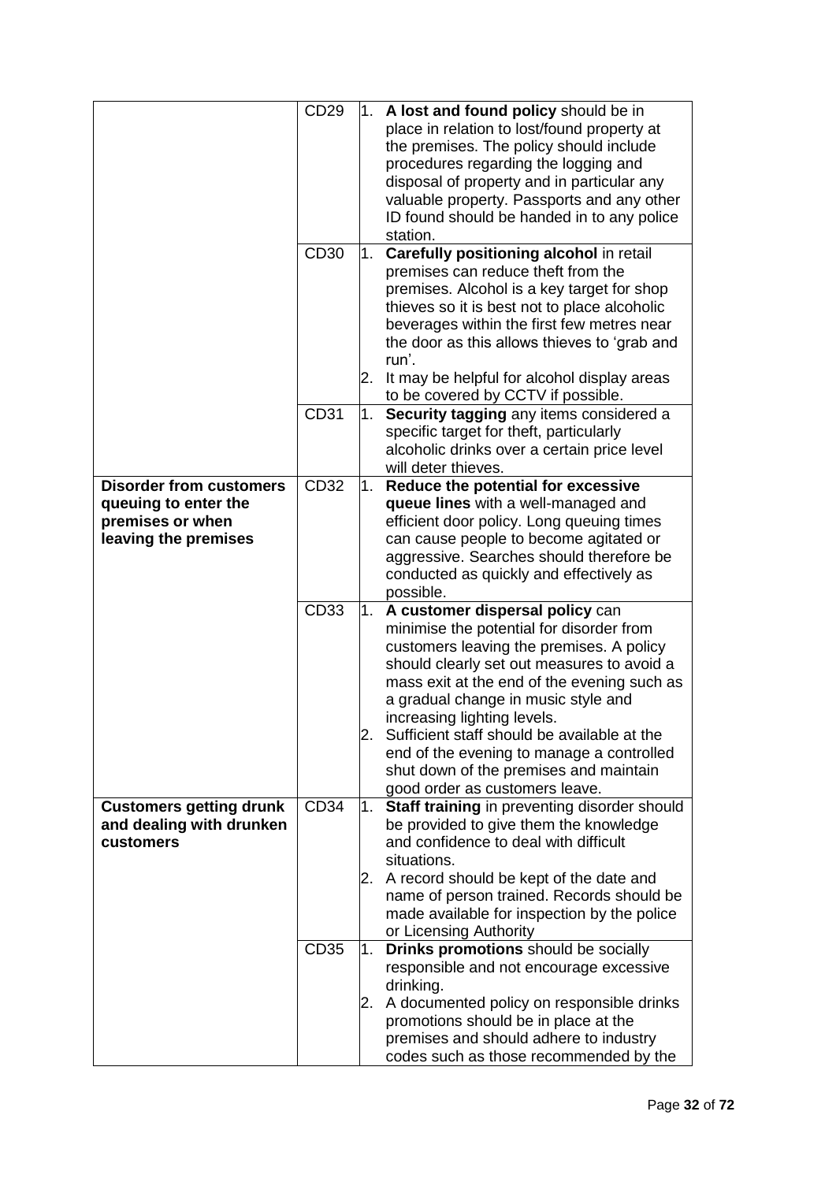| | | |
|---|---|---|
| | CD29 | 1. **A lost and found policy** should be in place in relation to lost/found property at the premises. The policy should include procedures regarding the logging and disposal of property and in particular any valuable property. Passports and any other ID found should be handed in to any police station. |
| | CD30 | 1. **Carefully positioning alcohol** in retail premises can reduce theft from the premises. Alcohol is a key target for shop thieves so it is best not to place alcoholic beverages within the first few metres near the door as this allows thieves to 'grab and run'.<br>2. It may be helpful for alcohol display areas to be covered by CCTV if possible. |
| | CD31 | 1. **Security tagging** any items considered a specific target for theft, particularly alcoholic drinks over a certain price level will deter thieves. |
| **Disorder from customers queuing to enter the premises or when leaving the premises** | CD32 | 1. **Reduce the potential for excessive queue lines** with a well-managed and efficient door policy. Long queuing times can cause people to become agitated or aggressive. Searches should therefore be conducted as quickly and effectively as possible. |
| | CD33 | 1. **A customer dispersal policy** can minimise the potential for disorder from customers leaving the premises. A policy should clearly set out measures to avoid a mass exit at the end of the evening such as a gradual change in music style and increasing lighting levels.<br>2. Sufficient staff should be available at the end of the evening to manage a controlled shut down of the premises and maintain good order as customers leave. |
| **Customers getting drunk and dealing with drunken customers** | CD34 | 1. **Staff training** in preventing disorder should be provided to give them the knowledge and confidence to deal with difficult situations.<br>2. A record should be kept of the date and name of person trained. Records should be made available for inspection by the police or Licensing Authority |
| | CD35 | 1. **Drinks promotions** should be socially responsible and not encourage excessive drinking.<br>2. A documented policy on responsible drinks promotions should be in place at the premises and should adhere to industry codes such as those recommended by the |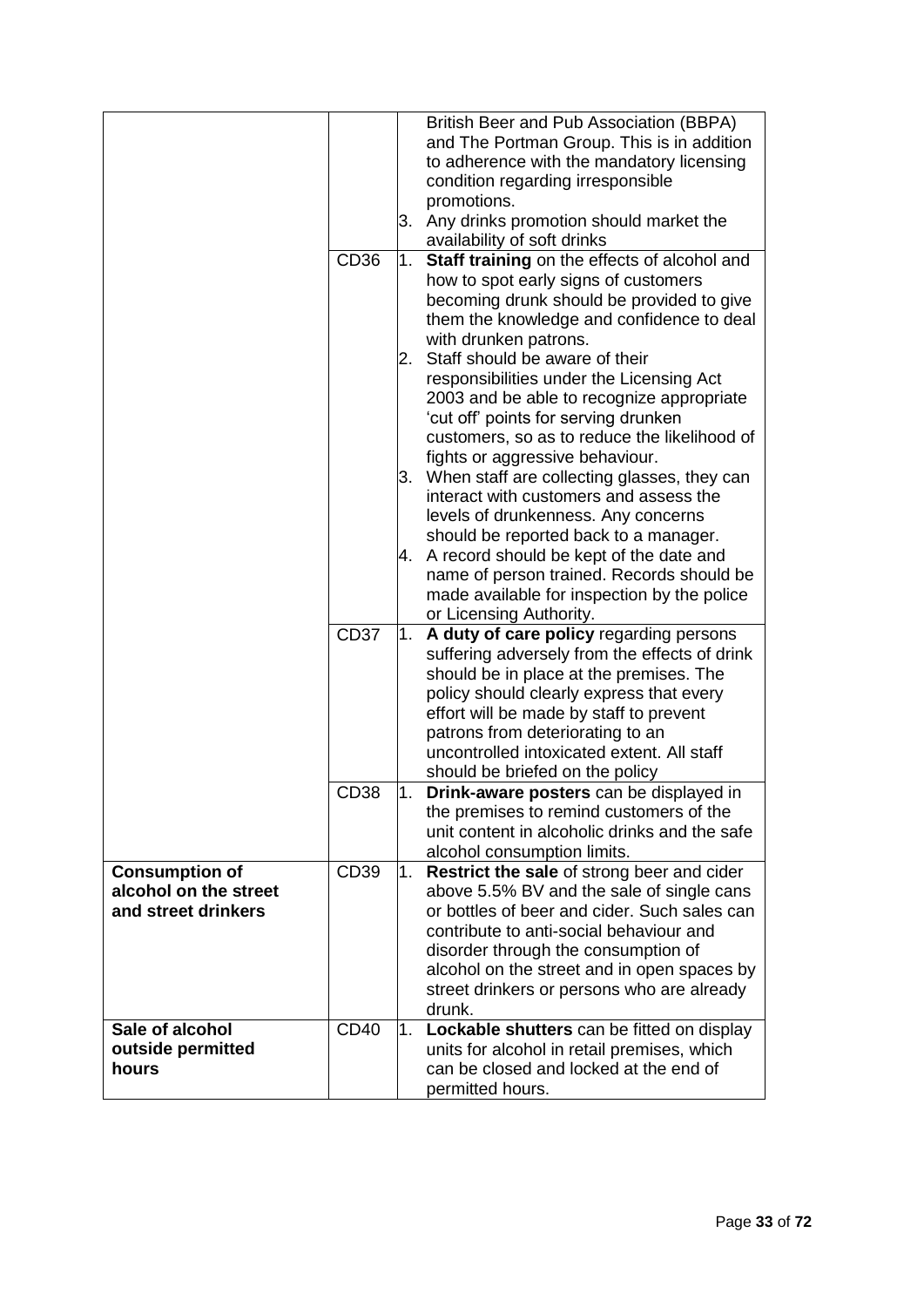| | | |
|---|---|---|
| | | British Beer and Pub Association (BBPA) and The Portman Group. This is in addition to adherence with the mandatory licensing condition regarding irresponsible promotions.<br>3. Any drinks promotion should market the availability of soft drinks |
| | CD36 | 1. **Staff training** on the effects of alcohol and how to spot early signs of customers becoming drunk should be provided to give them the knowledge and confidence to deal with drunken patrons.<br>2. Staff should be aware of their responsibilities under the Licensing Act 2003 and be able to recognize appropriate 'cut off' points for serving drunken customers, so as to reduce the likelihood of fights or aggressive behaviour.<br>3. When staff are collecting glasses, they can interact with customers and assess the levels of drunkenness. Any concerns should be reported back to a manager.<br>4. A record should be kept of the date and name of person trained. Records should be made available for inspection by the police or Licensing Authority. |
| | CD37 | 1. **A duty of care policy** regarding persons suffering adversely from the effects of drink should be in place at the premises. The policy should clearly express that every effort will be made by staff to prevent patrons from deteriorating to an uncontrolled intoxicated extent. All staff should be briefed on the policy |
| | CD38 | 1. **Drink-aware posters** can be displayed in the premises to remind customers of the unit content in alcoholic drinks and the safe alcohol consumption limits. |
| **Consumption of alcohol on the street and street drinkers** | CD39 | 1. **Restrict the sale** of strong beer and cider above 5.5% BV and the sale of single cans or bottles of beer and cider. Such sales can contribute to anti-social behaviour and disorder through the consumption of alcohol on the street and in open spaces by street drinkers or persons who are already drunk. |
| **Sale of alcohol outside permitted hours** | CD40 | 1. **Lockable shutters** can be fitted on display units for alcohol in retail premises, which can be closed and locked at the end of permitted hours. |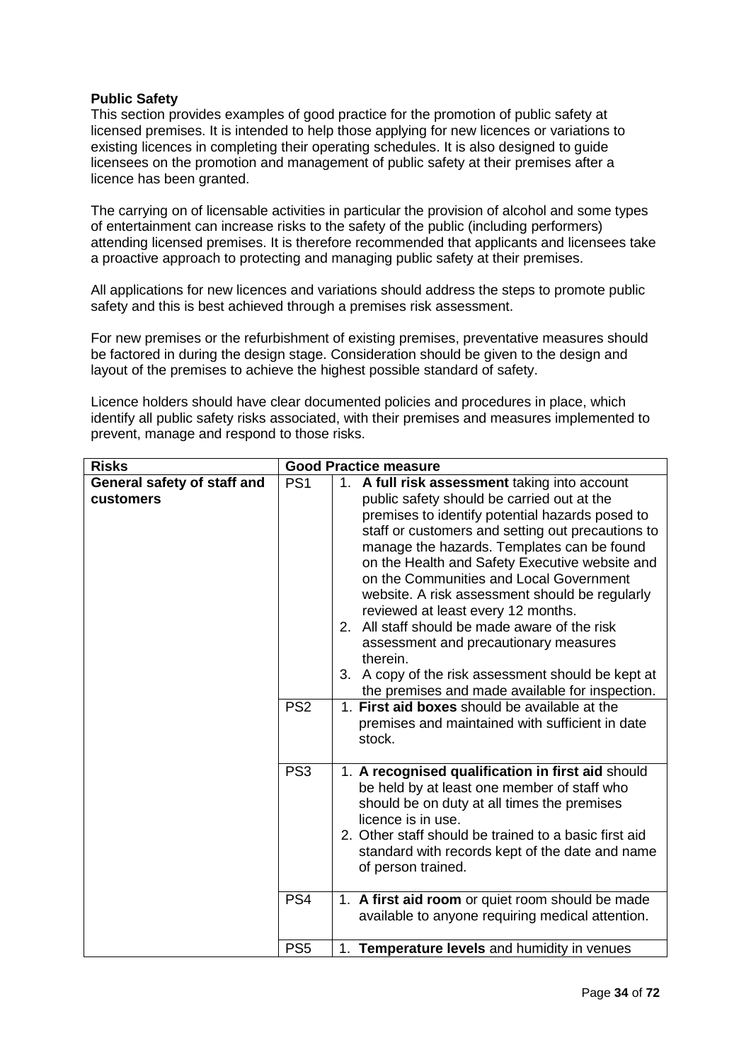**Public Safety**

This section provides examples of good practice for the promotion of public safety at licensed premises. It is intended to help those applying for new licences or variations to existing licences in completing their operating schedules. It is also designed to guide licensees on the promotion and management of public safety at their premises after a licence has been granted.

The carrying on of licensable activities in particular the provision of alcohol and some types of entertainment can increase risks to the safety of the public (including performers) attending licensed premises. It is therefore recommended that applicants and licensees take a proactive approach to protecting and managing public safety at their premises.

All applications for new licences and variations should address the steps to promote public safety and this is best achieved through a premises risk assessment.

For new premises or the refurbishment of existing premises, preventative measures should be factored in during the design stage. Consideration should be given to the design and layout of the premises to achieve the highest possible standard of safety.

Licence holders should have clear documented policies and procedures in place, which identify all public safety risks associated, with their premises and measures implemented to prevent, manage and respond to those risks.

| **Risks** | **Good Practice measure** | |
|---|---|---|
| **General safety of staff and customers** | PS1 | 1. **A full risk assessment** taking into account public safety should be carried out at the premises to identify potential hazards posed to staff or customers and setting out precautions to manage the hazards. Templates can be found on the Health and Safety Executive website and on the Communities and Local Government website. A risk assessment should be regularly reviewed at least every 12 months.<br>2. All staff should be made aware of the risk assessment and precautionary measures therein.<br>3. A copy of the risk assessment should be kept at the premises and made available for inspection. |
| | PS2 | 1. **First aid boxes** should be available at the premises and maintained with sufficient in date stock. |
| | PS3 | 1. **A recognised qualification in first aid** should be held by at least one member of staff who should be on duty at all times the premises licence is in use.<br>2. Other staff should be trained to a basic first aid standard with records kept of the date and name of person trained. |
| | PS4 | 1. **A first aid room** or quiet room should be made available to anyone requiring medical attention. |
| | PS5 | 1. **Temperature levels** and humidity in venues |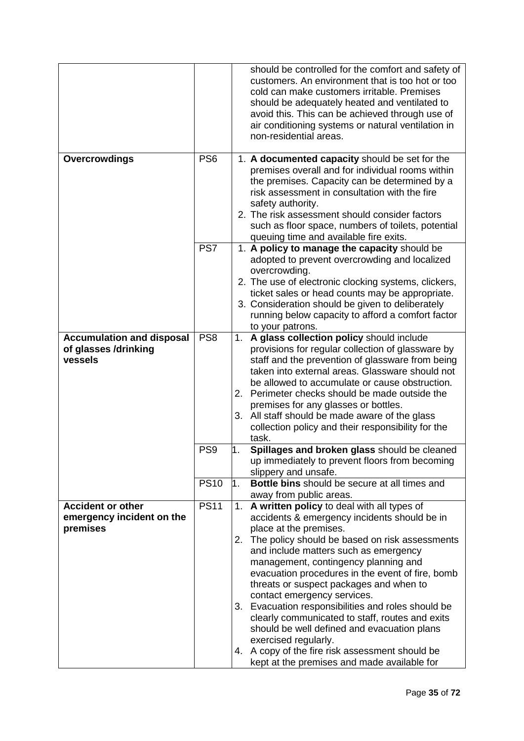| | | |
|---|---|---|
| | | should be controlled for the comfort and safety of customers. An environment that is too hot or too cold can make customers irritable. Premises should be adequately heated and ventilated to avoid this. This can be achieved through use of air conditioning systems or natural ventilation in non-residential areas. |
| **Overcrowdings** | PS6 | 1. **A documented capacity** should be set for the premises overall and for individual rooms within the premises. Capacity can be determined by a risk assessment in consultation with the fire safety authority.<br>2. The risk assessment should consider factors such as floor space, numbers of toilets, potential queuing time and available fire exits. |
| | PS7 | 1. **A policy to manage the capacity** should be adopted to prevent overcrowding and localized overcrowding.<br>2. The use of electronic clocking systems, clickers, ticket sales or head counts may be appropriate.<br>3. Consideration should be given to deliberately running below capacity to afford a comfort factor to your patrons. |
| **Accumulation and disposal of glasses /drinking vessels** | PS8 | 1. **A glass collection policy** should include provisions for regular collection of glassware by staff and the prevention of glassware from being taken into external areas. Glassware should not be allowed to accumulate or cause obstruction.<br>2. Perimeter checks should be made outside the premises for any glasses or bottles.<br>3. All staff should be made aware of the glass collection policy and their responsibility for the task. |
| | PS9 | 1. **Spillages and broken glass** should be cleaned up immediately to prevent floors from becoming slippery and unsafe. |
| | PS10 | 1. **Bottle bins** should be secure at all times and away from public areas. |
| **Accident or other emergency incident on the premises** | PS11 | 1. **A written policy** to deal with all types of accidents & emergency incidents should be in place at the premises.<br>2. The policy should be based on risk assessments and include matters such as emergency management, contingency planning and evacuation procedures in the event of fire, bomb threats or suspect packages and when to contact emergency services.<br>3. Evacuation responsibilities and roles should be clearly communicated to staff, routes and exits should be well defined and evacuation plans exercised regularly.<br>4. A copy of the fire risk assessment should be kept at the premises and made available for |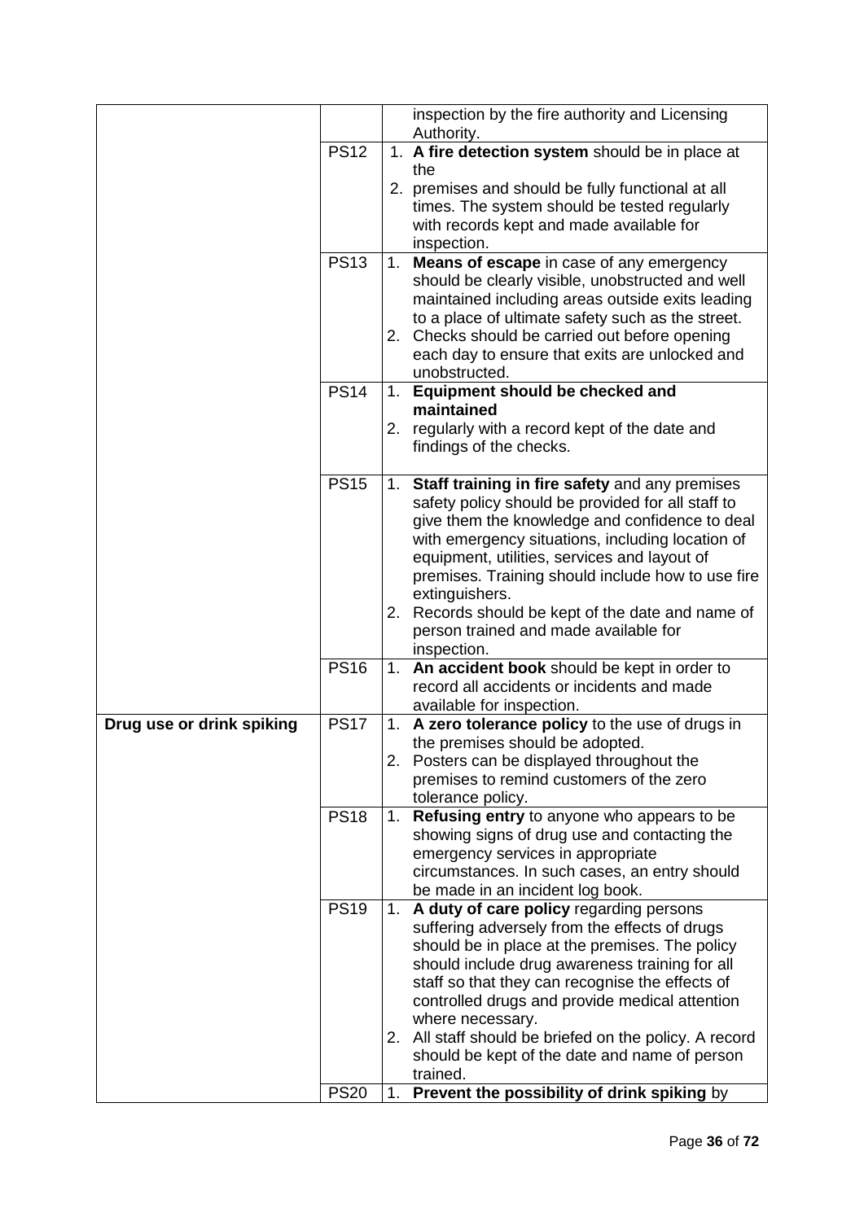| | | |
|---|---|---|
| | | inspection by the fire authority and Licensing Authority. |
| | PS12 | 1. **A fire detection system** should be in place at the<br>2. premises and should be fully functional at all times. The system should be tested regularly with records kept and made available for inspection. |
| | PS13 | 1. **Means of escape** in case of any emergency should be clearly visible, unobstructed and well maintained including areas outside exits leading to a place of ultimate safety such as the street.<br>2. Checks should be carried out before opening each day to ensure that exits are unlocked and unobstructed. |
| | PS14 | 1. **Equipment should be checked and maintained**<br>2. regularly with a record kept of the date and findings of the checks. |
| | PS15 | 1. **Staff training in fire safety** and any premises safety policy should be provided for all staff to give them the knowledge and confidence to deal with emergency situations, including location of equipment, utilities, services and layout of premises. Training should include how to use fire extinguishers.<br>2. Records should be kept of the date and name of person trained and made available for inspection. |
| | PS16 | 1. **An accident book** should be kept in order to record all accidents or incidents and made available for inspection. |
| **Drug use or drink spiking** | PS17 | 1. **A zero tolerance policy** to the use of drugs in the premises should be adopted.<br>2. Posters can be displayed throughout the premises to remind customers of the zero tolerance policy. |
| | PS18 | 1. **Refusing entry** to anyone who appears to be showing signs of drug use and contacting the emergency services in appropriate circumstances. In such cases, an entry should be made in an incident log book. |
| | PS19 | 1. **A duty of care policy** regarding persons suffering adversely from the effects of drugs should be in place at the premises. The policy should include drug awareness training for all staff so that they can recognise the effects of controlled drugs and provide medical attention where necessary.<br>2. All staff should be briefed on the policy. A record should be kept of the date and name of person trained. |
| | PS20 | 1. **Prevent the possibility of drink spiking** by |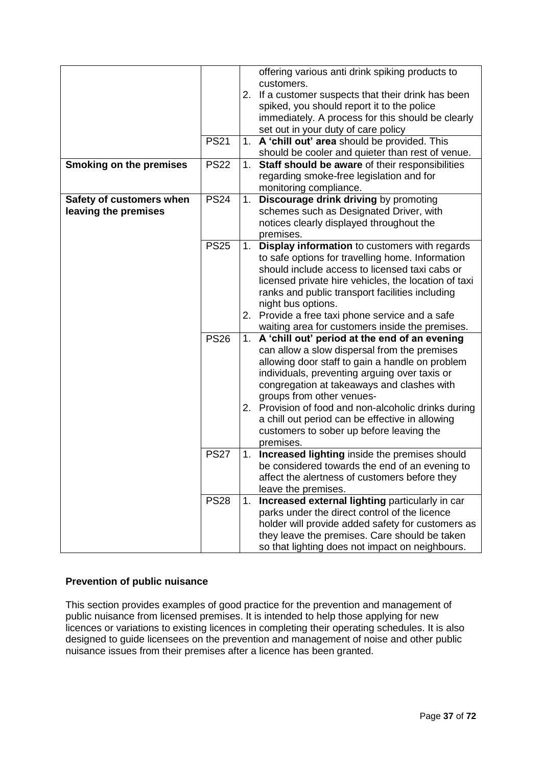| | | |
|---|---|---|
| | | offering various anti drink spiking products to customers.<br>2. If a customer suspects that their drink has been spiked, you should report it to the police immediately. A process for this should be clearly set out in your duty of care policy |
| | PS21 | 1. **A 'chill out' area** should be provided. This should be cooler and quieter than rest of venue. |
| **Smoking on the premises** | PS22 | 1. **Staff should be aware** of their responsibilities regarding smoke-free legislation and for monitoring compliance. |
| **Safety of customers when leaving the premises** | PS24 | 1. **Discourage drink driving** by promoting schemes such as Designated Driver, with notices clearly displayed throughout the premises. |
| | PS25 | 1. **Display information** to customers with regards to safe options for travelling home. Information should include access to licensed taxi cabs or licensed private hire vehicles, the location of taxi ranks and public transport facilities including night bus options.<br>2. Provide a free taxi phone service and a safe waiting area for customers inside the premises. |
| | PS26 | 1. **A 'chill out' period at the end of an evening** can allow a slow dispersal from the premises allowing door staff to gain a handle on problem individuals, preventing arguing over taxis or congregation at takeaways and clashes with groups from other venues-<br>2. Provision of food and non-alcoholic drinks during a chill out period can be effective in allowing customers to sober up before leaving the premises. |
| | PS27 | 1. **Increased lighting** inside the premises should be considered towards the end of an evening to affect the alertness of customers before they leave the premises. |
| | PS28 | 1. **Increased external lighting** particularly in car parks under the direct control of the licence holder will provide added safety for customers as they leave the premises. Care should be taken so that lighting does not impact on neighbours. |

**Prevention of public nuisance**

This section provides examples of good practice for the prevention and management of public nuisance from licensed premises. It is intended to help those applying for new licences or variations to existing licences in completing their operating schedules. It is also designed to guide licensees on the prevention and management of noise and other public nuisance issues from their premises after a licence has been granted.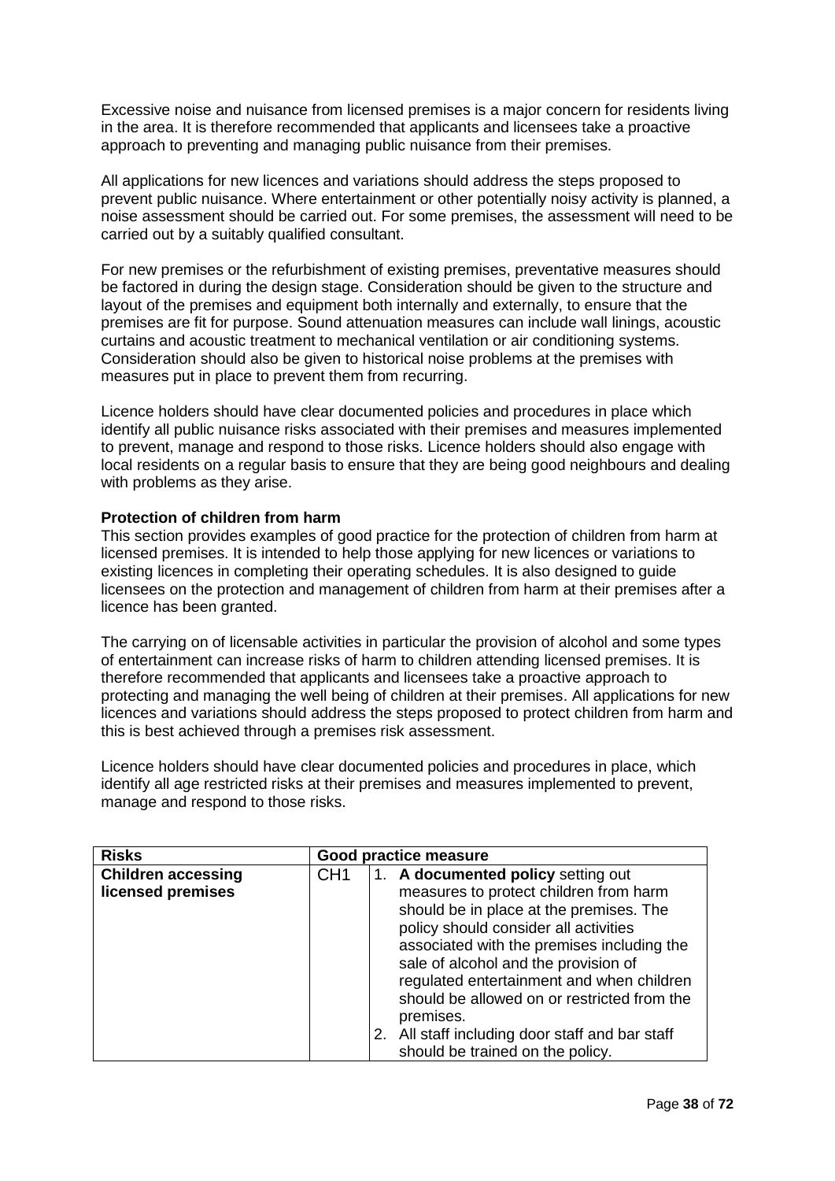Excessive noise and nuisance from licensed premises is a major concern for residents living in the area. It is therefore recommended that applicants and licensees take a proactive approach to preventing and managing public nuisance from their premises.

All applications for new licences and variations should address the steps proposed to prevent public nuisance. Where entertainment or other potentially noisy activity is planned, a noise assessment should be carried out. For some premises, the assessment will need to be carried out by a suitably qualified consultant.

For new premises or the refurbishment of existing premises, preventative measures should be factored in during the design stage. Consideration should be given to the structure and layout of the premises and equipment both internally and externally, to ensure that the premises are fit for purpose. Sound attenuation measures can include wall linings, acoustic curtains and acoustic treatment to mechanical ventilation or air conditioning systems. Consideration should also be given to historical noise problems at the premises with measures put in place to prevent them from recurring.

Licence holders should have clear documented policies and procedures in place which identify all public nuisance risks associated with their premises and measures implemented to prevent, manage and respond to those risks. Licence holders should also engage with local residents on a regular basis to ensure that they are being good neighbours and dealing with problems as they arise.

**Protection of children from harm**

This section provides examples of good practice for the protection of children from harm at licensed premises. It is intended to help those applying for new licences or variations to existing licences in completing their operating schedules. It is also designed to guide licensees on the protection and management of children from harm at their premises after a licence has been granted.

The carrying on of licensable activities in particular the provision of alcohol and some types of entertainment can increase risks of harm to children attending licensed premises. It is therefore recommended that applicants and licensees take a proactive approach to protecting and managing the well being of children at their premises. All applications for new licences and variations should address the steps proposed to protect children from harm and this is best achieved through a premises risk assessment.

Licence holders should have clear documented policies and procedures in place, which identify all age restricted risks at their premises and measures implemented to prevent, manage and respond to those risks.

| **Risks** | **Good practice measure** | |
|---|---|---|
| **Children accessing licensed premises** | CH1 | 1. **A documented policy** setting out measures to protect children from harm should be in place at the premises. The policy should consider all activities associated with the premises including the sale of alcohol and the provision of regulated entertainment and when children should be allowed on or restricted from the premises.<br>2. All staff including door staff and bar staff should be trained on the policy. |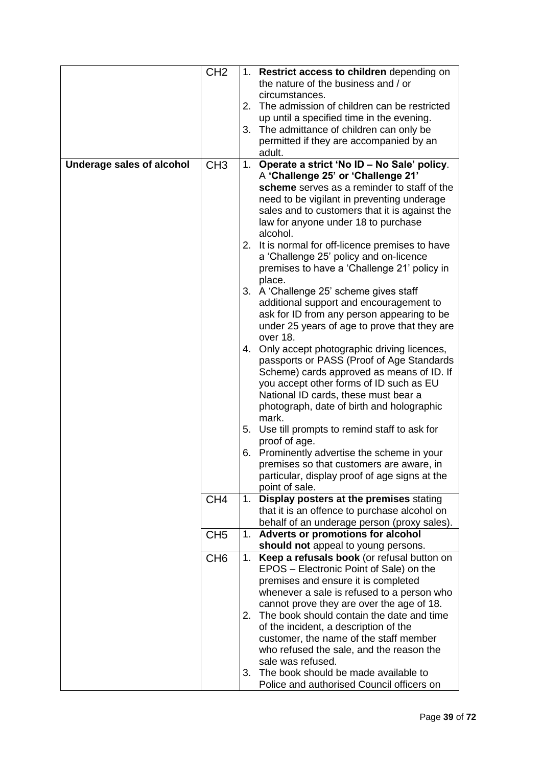| | | |
|---|---|---|
| | CH2 | 1. **Restrict access to children** depending on the nature of the business and / or circumstances.<br>2. The admission of children can be restricted up until a specified time in the evening.<br>3. The admittance of children can only be permitted if they are accompanied by an adult. |
| **Underage sales of alcohol** | CH3 | 1. **Operate a strict 'No ID – No Sale' policy**. A **'Challenge 25' or 'Challenge 21' scheme** serves as a reminder to staff of the need to be vigilant in preventing underage sales and to customers that it is against the law for anyone under 18 to purchase alcohol.<br>2. It is normal for off-licence premises to have a 'Challenge 25' policy and on-licence premises to have a 'Challenge 21' policy in place.<br>3. A 'Challenge 25' scheme gives staff additional support and encouragement to ask for ID from any person appearing to be under 25 years of age to prove that they are over 18.<br>4. Only accept photographic driving licences, passports or PASS (Proof of Age Standards Scheme) cards approved as means of ID. If you accept other forms of ID such as EU National ID cards, these must bear a photograph, date of birth and holographic mark.<br>5. Use till prompts to remind staff to ask for proof of age.<br>6. Prominently advertise the scheme in your premises so that customers are aware, in particular, display proof of age signs at the point of sale. |
| | CH4 | 1. **Display posters at the premises** stating that it is an offence to purchase alcohol on behalf of an underage person (proxy sales). |
| | CH5 | 1. **Adverts or promotions for alcohol should not** appeal to young persons. |
| | CH6 | 1. **Keep a refusals book** (or refusal button on EPOS – Electronic Point of Sale) on the premises and ensure it is completed whenever a sale is refused to a person who cannot prove they are over the age of 18.<br>2. The book should contain the date and time of the incident, a description of the customer, the name of the staff member who refused the sale, and the reason the sale was refused.<br>3. The book should be made available to Police and authorised Council officers on |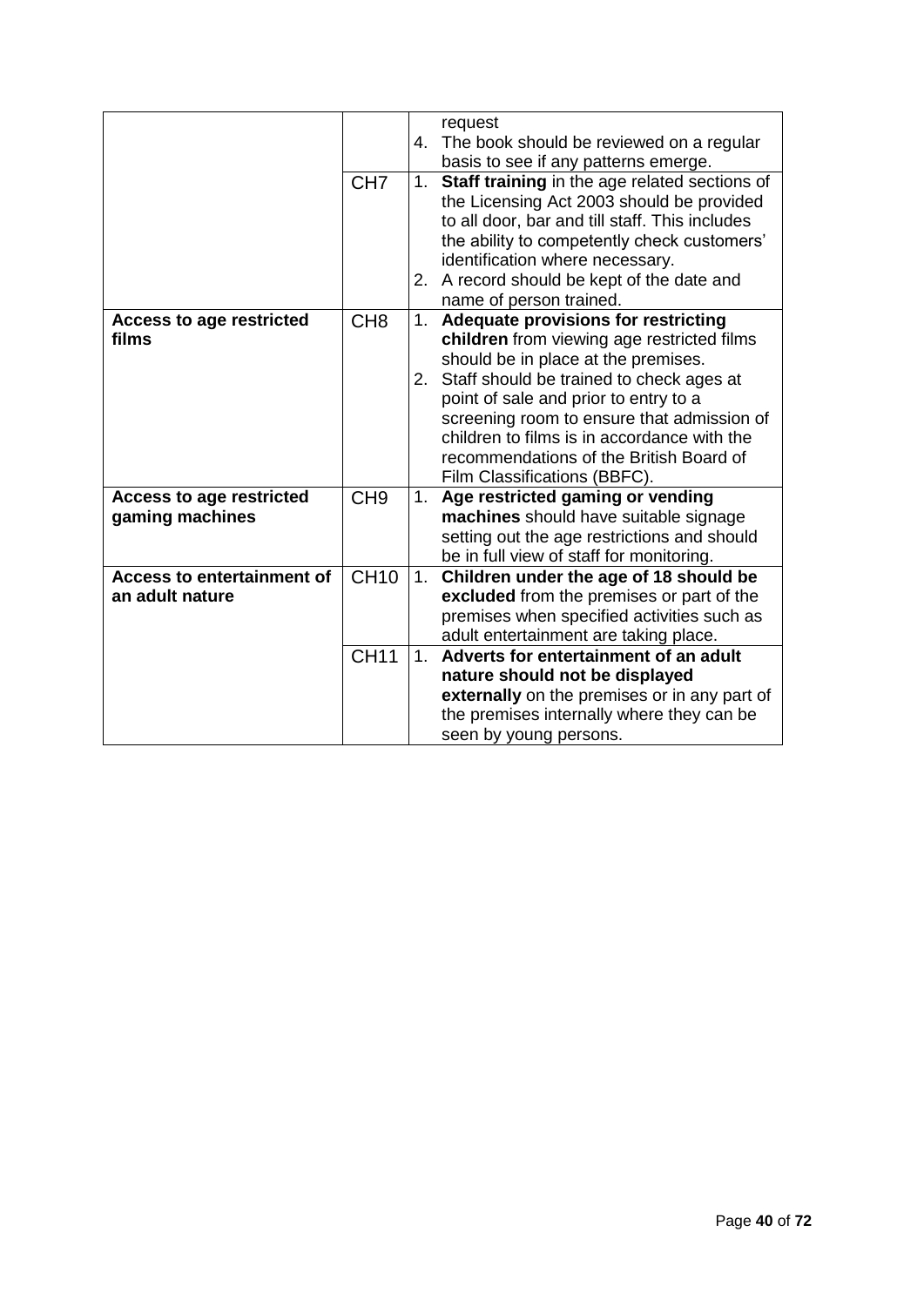| | | |
|---|---|---|
| | | request<br>4. The book should be reviewed on a regular basis to see if any patterns emerge. |
| | CH7 | 1. **Staff training** in the age related sections of the Licensing Act 2003 should be provided to all door, bar and till staff. This includes the ability to competently check customers' identification where necessary.<br>2. A record should be kept of the date and name of person trained. |
| **Access to age restricted films** | CH8 | 1. **Adequate provisions for restricting children** from viewing age restricted films should be in place at the premises.<br>2. Staff should be trained to check ages at point of sale and prior to entry to a screening room to ensure that admission of children to films is in accordance with the recommendations of the British Board of Film Classifications (BBFC). |
| **Access to age restricted gaming machines** | CH9 | 1. **Age restricted gaming or vending machines** should have suitable signage setting out the age restrictions and should be in full view of staff for monitoring. |
| **Access to entertainment of an adult nature** | CH10 | 1. **Children under the age of 18 should be excluded** from the premises or part of the premises when specified activities such as adult entertainment are taking place. |
| | CH11 | 1. **Adverts for entertainment of an adult nature should not be displayed externally** on the premises or in any part of the premises internally where they can be seen by young persons. |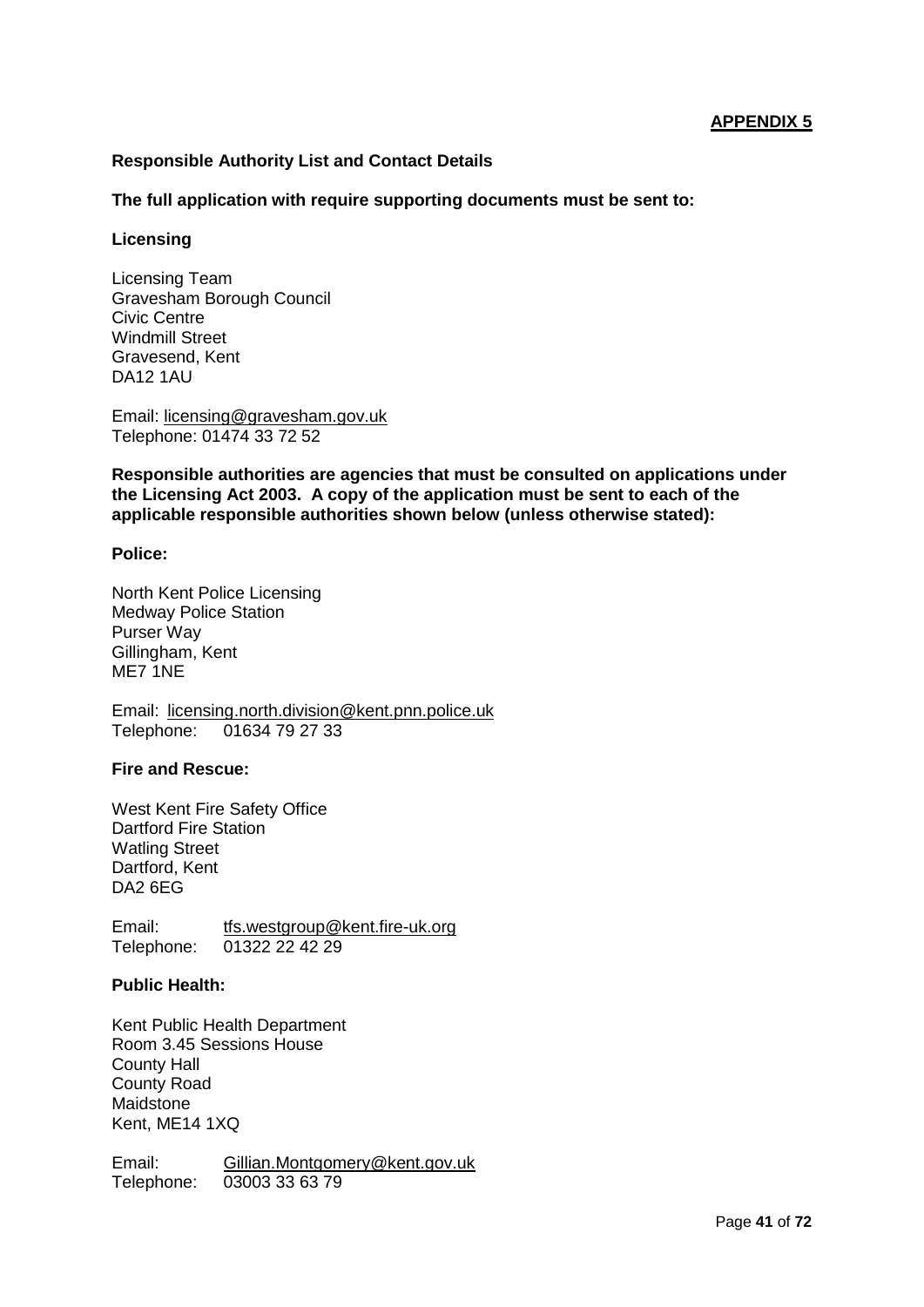**APPENDIX 5**

**Responsible Authority List and Contact Details**

**The full application with require supporting documents must be sent to:**

**Licensing**

Licensing Team
Gravesham Borough Council
Civic Centre
Windmill Street
Gravesend, Kent
DA12 1AU

Email: licensing@gravesham.gov.uk
Telephone: 01474 33 72 52

**Responsible authorities are agencies that must be consulted on applications under the Licensing Act 2003. A copy of the application must be sent to each of the applicable responsible authorities shown below (unless otherwise stated):**

**Police:**

North Kent Police Licensing
Medway Police Station
Purser Way
Gillingham, Kent
ME7 1NE

Email: licensing.north.division@kent.pnn.police.uk
Telephone: 01634 79 27 33

**Fire and Rescue:**

West Kent Fire Safety Office
Dartford Fire Station
Watling Street
Dartford, Kent
DA2 6EG

Email: tfs.westgroup@kent.fire-uk.org
Telephone: 01322 22 42 29

**Public Health:**

Kent Public Health Department
Room 3.45 Sessions House
County Hall
County Road
Maidstone
Kent, ME14 1XQ

Email: Gillian.Montgomery@kent.gov.uk
Telephone: 03003 33 63 79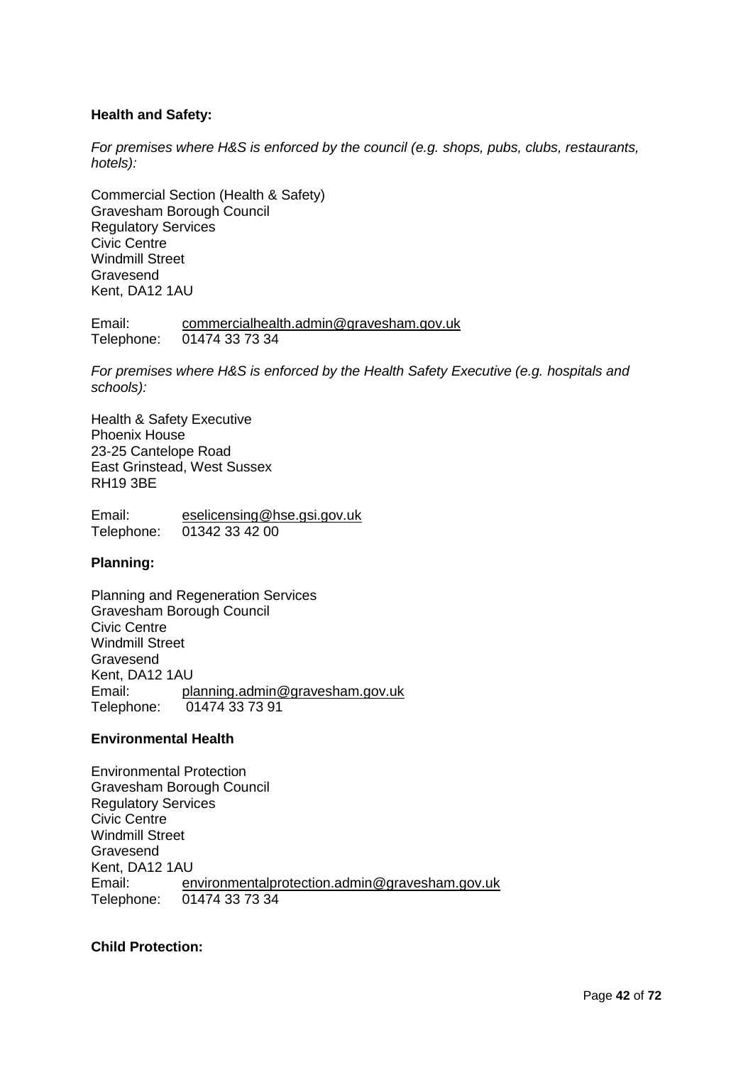**Health and Safety:**

*For premises where H&S is enforced by the council (e.g. shops, pubs, clubs, restaurants, hotels):*

Commercial Section (Health & Safety)
Gravesham Borough Council
Regulatory Services
Civic Centre
Windmill Street
Gravesend
Kent, DA12 1AU

Email: commercialhealth.admin@gravesham.gov.uk
Telephone: 01474 33 73 34

*For premises where H&S is enforced by the Health Safety Executive (e.g. hospitals and schools):*

Health & Safety Executive
Phoenix House
23-25 Cantelope Road
East Grinstead, West Sussex
RH19 3BE

Email: eselicensing@hse.gsi.gov.uk
Telephone: 01342 33 42 00

**Planning:**

Planning and Regeneration Services
Gravesham Borough Council
Civic Centre
Windmill Street
Gravesend
Kent, DA12 1AU
Email: planning.admin@gravesham.gov.uk
Telephone: 01474 33 73 91

**Environmental Health**

Environmental Protection
Gravesham Borough Council
Regulatory Services
Civic Centre
Windmill Street
Gravesend
Kent, DA12 1AU
Email: environmentalprotection.admin@gravesham.gov.uk
Telephone: 01474 33 73 34

**Child Protection:**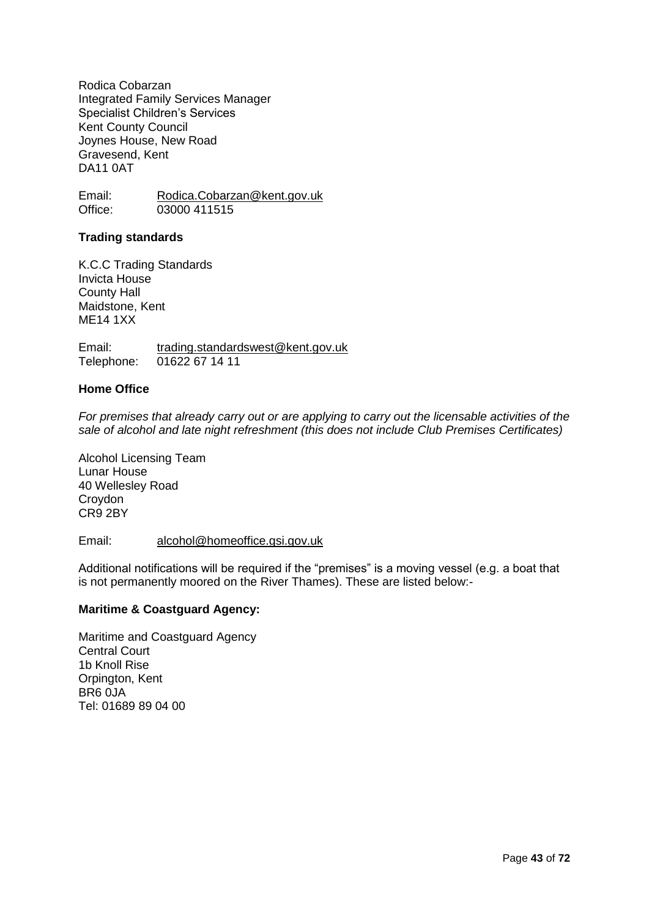Rodica Cobarzan  
Integrated Family Services Manager  
Specialist Children's Services  
Kent County Council  
Joynes House, New Road  
Gravesend, Kent  
DA11 0AT

Email: Rodica.Cobarzan@kent.gov.uk  
Office: 03000 411515

**Trading standards**

K.C.C Trading Standards  
Invicta House  
County Hall  
Maidstone, Kent  
ME14 1XX

Email: trading.standardswest@kent.gov.uk  
Telephone: 01622 67 14 11

**Home Office**

*For premises that already carry out or are applying to carry out the licensable activities of the sale of alcohol and late night refreshment (this does not include Club Premises Certificates)*

Alcohol Licensing Team  
Lunar House  
40 Wellesley Road  
Croydon  
CR9 2BY

Email: alcohol@homeoffice.gsi.gov.uk

Additional notifications will be required if the "premises" is a moving vessel (e.g. a boat that is not permanently moored on the River Thames). These are listed below:-

**Maritime & Coastguard Agency:**

Maritime and Coastguard Agency  
Central Court  
1b Knoll Rise  
Orpington, Kent  
BR6 0JA  
Tel: 01689 89 04 00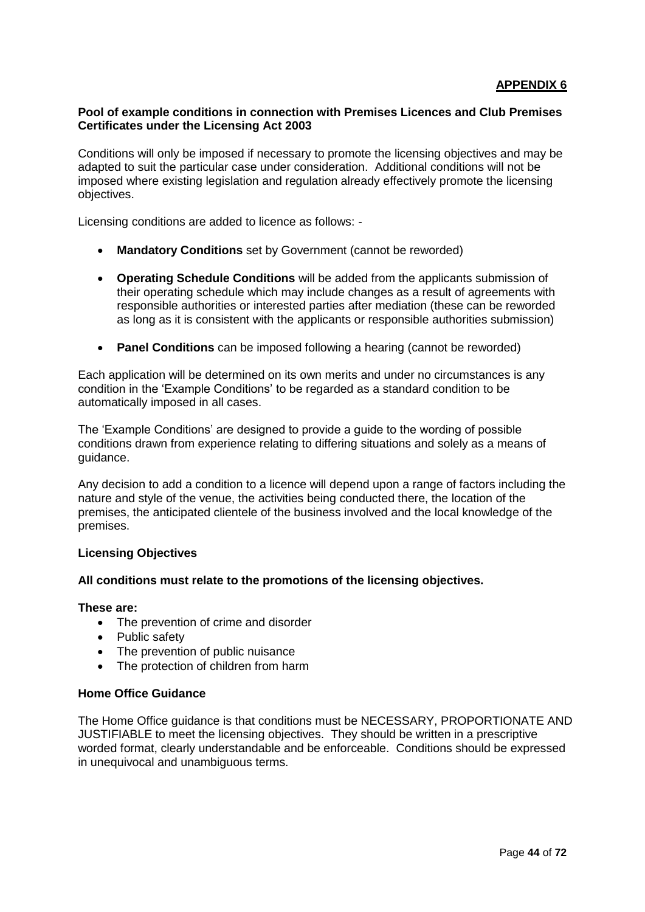**APPENDIX 6**

**Pool of example conditions in connection with Premises Licences and Club Premises Certificates under the Licensing Act 2003**

Conditions will only be imposed if necessary to promote the licensing objectives and may be adapted to suit the particular case under consideration. Additional conditions will not be imposed where existing legislation and regulation already effectively promote the licensing objectives.

Licensing conditions are added to licence as follows: -

- **Mandatory Conditions** set by Government (cannot be reworded)
- **Operating Schedule Conditions** will be added from the applicants submission of their operating schedule which may include changes as a result of agreements with responsible authorities or interested parties after mediation (these can be reworded as long as it is consistent with the applicants or responsible authorities submission)
- **Panel Conditions** can be imposed following a hearing (cannot be reworded)

Each application will be determined on its own merits and under no circumstances is any condition in the 'Example Conditions' to be regarded as a standard condition to be automatically imposed in all cases.

The 'Example Conditions' are designed to provide a guide to the wording of possible conditions drawn from experience relating to differing situations and solely as a means of guidance.

Any decision to add a condition to a licence will depend upon a range of factors including the nature and style of the venue, the activities being conducted there, the location of the premises, the anticipated clientele of the business involved and the local knowledge of the premises.

**Licensing Objectives**

**All conditions must relate to the promotions of the licensing objectives.**

**These are:**

- The prevention of crime and disorder
- Public safety
- The prevention of public nuisance
- The protection of children from harm

**Home Office Guidance**

The Home Office guidance is that conditions must be NECESSARY, PROPORTIONATE AND JUSTIFIABLE to meet the licensing objectives. They should be written in a prescriptive worded format, clearly understandable and be enforceable. Conditions should be expressed in unequivocal and unambiguous terms.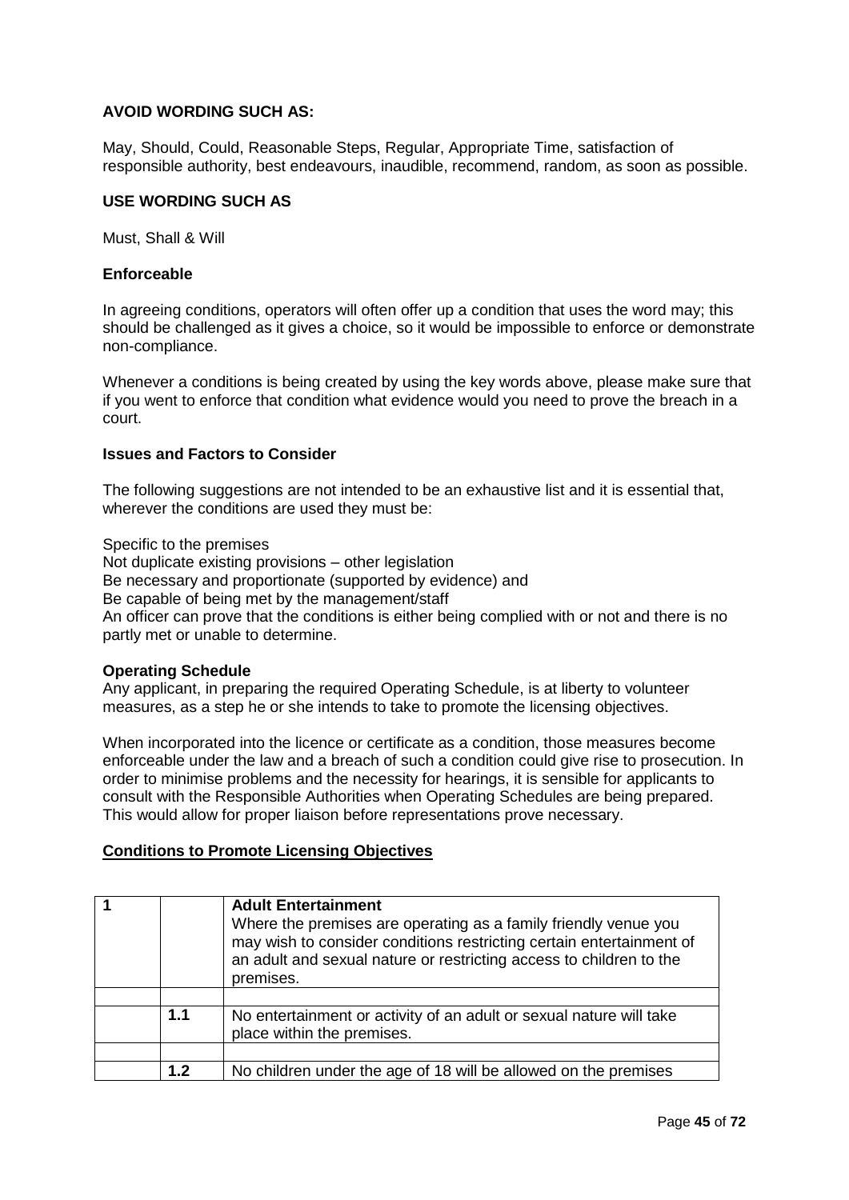**AVOID WORDING SUCH AS:**

May, Should, Could, Reasonable Steps, Regular, Appropriate Time, satisfaction of responsible authority, best endeavours, inaudible, recommend, random, as soon as possible.

**USE WORDING SUCH AS**

Must, Shall & Will

**Enforceable**

In agreeing conditions, operators will often offer up a condition that uses the word may; this should be challenged as it gives a choice, so it would be impossible to enforce or demonstrate non-compliance.

Whenever a conditions is being created by using the key words above, please make sure that if you went to enforce that condition what evidence would you need to prove the breach in a court.

**Issues and Factors to Consider**

The following suggestions are not intended to be an exhaustive list and it is essential that, wherever the conditions are used they must be:

Specific to the premises
Not duplicate existing provisions – other legislation
Be necessary and proportionate (supported by evidence) and
Be capable of being met by the management/staff
An officer can prove that the conditions is either being complied with or not and there is no partly met or unable to determine.

**Operating Schedule**

Any applicant, in preparing the required Operating Schedule, is at liberty to volunteer measures, as a step he or she intends to take to promote the licensing objectives.

When incorporated into the licence or certificate as a condition, those measures become enforceable under the law and a breach of such a condition could give rise to prosecution. In order to minimise problems and the necessity for hearings, it is sensible for applicants to consult with the Responsible Authorities when Operating Schedules are being prepared. This would allow for proper liaison before representations prove necessary.

**<u>Conditions to Promote Licensing Objectives</u>**

| | | |
|---|---|---|
| **1** | | **Adult Entertainment**<br>Where the premises are operating as a family friendly venue you may wish to consider conditions restricting certain entertainment of an adult and sexual nature or restricting access to children to the premises. |
| | | |
| | **1.1** | No entertainment or activity of an adult or sexual nature will take place within the premises. |
| | | |
| | **1.2** | No children under the age of 18 will be allowed on the premises |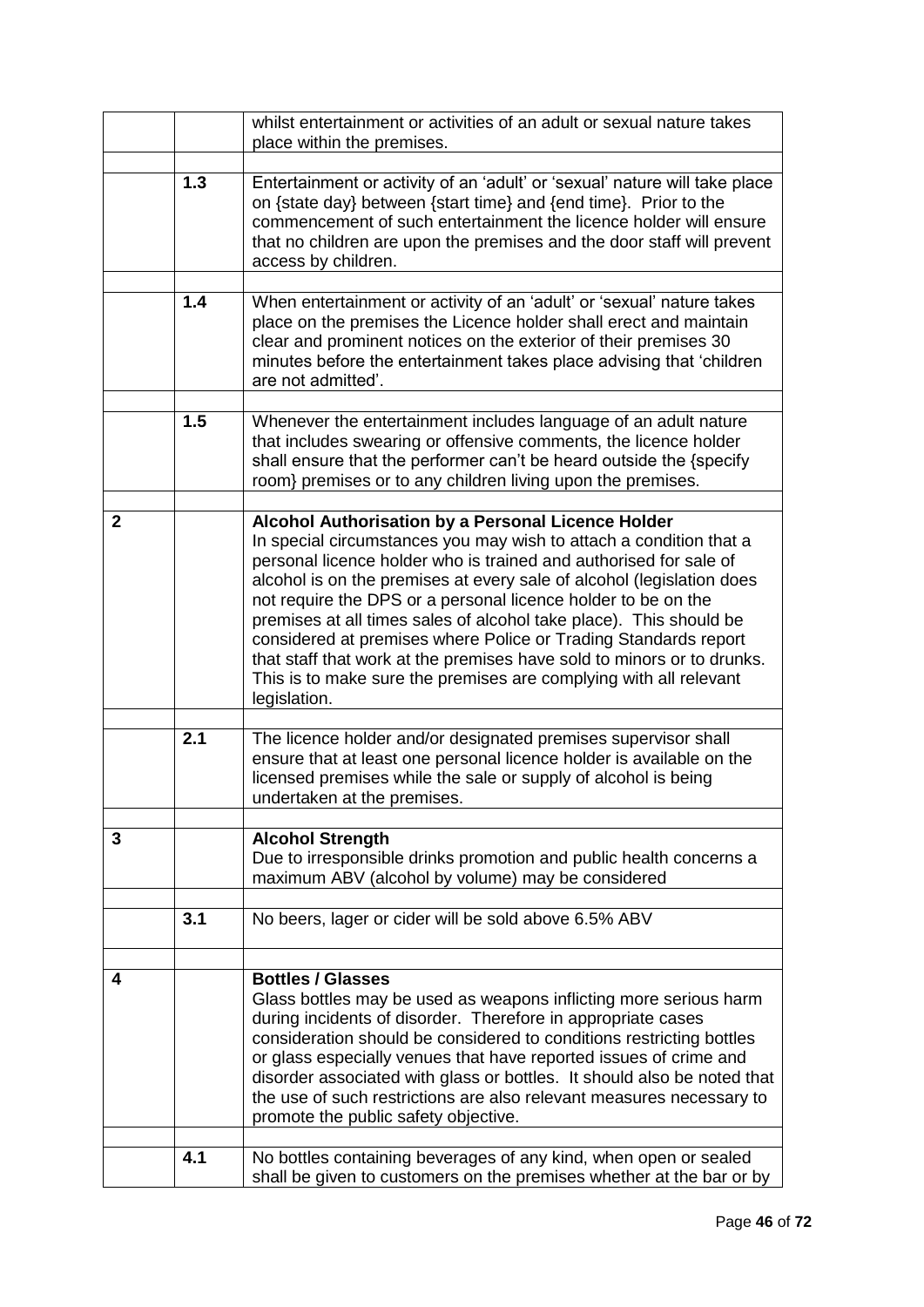| | | |
|---|---|---|
| | | whilst entertainment or activities of an adult or sexual nature takes place within the premises. |
| | | |
| | **1.3** | Entertainment or activity of an 'adult' or 'sexual' nature will take place on {state day} between {start time} and {end time}. Prior to the commencement of such entertainment the licence holder will ensure that no children are upon the premises and the door staff will prevent access by children. |
| | | |
| | **1.4** | When entertainment or activity of an 'adult' or 'sexual' nature takes place on the premises the Licence holder shall erect and maintain clear and prominent notices on the exterior of their premises 30 minutes before the entertainment takes place advising that 'children are not admitted'. |
| | | |
| | **1.5** | Whenever the entertainment includes language of an adult nature that includes swearing or offensive comments, the licence holder shall ensure that the performer can't be heard outside the {specify room} premises or to any children living upon the premises. |
| | | |
| **2** | | **Alcohol Authorisation by a Personal Licence Holder**<br>In special circumstances you may wish to attach a condition that a personal licence holder who is trained and authorised for sale of alcohol is on the premises at every sale of alcohol (legislation does not require the DPS or a personal licence holder to be on the premises at all times sales of alcohol take place). This should be considered at premises where Police or Trading Standards report that staff that work at the premises have sold to minors or to drunks. This is to make sure the premises are complying with all relevant legislation. |
| | | |
| | **2.1** | The licence holder and/or designated premises supervisor shall ensure that at least one personal licence holder is available on the licensed premises while the sale or supply of alcohol is being undertaken at the premises. |
| | | |
| **3** | | **Alcohol Strength**<br>Due to irresponsible drinks promotion and public health concerns a maximum ABV (alcohol by volume) may be considered |
| | | |
| | **3.1** | No beers, lager or cider will be sold above 6.5% ABV |
| | | |
| **4** | | **Bottles / Glasses**<br>Glass bottles may be used as weapons inflicting more serious harm during incidents of disorder. Therefore in appropriate cases consideration should be considered to conditions restricting bottles or glass especially venues that have reported issues of crime and disorder associated with glass or bottles. It should also be noted that the use of such restrictions are also relevant measures necessary to promote the public safety objective. |
| | | |
| | **4.1** | No bottles containing beverages of any kind, when open or sealed shall be given to customers on the premises whether at the bar or by |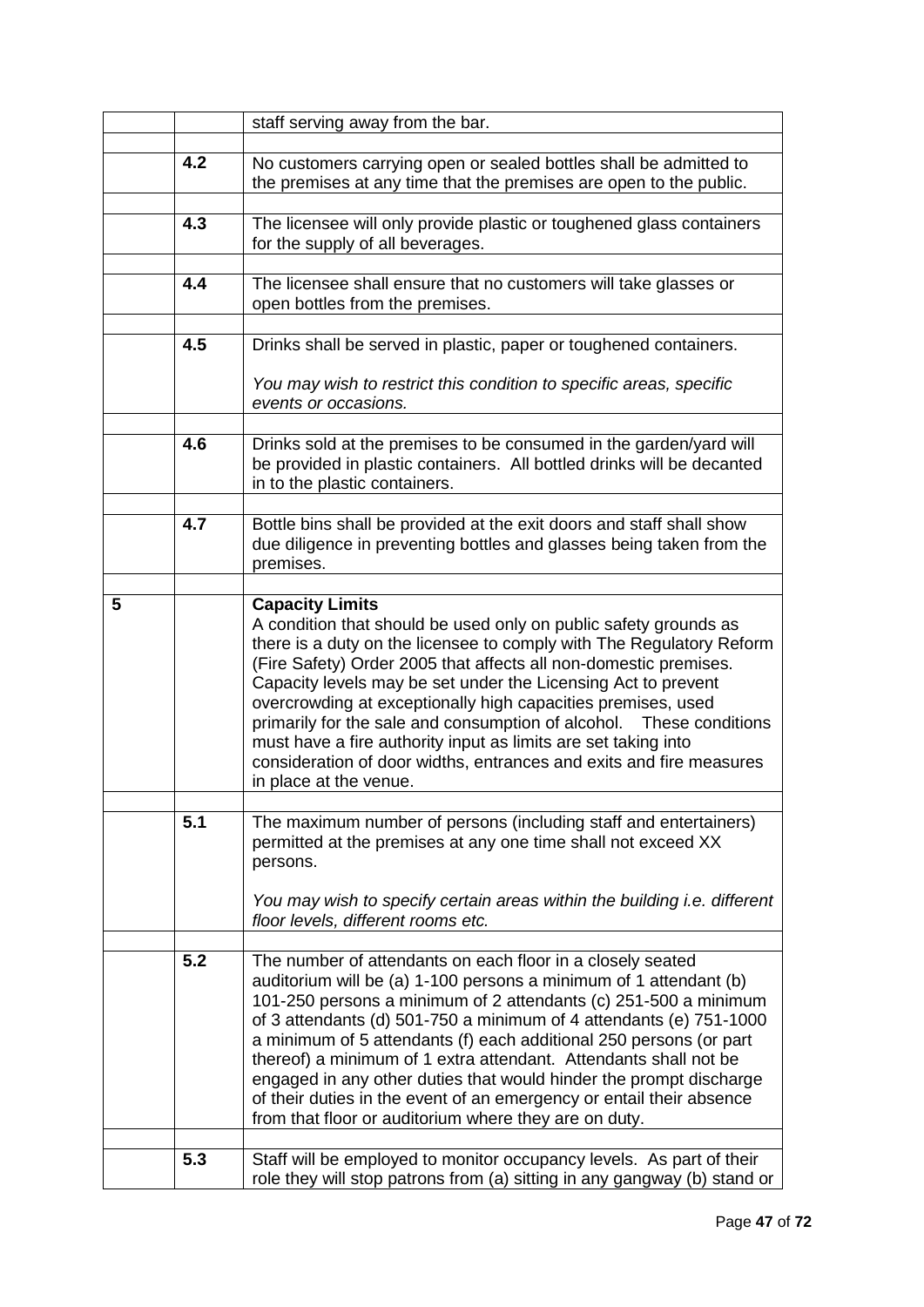| | | |
|---|---|---|
| | | staff serving away from the bar. |
| | | |
| | 4.2 | No customers carrying open or sealed bottles shall be admitted to the premises at any time that the premises are open to the public. |
| | | |
| | 4.3 | The licensee will only provide plastic or toughened glass containers for the supply of all beverages. |
| | | |
| | 4.4 | The licensee shall ensure that no customers will take glasses or open bottles from the premises. |
| | | |
| | 4.5 | Drinks shall be served in plastic, paper or toughened containers.<br><br>*You may wish to restrict this condition to specific areas, specific events or occasions.* |
| | | |
| | 4.6 | Drinks sold at the premises to be consumed in the garden/yard will be provided in plastic containers. All bottled drinks will be decanted in to the plastic containers. |
| | | |
| | 4.7 | Bottle bins shall be provided at the exit doors and staff shall show due diligence in preventing bottles and glasses being taken from the premises. |
| | | |
| **5** | | **Capacity Limits**<br>A condition that should be used only on public safety grounds as there is a duty on the licensee to comply with The Regulatory Reform (Fire Safety) Order 2005 that affects all non-domestic premises. Capacity levels may be set under the Licensing Act to prevent overcrowding at exceptionally high capacities premises, used primarily for the sale and consumption of alcohol. These conditions must have a fire authority input as limits are set taking into consideration of door widths, entrances and exits and fire measures in place at the venue. |
| | | |
| | 5.1 | The maximum number of persons (including staff and entertainers) permitted at the premises at any one time shall not exceed XX persons.<br><br>*You may wish to specify certain areas within the building i.e. different floor levels, different rooms etc.* |
| | | |
| | 5.2 | The number of attendants on each floor in a closely seated auditorium will be (a) 1-100 persons a minimum of 1 attendant (b) 101-250 persons a minimum of 2 attendants (c) 251-500 a minimum of 3 attendants (d) 501-750 a minimum of 4 attendants (e) 751-1000 a minimum of 5 attendants (f) each additional 250 persons (or part thereof) a minimum of 1 extra attendant. Attendants shall not be engaged in any other duties that would hinder the prompt discharge of their duties in the event of an emergency or entail their absence from that floor or auditorium where they are on duty. |
| | | |
| | 5.3 | Staff will be employed to monitor occupancy levels. As part of their role they will stop patrons from (a) sitting in any gangway (b) stand or |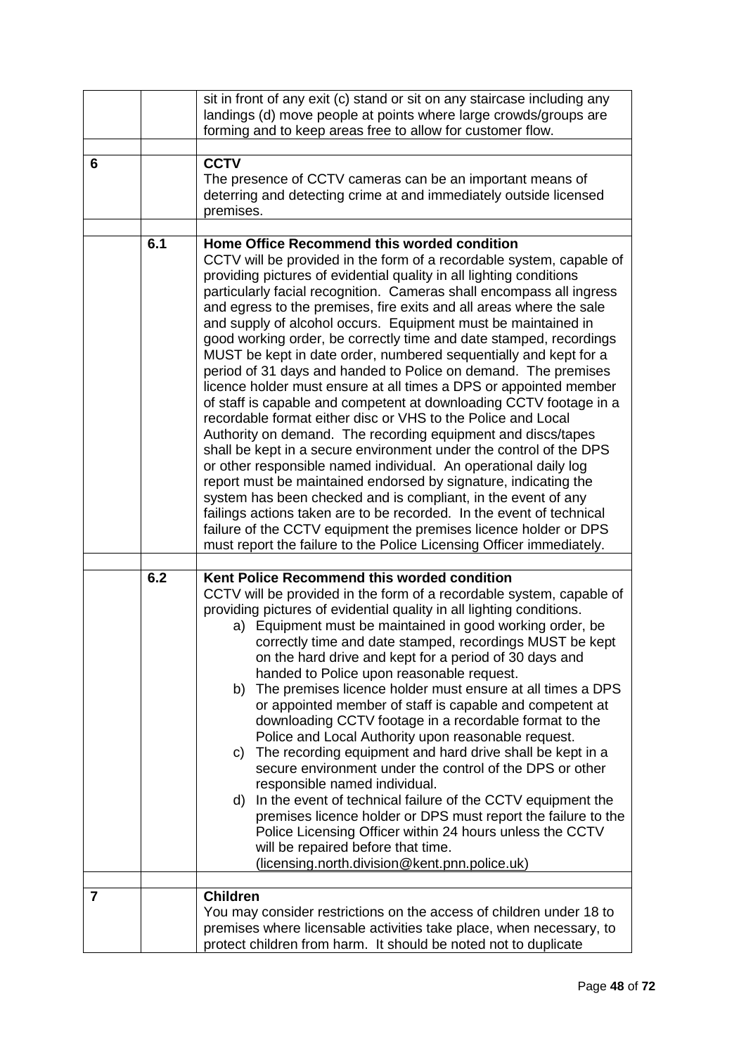| | | |
|---|---|---|
| | | sit in front of any exit (c) stand or sit on any staircase including any landings (d) move people at points where large crowds/groups are forming and to keep areas free to allow for customer flow. |
| | | |
| **6** | | **CCTV**<br>The presence of CCTV cameras can be an important means of deterring and detecting crime at and immediately outside licensed premises. |
| | | |
| | **6.1** | **Home Office Recommend this worded condition**<br>CCTV will be provided in the form of a recordable system, capable of providing pictures of evidential quality in all lighting conditions particularly facial recognition. Cameras shall encompass all ingress and egress to the premises, fire exits and all areas where the sale and supply of alcohol occurs. Equipment must be maintained in good working order, be correctly time and date stamped, recordings MUST be kept in date order, numbered sequentially and kept for a period of 31 days and handed to Police on demand. The premises licence holder must ensure at all times a DPS or appointed member of staff is capable and competent at downloading CCTV footage in a recordable format either disc or VHS to the Police and Local Authority on demand. The recording equipment and discs/tapes shall be kept in a secure environment under the control of the DPS or other responsible named individual. An operational daily log report must be maintained endorsed by signature, indicating the system has been checked and is compliant, in the event of any failings actions taken are to be recorded. In the event of technical failure of the CCTV equipment the premises licence holder or DPS must report the failure to the Police Licensing Officer immediately. |
| | | |
| | **6.2** | **Kent Police Recommend this worded condition**<br>CCTV will be provided in the form of a recordable system, capable of providing pictures of evidential quality in all lighting conditions.<br>a) Equipment must be maintained in good working order, be correctly time and date stamped, recordings MUST be kept on the hard drive and kept for a period of 30 days and handed to Police upon reasonable request.<br>b) The premises licence holder must ensure at all times a DPS or appointed member of staff is capable and competent at downloading CCTV footage in a recordable format to the Police and Local Authority upon reasonable request.<br>c) The recording equipment and hard drive shall be kept in a secure environment under the control of the DPS or other responsible named individual.<br>d) In the event of technical failure of the CCTV equipment the premises licence holder or DPS must report the failure to the Police Licensing Officer within 24 hours unless the CCTV will be repaired before that time. (licensing.north.division@kent.pnn.police.uk) |
| | | |
| **7** | | **Children**<br>You may consider restrictions on the access of children under 18 to premises where licensable activities take place, when necessary, to protect children from harm. It should be noted not to duplicate |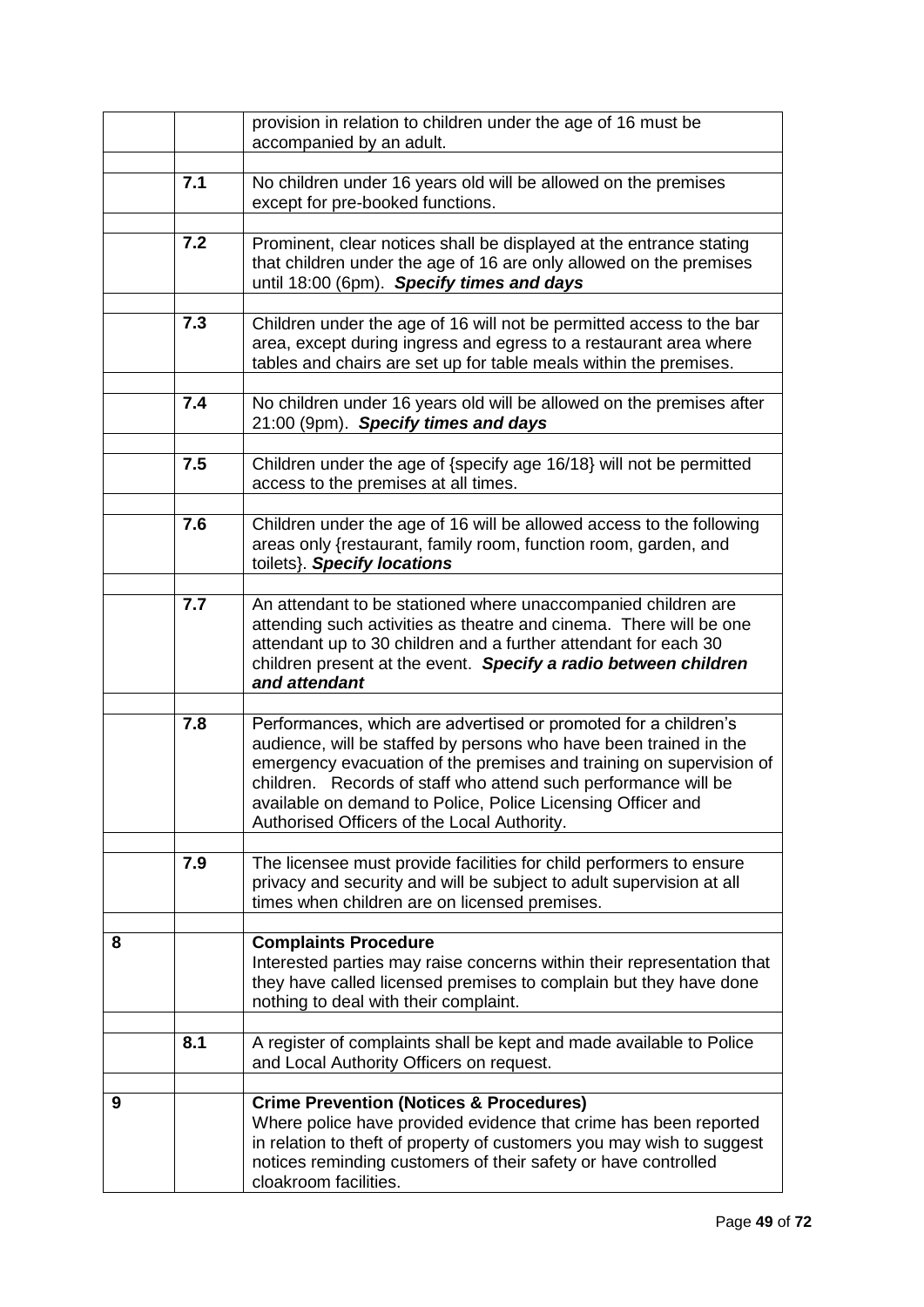| | | |
|---|---|---|
| | | provision in relation to children under the age of 16 must be accompanied by an adult. |
| | | |
| | **7.1** | No children under 16 years old will be allowed on the premises except for pre-booked functions. |
| | | |
| | **7.2** | Prominent, clear notices shall be displayed at the entrance stating that children under the age of 16 are only allowed on the premises until 18:00 (6pm). ***Specify times and days*** |
| | | |
| | **7.3** | Children under the age of 16 will not be permitted access to the bar area, except during ingress and egress to a restaurant area where tables and chairs are set up for table meals within the premises. |
| | | |
| | **7.4** | No children under 16 years old will be allowed on the premises after 21:00 (9pm). ***Specify times and days*** |
| | | |
| | **7.5** | Children under the age of {specify age 16/18} will not be permitted access to the premises at all times. |
| | | |
| | **7.6** | Children under the age of 16 will be allowed access to the following areas only {restaurant, family room, function room, garden, and toilets}. ***Specify locations*** |
| | | |
| | **7.7** | An attendant to be stationed where unaccompanied children are attending such activities as theatre and cinema. There will be one attendant up to 30 children and a further attendant for each 30 children present at the event. ***Specify a radio between children and attendant*** |
| | | |
| | **7.8** | Performances, which are advertised or promoted for a children's audience, will be staffed by persons who have been trained in the emergency evacuation of the premises and training on supervision of children. Records of staff who attend such performance will be available on demand to Police, Police Licensing Officer and Authorised Officers of the Local Authority. |
| | | |
| | **7.9** | The licensee must provide facilities for child performers to ensure privacy and security and will be subject to adult supervision at all times when children are on licensed premises. |
| | | |
| **8** | | **Complaints Procedure**<br>Interested parties may raise concerns within their representation that they have called licensed premises to complain but they have done nothing to deal with their complaint. |
| | | |
| | **8.1** | A register of complaints shall be kept and made available to Police and Local Authority Officers on request. |
| | | |
| **9** | | **Crime Prevention (Notices & Procedures)**<br>Where police have provided evidence that crime has been reported in relation to theft of property of customers you may wish to suggest notices reminding customers of their safety or have controlled cloakroom facilities. |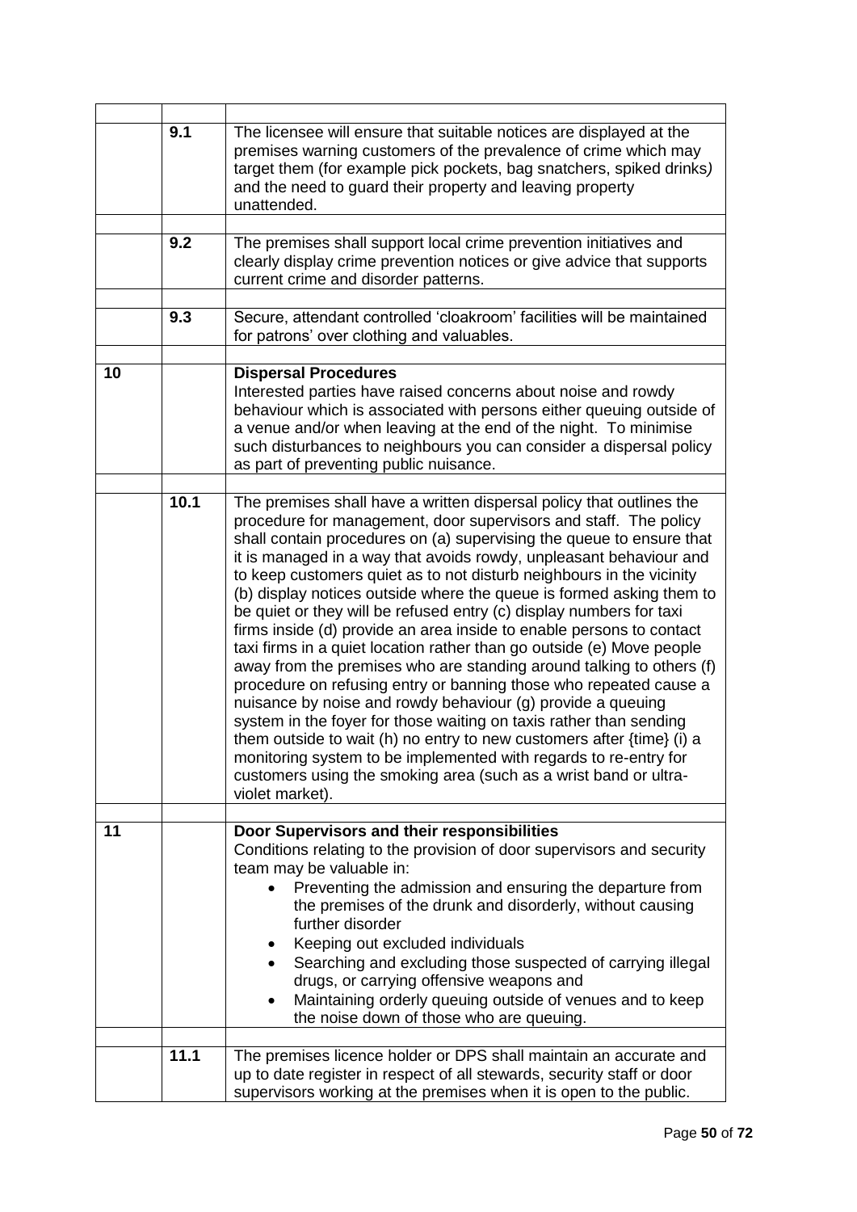| | | |
|---|---|---|
| | **9.1** | The licensee will ensure that suitable notices are displayed at the premises warning customers of the prevalence of crime which may target them (for example pick pockets, bag snatchers, spiked drinks) and the need to guard their property and leaving property unattended. |
| | | |
| | **9.2** | The premises shall support local crime prevention initiatives and clearly display crime prevention notices or give advice that supports current crime and disorder patterns. |
| | | |
| | **9.3** | Secure, attendant controlled 'cloakroom' facilities will be maintained for patrons' over clothing and valuables. |
| | | |
| **10** | | **Dispersal Procedures**<br>Interested parties have raised concerns about noise and rowdy behaviour which is associated with persons either queuing outside of a venue and/or when leaving at the end of the night. To minimise such disturbances to neighbours you can consider a dispersal policy as part of preventing public nuisance. |
| | | |
| | **10.1** | The premises shall have a written dispersal policy that outlines the procedure for management, door supervisors and staff. The policy shall contain procedures on (a) supervising the queue to ensure that it is managed in a way that avoids rowdy, unpleasant behaviour and to keep customers quiet as to not disturb neighbours in the vicinity (b) display notices outside where the queue is formed asking them to be quiet or they will be refused entry (c) display numbers for taxi firms inside (d) provide an area inside to enable persons to contact taxi firms in a quiet location rather than go outside (e) Move people away from the premises who are standing around talking to others (f) procedure on refusing entry or banning those who repeated cause a nuisance by noise and rowdy behaviour (g) provide a queuing system in the foyer for those waiting on taxis rather than sending them outside to wait (h) no entry to new customers after {time} (i) a monitoring system to be implemented with regards to re-entry for customers using the smoking area (such as a wrist band or ultra-violet market). |
| | | |
| **11** | | **Door Supervisors and their responsibilities**<br>Conditions relating to the provision of door supervisors and security team may be valuable in:<br>• Preventing the admission and ensuring the departure from the premises of the drunk and disorderly, without causing further disorder<br>• Keeping out excluded individuals<br>• Searching and excluding those suspected of carrying illegal drugs, or carrying offensive weapons and<br>• Maintaining orderly queuing outside of venues and to keep the noise down of those who are queuing. |
| | | |
| | **11.1** | The premises licence holder or DPS shall maintain an accurate and up to date register in respect of all stewards, security staff or door supervisors working at the premises when it is open to the public. |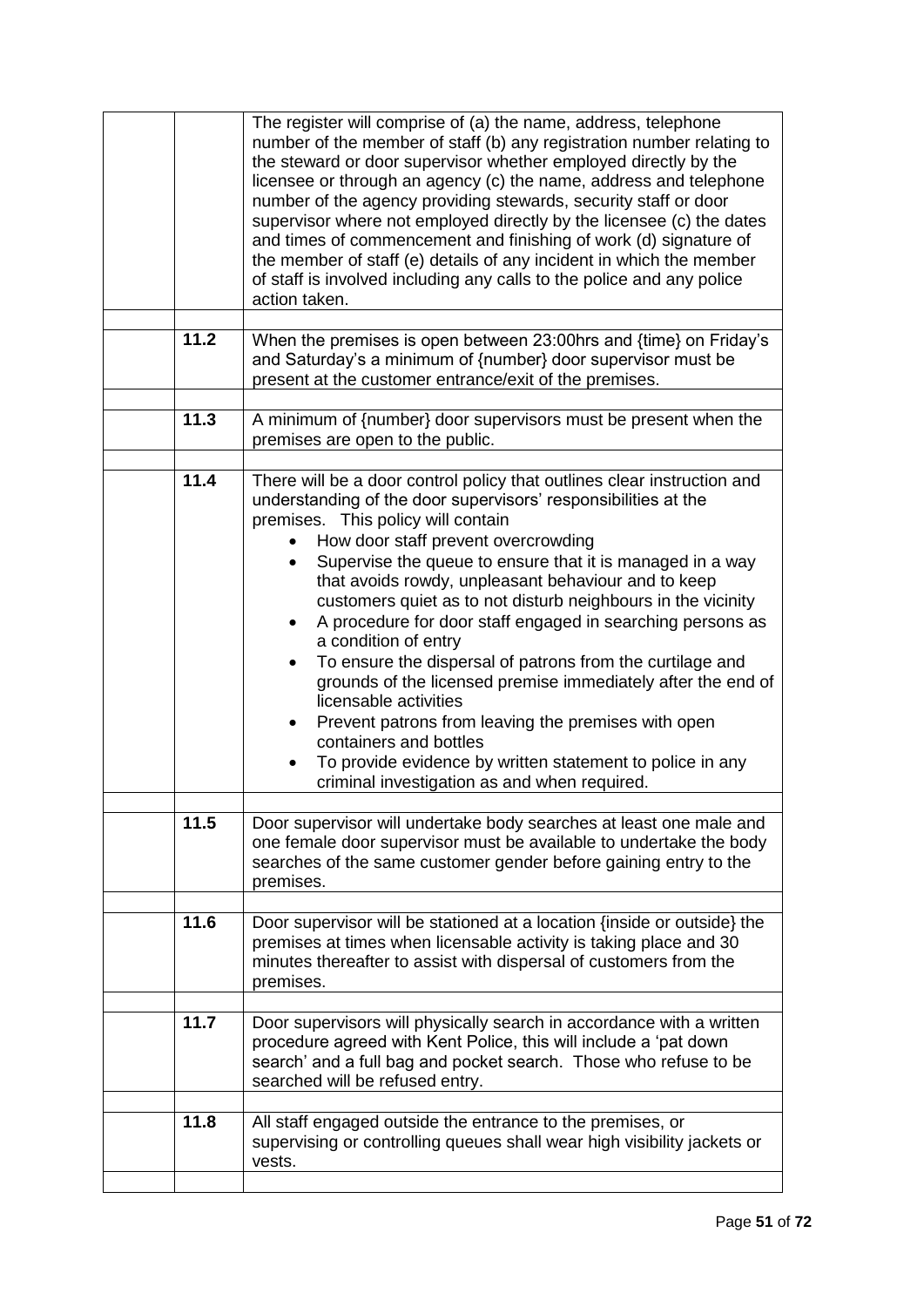| | | |
|---|---|---|
| | | The register will comprise of (a) the name, address, telephone number of the member of staff (b) any registration number relating to the steward or door supervisor whether employed directly by the licensee or through an agency (c) the name, address and telephone number of the agency providing stewards, security staff or door supervisor where not employed directly by the licensee (c) the dates and times of commencement and finishing of work (d) signature of the member of staff (e) details of any incident in which the member of staff is involved including any calls to the police and any police action taken. |
| | | |
| | **11.2** | When the premises is open between 23:00hrs and {time} on Friday's and Saturday's a minimum of {number} door supervisor must be present at the customer entrance/exit of the premises. |
| | | |
| | **11.3** | A minimum of {number} door supervisors must be present when the premises are open to the public. |
| | | |
| | **11.4** | There will be a door control policy that outlines clear instruction and understanding of the door supervisors' responsibilities at the premises. This policy will contain<br>• How door staff prevent overcrowding<br>• Supervise the queue to ensure that it is managed in a way that avoids rowdy, unpleasant behaviour and to keep customers quiet as to not disturb neighbours in the vicinity<br>• A procedure for door staff engaged in searching persons as a condition of entry<br>• To ensure the dispersal of patrons from the curtilage and grounds of the licensed premise immediately after the end of licensable activities<br>• Prevent patrons from leaving the premises with open containers and bottles<br>• To provide evidence by written statement to police in any criminal investigation as and when required. |
| | | |
| | **11.5** | Door supervisor will undertake body searches at least one male and one female door supervisor must be available to undertake the body searches of the same customer gender before gaining entry to the premises. |
| | | |
| | **11.6** | Door supervisor will be stationed at a location {inside or outside} the premises at times when licensable activity is taking place and 30 minutes thereafter to assist with dispersal of customers from the premises. |
| | | |
| | **11.7** | Door supervisors will physically search in accordance with a written procedure agreed with Kent Police, this will include a 'pat down search' and a full bag and pocket search. Those who refuse to be searched will be refused entry. |
| | | |
| | **11.8** | All staff engaged outside the entrance to the premises, or supervising or controlling queues shall wear high visibility jackets or vests. |
| | | |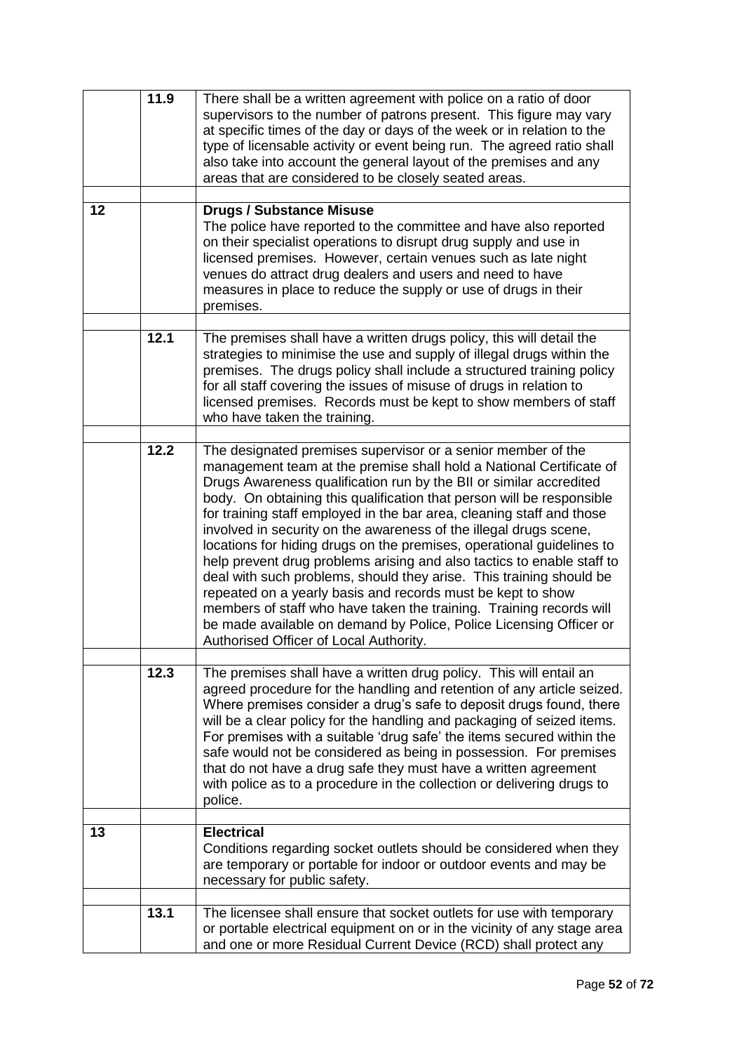| | | |
|---|---|---|
| | 11.9 | There shall be a written agreement with police on a ratio of door supervisors to the number of patrons present. This figure may vary at specific times of the day or days of the week or in relation to the type of licensable activity or event being run. The agreed ratio shall also take into account the general layout of the premises and any areas that are considered to be closely seated areas. |
| | | |
| 12 | | **Drugs / Substance Misuse**<br>The police have reported to the committee and have also reported on their specialist operations to disrupt drug supply and use in licensed premises. However, certain venues such as late night venues do attract drug dealers and users and need to have measures in place to reduce the supply or use of drugs in their premises. |
| | | |
| | 12.1 | The premises shall have a written drugs policy, this will detail the strategies to minimise the use and supply of illegal drugs within the premises. The drugs policy shall include a structured training policy for all staff covering the issues of misuse of drugs in relation to licensed premises. Records must be kept to show members of staff who have taken the training. |
| | | |
| | 12.2 | The designated premises supervisor or a senior member of the management team at the premise shall hold a National Certificate of Drugs Awareness qualification run by the BII or similar accredited body. On obtaining this qualification that person will be responsible for training staff employed in the bar area, cleaning staff and those involved in security on the awareness of the illegal drugs scene, locations for hiding drugs on the premises, operational guidelines to help prevent drug problems arising and also tactics to enable staff to deal with such problems, should they arise. This training should be repeated on a yearly basis and records must be kept to show members of staff who have taken the training. Training records will be made available on demand by Police, Police Licensing Officer or Authorised Officer of Local Authority. |
| | | |
| | 12.3 | The premises shall have a written drug policy. This will entail an agreed procedure for the handling and retention of any article seized. Where premises consider a drug's safe to deposit drugs found, there will be a clear policy for the handling and packaging of seized items. For premises with a suitable 'drug safe' the items secured within the safe would not be considered as being in possession. For premises that do not have a drug safe they must have a written agreement with police as to a procedure in the collection or delivering drugs to police. |
| | | |
| 13 | | **Electrical**<br>Conditions regarding socket outlets should be considered when they are temporary or portable for indoor or outdoor events and may be necessary for public safety. |
| | | |
| | 13.1 | The licensee shall ensure that socket outlets for use with temporary or portable electrical equipment on or in the vicinity of any stage area and one or more Residual Current Device (RCD) shall protect any |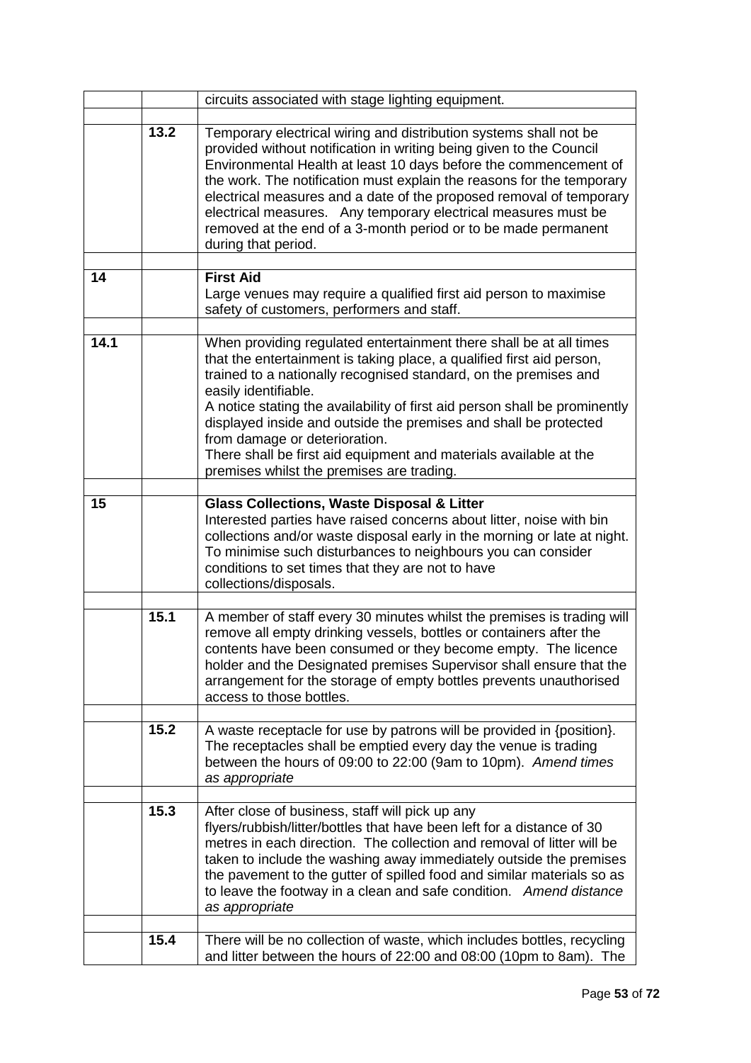| | | |
|---|---|---|
| | | circuits associated with stage lighting equipment. |
| | | |
| | **13.2** | Temporary electrical wiring and distribution systems shall not be provided without notification in writing being given to the Council Environmental Health at least 10 days before the commencement of the work. The notification must explain the reasons for the temporary electrical measures and a date of the proposed removal of temporary electrical measures. Any temporary electrical measures must be removed at the end of a 3-month period or to be made permanent during that period. |
| | | |
| **14** | | **First Aid**<br>Large venues may require a qualified first aid person to maximise safety of customers, performers and staff. |
| | | |
| **14.1** | | When providing regulated entertainment there shall be at all times that the entertainment is taking place, a qualified first aid person, trained to a nationally recognised standard, on the premises and easily identifiable.<br>A notice stating the availability of first aid person shall be prominently displayed inside and outside the premises and shall be protected from damage or deterioration.<br>There shall be first aid equipment and materials available at the premises whilst the premises are trading. |
| | | |
| **15** | | **Glass Collections, Waste Disposal & Litter**<br>Interested parties have raised concerns about litter, noise with bin collections and/or waste disposal early in the morning or late at night. To minimise such disturbances to neighbours you can consider conditions to set times that they are not to have collections/disposals. |
| | | |
| | **15.1** | A member of staff every 30 minutes whilst the premises is trading will remove all empty drinking vessels, bottles or containers after the contents have been consumed or they become empty. The licence holder and the Designated premises Supervisor shall ensure that the arrangement for the storage of empty bottles prevents unauthorised access to those bottles. |
| | | |
| | **15.2** | A waste receptacle for use by patrons will be provided in {position}. The receptacles shall be emptied every day the venue is trading between the hours of 09:00 to 22:00 (9am to 10pm). *Amend times as appropriate* |
| | | |
| | **15.3** | After close of business, staff will pick up any flyers/rubbish/litter/bottles that have been left for a distance of 30 metres in each direction. The collection and removal of litter will be taken to include the washing away immediately outside the premises the pavement to the gutter of spilled food and similar materials so as to leave the footway in a clean and safe condition. *Amend distance as appropriate* |
| | | |
| | **15.4** | There will be no collection of waste, which includes bottles, recycling and litter between the hours of 22:00 and 08:00 (10pm to 8am). The |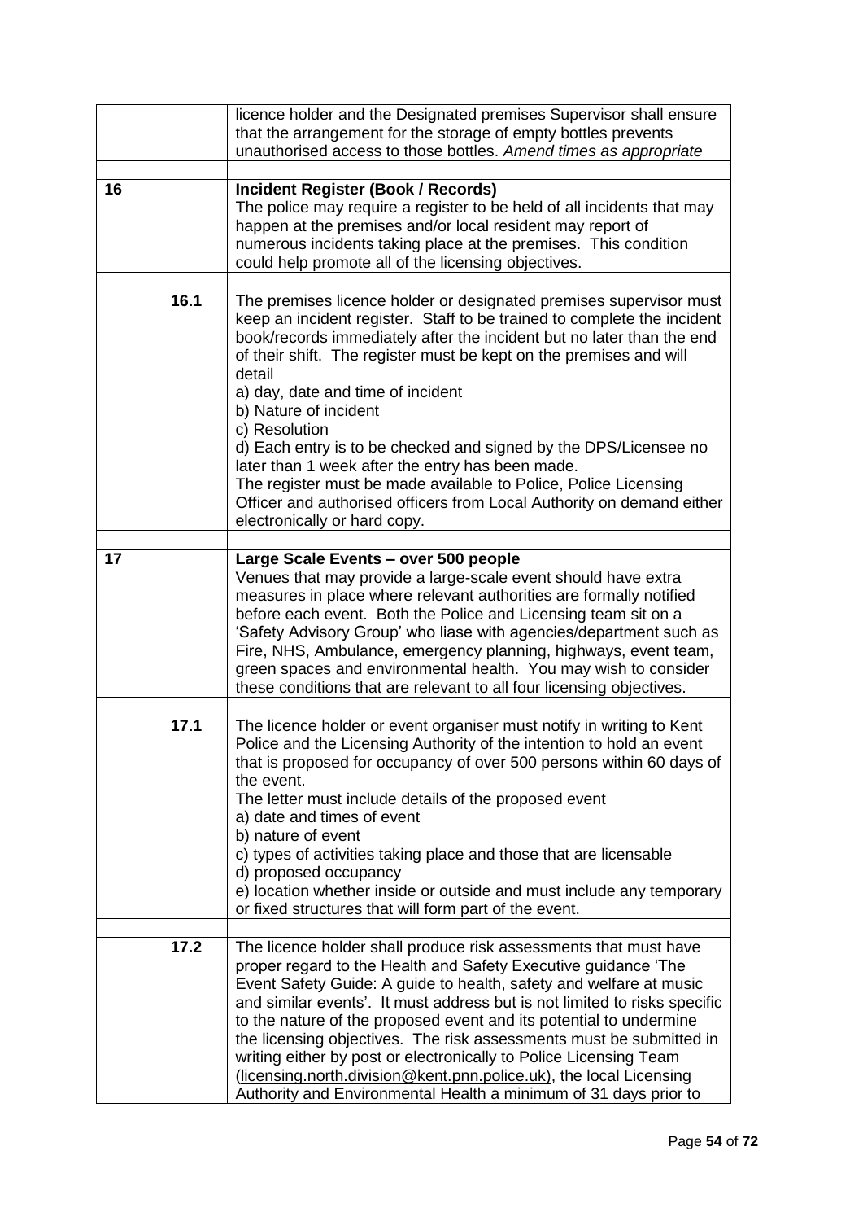| | | |
|---|---|---|
| | | licence holder and the Designated premises Supervisor shall ensure that the arrangement for the storage of empty bottles prevents unauthorised access to those bottles. *Amend times as appropriate* |
| | | |
| **16** | | **Incident Register (Book / Records)**<br>The police may require a register to be held of all incidents that may happen at the premises and/or local resident may report of numerous incidents taking place at the premises. This condition could help promote all of the licensing objectives. |
| | | |
| | **16.1** | The premises licence holder or designated premises supervisor must keep an incident register. Staff to be trained to complete the incident book/records immediately after the incident but no later than the end of their shift. The register must be kept on the premises and will detail<br>a) day, date and time of incident<br>b) Nature of incident<br>c) Resolution<br>d) Each entry is to be checked and signed by the DPS/Licensee no later than 1 week after the entry has been made.<br>The register must be made available to Police, Police Licensing Officer and authorised officers from Local Authority on demand either electronically or hard copy. |
| | | |
| **17** | | **Large Scale Events – over 500 people**<br>Venues that may provide a large-scale event should have extra measures in place where relevant authorities are formally notified before each event. Both the Police and Licensing team sit on a 'Safety Advisory Group' who liase with agencies/department such as Fire, NHS, Ambulance, emergency planning, highways, event team, green spaces and environmental health. You may wish to consider these conditions that are relevant to all four licensing objectives. |
| | | |
| | **17.1** | The licence holder or event organiser must notify in writing to Kent Police and the Licensing Authority of the intention to hold an event that is proposed for occupancy of over 500 persons within 60 days of the event.<br>The letter must include details of the proposed event<br>a) date and times of event<br>b) nature of event<br>c) types of activities taking place and those that are licensable<br>d) proposed occupancy<br>e) location whether inside or outside and must include any temporary or fixed structures that will form part of the event. |
| | | |
| | **17.2** | The licence holder shall produce risk assessments that must have proper regard to the Health and Safety Executive guidance 'The Event Safety Guide: A guide to health, safety and welfare at music and similar events'. It must address but is not limited to risks specific to the nature of the proposed event and its potential to undermine the licensing objectives. The risk assessments must be submitted in writing either by post or electronically to Police Licensing Team (licensing.north.division@kent.pnn.police.uk), the local Licensing Authority and Environmental Health a minimum of 31 days prior to |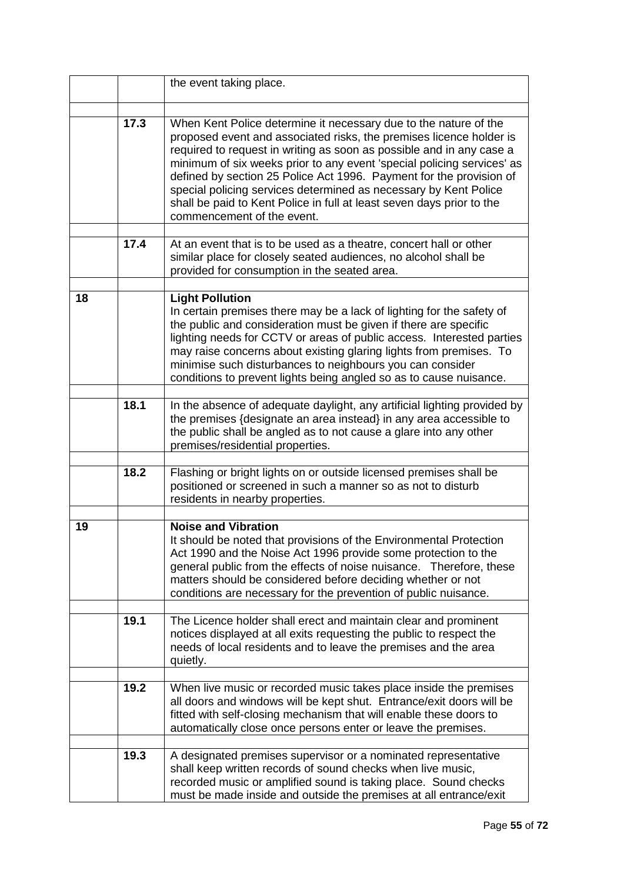| | | |
|---|---|---|
| | | the event taking place. |
| | | |
| | 17.3 | When Kent Police determine it necessary due to the nature of the proposed event and associated risks, the premises licence holder is required to request in writing as soon as possible and in any case a minimum of six weeks prior to any event 'special policing services' as defined by section 25 Police Act 1996. Payment for the provision of special policing services determined as necessary by Kent Police shall be paid to Kent Police in full at least seven days prior to the commencement of the event. |
| | | |
| | 17.4 | At an event that is to be used as a theatre, concert hall or other similar place for closely seated audiences, no alcohol shall be provided for consumption in the seated area. |
| | | |
| 18 | | **Light Pollution**<br>In certain premises there may be a lack of lighting for the safety of the public and consideration must be given if there are specific lighting needs for CCTV or areas of public access. Interested parties may raise concerns about existing glaring lights from premises. To minimise such disturbances to neighbours you can consider conditions to prevent lights being angled so as to cause nuisance. |
| | | |
| | 18.1 | In the absence of adequate daylight, any artificial lighting provided by the premises {designate an area instead} in any area accessible to the public shall be angled as to not cause a glare into any other premises/residential properties. |
| | | |
| | 18.2 | Flashing or bright lights on or outside licensed premises shall be positioned or screened in such a manner so as not to disturb residents in nearby properties. |
| | | |
| 19 | | **Noise and Vibration**<br>It should be noted that provisions of the Environmental Protection Act 1990 and the Noise Act 1996 provide some protection to the general public from the effects of noise nuisance. Therefore, these matters should be considered before deciding whether or not conditions are necessary for the prevention of public nuisance. |
| | | |
| | 19.1 | The Licence holder shall erect and maintain clear and prominent notices displayed at all exits requesting the public to respect the needs of local residents and to leave the premises and the area quietly. |
| | | |
| | 19.2 | When live music or recorded music takes place inside the premises all doors and windows will be kept shut. Entrance/exit doors will be fitted with self-closing mechanism that will enable these doors to automatically close once persons enter or leave the premises. |
| | | |
| | 19.3 | A designated premises supervisor or a nominated representative shall keep written records of sound checks when live music, recorded music or amplified sound is taking place. Sound checks must be made inside and outside the premises at all entrance/exit |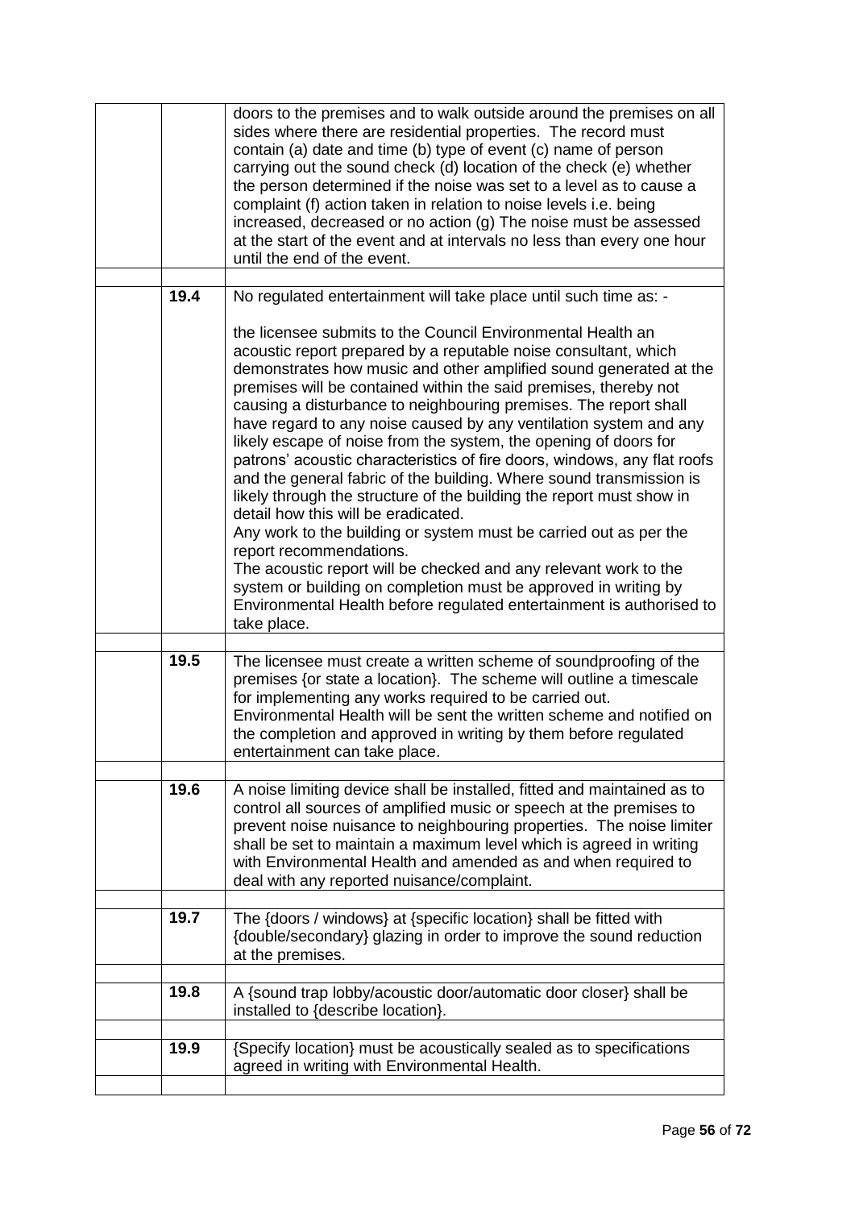| | | |
|---|---|---|
| | | doors to the premises and to walk outside around the premises on all sides where there are residential properties. The record must contain (a) date and time (b) type of event (c) name of person carrying out the sound check (d) location of the check (e) whether the person determined if the noise was set to a level as to cause a complaint (f) action taken in relation to noise levels i.e. being increased, decreased or no action (g) The noise must be assessed at the start of the event and at intervals no less than every one hour until the end of the event. |
| | | |
| | **19.4** | No regulated entertainment will take place until such time as: -<br><br>the licensee submits to the Council Environmental Health an acoustic report prepared by a reputable noise consultant, which demonstrates how music and other amplified sound generated at the premises will be contained within the said premises, thereby not causing a disturbance to neighbouring premises. The report shall have regard to any noise caused by any ventilation system and any likely escape of noise from the system, the opening of doors for patrons' acoustic characteristics of fire doors, windows, any flat roofs and the general fabric of the building. Where sound transmission is likely through the structure of the building the report must show in detail how this will be eradicated.<br>Any work to the building or system must be carried out as per the report recommendations.<br>The acoustic report will be checked and any relevant work to the system or building on completion must be approved in writing by Environmental Health before regulated entertainment is authorised to take place. |
| | | |
| | **19.5** | The licensee must create a written scheme of soundproofing of the premises {or state a location}. The scheme will outline a timescale for implementing any works required to be carried out.<br>Environmental Health will be sent the written scheme and notified on the completion and approved in writing by them before regulated entertainment can take place. |
| | | |
| | **19.6** | A noise limiting device shall be installed, fitted and maintained as to control all sources of amplified music or speech at the premises to prevent noise nuisance to neighbouring properties. The noise limiter shall be set to maintain a maximum level which is agreed in writing with Environmental Health and amended as and when required to deal with any reported nuisance/complaint. |
| | | |
| | **19.7** | The {doors / windows} at {specific location} shall be fitted with {double/secondary} glazing in order to improve the sound reduction at the premises. |
| | | |
| | **19.8** | A {sound trap lobby/acoustic door/automatic door closer} shall be installed to {describe location}. |
| | | |
| | **19.9** | {Specify location} must be acoustically sealed as to specifications agreed in writing with Environmental Health. |
| | | |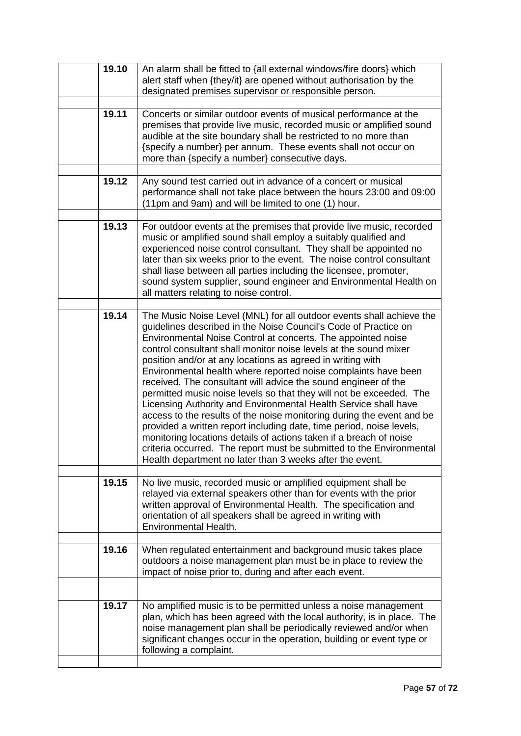| | | |
|---|---|---|
| | **19.10** | An alarm shall be fitted to {all external windows/fire doors} which alert staff when {they/it} are opened without authorisation by the designated premises supervisor or responsible person. |
| | | |
| | **19.11** | Concerts or similar outdoor events of musical performance at the premises that provide live music, recorded music or amplified sound audible at the site boundary shall be restricted to no more than {specify a number} per annum. These events shall not occur on more than {specify a number} consecutive days. |
| | | |
| | **19.12** | Any sound test carried out in advance of a concert or musical performance shall not take place between the hours 23:00 and 09:00 (11pm and 9am) and will be limited to one (1) hour. |
| | | |
| | **19.13** | For outdoor events at the premises that provide live music, recorded music or amplified sound shall employ a suitably qualified and experienced noise control consultant. They shall be appointed no later than six weeks prior to the event. The noise control consultant shall liase between all parties including the licensee, promoter, sound system supplier, sound engineer and Environmental Health on all matters relating to noise control. |
| | | |
| | **19.14** | The Music Noise Level (MNL) for all outdoor events shall achieve the guidelines described in the Noise Council's Code of Practice on Environmental Noise Control at concerts. The appointed noise control consultant shall monitor noise levels at the sound mixer position and/or at any locations as agreed in writing with Environmental health where reported noise complaints have been received. The consultant will advice the sound engineer of the permitted music noise levels so that they will not be exceeded. The Licensing Authority and Environmental Health Service shall have access to the results of the noise monitoring during the event and be provided a written report including date, time period, noise levels, monitoring locations details of actions taken if a breach of noise criteria occurred. The report must be submitted to the Environmental Health department no later than 3 weeks after the event. |
| | | |
| | **19.15** | No live music, recorded music or amplified equipment shall be relayed via external speakers other than for events with the prior written approval of Environmental Health. The specification and orientation of all speakers shall be agreed in writing with Environmental Health. |
| | | |
| | **19.16** | When regulated entertainment and background music takes place outdoors a noise management plan must be in place to review the impact of noise prior to, during and after each event. |
| | | |
| | **19.17** | No amplified music is to be permitted unless a noise management plan, which has been agreed with the local authority, is in place. The noise management plan shall be periodically reviewed and/or when significant changes occur in the operation, building or event type or following a complaint. |
| | | |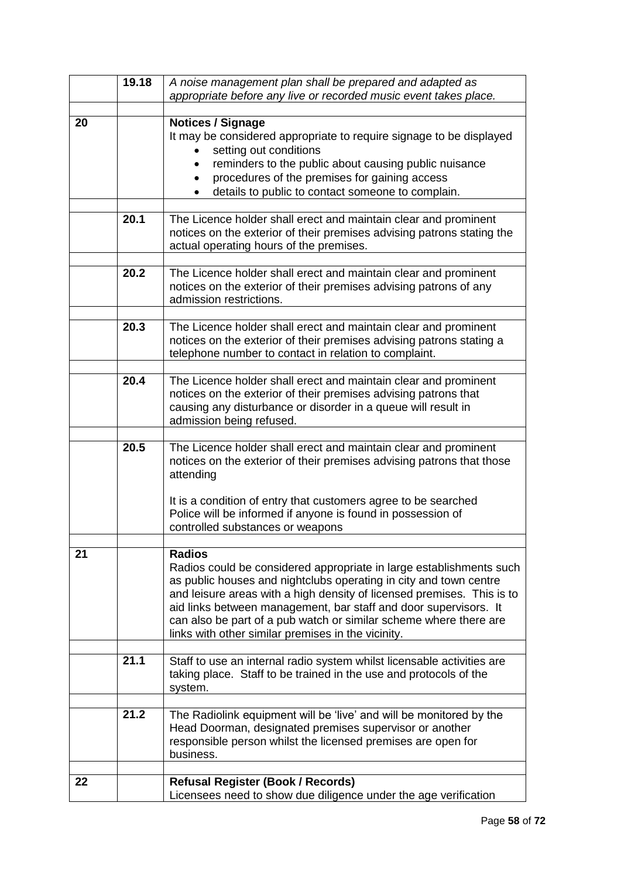|  |  |  |
|---|---|---|
|  | **19.18** | *A noise management plan shall be prepared and adapted as appropriate before any live or recorded music event takes place.* |
|  |  |  |
| **20** |  | **Notices / Signage**<br>It may be considered appropriate to require signage to be displayed<br>• setting out conditions<br>• reminders to the public about causing public nuisance<br>• procedures of the premises for gaining access<br>• details to public to contact someone to complain. |
|  |  |  |
|  | **20.1** | The Licence holder shall erect and maintain clear and prominent notices on the exterior of their premises advising patrons stating the actual operating hours of the premises. |
|  |  |  |
|  | **20.2** | The Licence holder shall erect and maintain clear and prominent notices on the exterior of their premises advising patrons of any admission restrictions. |
|  |  |  |
|  | **20.3** | The Licence holder shall erect and maintain clear and prominent notices on the exterior of their premises advising patrons stating a telephone number to contact in relation to complaint. |
|  |  |  |
|  | **20.4** | The Licence holder shall erect and maintain clear and prominent notices on the exterior of their premises advising patrons that causing any disturbance or disorder in a queue will result in admission being refused. |
|  |  |  |
|  | **20.5** | The Licence holder shall erect and maintain clear and prominent notices on the exterior of their premises advising patrons that those attending<br><br>It is a condition of entry that customers agree to be searched<br>Police will be informed if anyone is found in possession of controlled substances or weapons |
|  |  |  |
| **21** |  | **Radios**<br>Radios could be considered appropriate in large establishments such as public houses and nightclubs operating in city and town centre and leisure areas with a high density of licensed premises. This is to aid links between management, bar staff and door supervisors. It can also be part of a pub watch or similar scheme where there are links with other similar premises in the vicinity. |
|  |  |  |
|  | **21.1** | Staff to use an internal radio system whilst licensable activities are taking place. Staff to be trained in the use and protocols of the system. |
|  |  |  |
|  | **21.2** | The Radiolink equipment will be 'live' and will be monitored by the Head Doorman, designated premises supervisor or another responsible person whilst the licensed premises are open for business. |
|  |  |  |
| **22** |  | **Refusal Register (Book / Records)**<br>Licensees need to show due diligence under the age verification |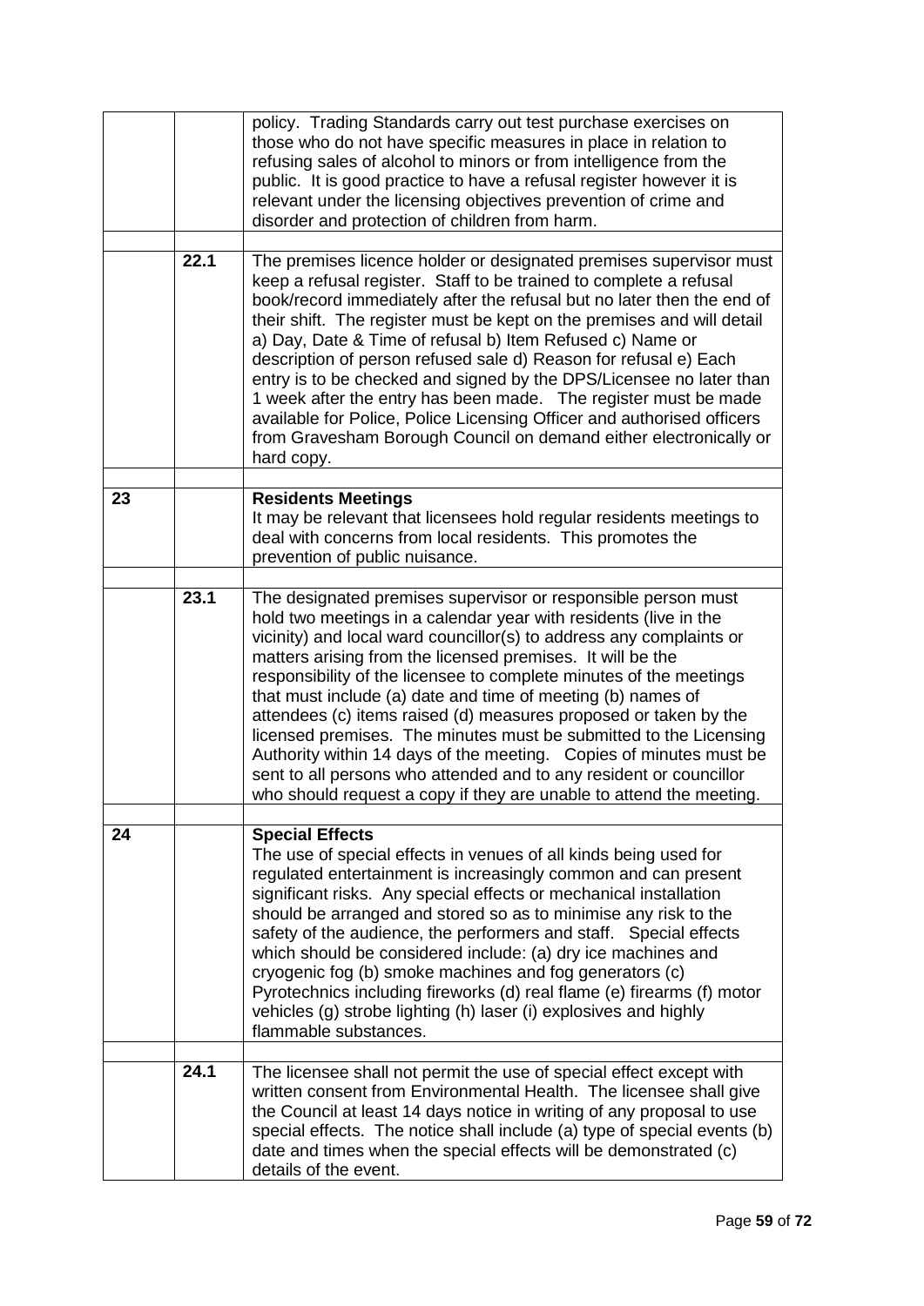| | | |
|---|---|---|
| | | policy. Trading Standards carry out test purchase exercises on those who do not have specific measures in place in relation to refusing sales of alcohol to minors or from intelligence from the public. It is good practice to have a refusal register however it is relevant under the licensing objectives prevention of crime and disorder and protection of children from harm. |
| | | |
| | **22.1** | The premises licence holder or designated premises supervisor must keep a refusal register. Staff to be trained to complete a refusal book/record immediately after the refusal but no later then the end of their shift. The register must be kept on the premises and will detail a) Day, Date & Time of refusal b) Item Refused c) Name or description of person refused sale d) Reason for refusal e) Each entry is to be checked and signed by the DPS/Licensee no later than 1 week after the entry has been made. The register must be made available for Police, Police Licensing Officer and authorised officers from Gravesham Borough Council on demand either electronically or hard copy. |
| | | |
| **23** | | **Residents Meetings**<br>It may be relevant that licensees hold regular residents meetings to deal with concerns from local residents. This promotes the prevention of public nuisance. |
| | | |
| | **23.1** | The designated premises supervisor or responsible person must hold two meetings in a calendar year with residents (live in the vicinity) and local ward councillor(s) to address any complaints or matters arising from the licensed premises. It will be the responsibility of the licensee to complete minutes of the meetings that must include (a) date and time of meeting (b) names of attendees (c) items raised (d) measures proposed or taken by the licensed premises. The minutes must be submitted to the Licensing Authority within 14 days of the meeting. Copies of minutes must be sent to all persons who attended and to any resident or councillor who should request a copy if they are unable to attend the meeting. |
| | | |
| **24** | | **Special Effects**<br>The use of special effects in venues of all kinds being used for regulated entertainment is increasingly common and can present significant risks. Any special effects or mechanical installation should be arranged and stored so as to minimise any risk to the safety of the audience, the performers and staff. Special effects which should be considered include: (a) dry ice machines and cryogenic fog (b) smoke machines and fog generators (c) Pyrotechnics including fireworks (d) real flame (e) firearms (f) motor vehicles (g) strobe lighting (h) laser (i) explosives and highly flammable substances. |
| | | |
| | **24.1** | The licensee shall not permit the use of special effect except with written consent from Environmental Health. The licensee shall give the Council at least 14 days notice in writing of any proposal to use special effects. The notice shall include (a) type of special events (b) date and times when the special effects will be demonstrated (c) details of the event. |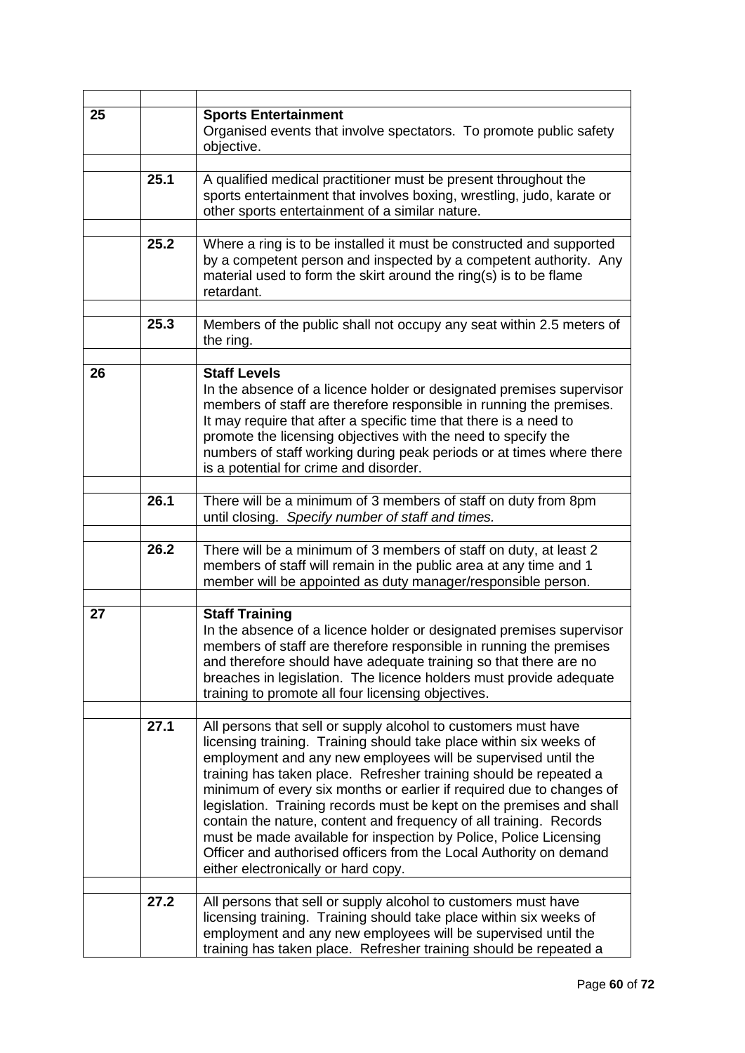| | | |
|---|---|---|
| 25 | | **Sports Entertainment**<br>Organised events that involve spectators. To promote public safety objective. |
| | 25.1 | A qualified medical practitioner must be present throughout the sports entertainment that involves boxing, wrestling, judo, karate or other sports entertainment of a similar nature. |
| | 25.2 | Where a ring is to be installed it must be constructed and supported by a competent person and inspected by a competent authority. Any material used to form the skirt around the ring(s) is to be flame retardant. |
| | 25.3 | Members of the public shall not occupy any seat within 2.5 meters of the ring. |
| 26 | | **Staff Levels**<br>In the absence of a licence holder or designated premises supervisor members of staff are therefore responsible in running the premises. It may require that after a specific time that there is a need to promote the licensing objectives with the need to specify the numbers of staff working during peak periods or at times where there is a potential for crime and disorder. |
| | 26.1 | There will be a minimum of 3 members of staff on duty from 8pm until closing. *Specify number of staff and times.* |
| | 26.2 | There will be a minimum of 3 members of staff on duty, at least 2 members of staff will remain in the public area at any time and 1 member will be appointed as duty manager/responsible person. |
| 27 | | **Staff Training**<br>In the absence of a licence holder or designated premises supervisor members of staff are therefore responsible in running the premises and therefore should have adequate training so that there are no breaches in legislation. The licence holders must provide adequate training to promote all four licensing objectives. |
| | 27.1 | All persons that sell or supply alcohol to customers must have licensing training. Training should take place within six weeks of employment and any new employees will be supervised until the training has taken place. Refresher training should be repeated a minimum of every six months or earlier if required due to changes of legislation. Training records must be kept on the premises and shall contain the nature, content and frequency of all training. Records must be made available for inspection by Police, Police Licensing Officer and authorised officers from the Local Authority on demand either electronically or hard copy. |
| | 27.2 | All persons that sell or supply alcohol to customers must have licensing training. Training should take place within six weeks of employment and any new employees will be supervised until the training has taken place. Refresher training should be repeated a |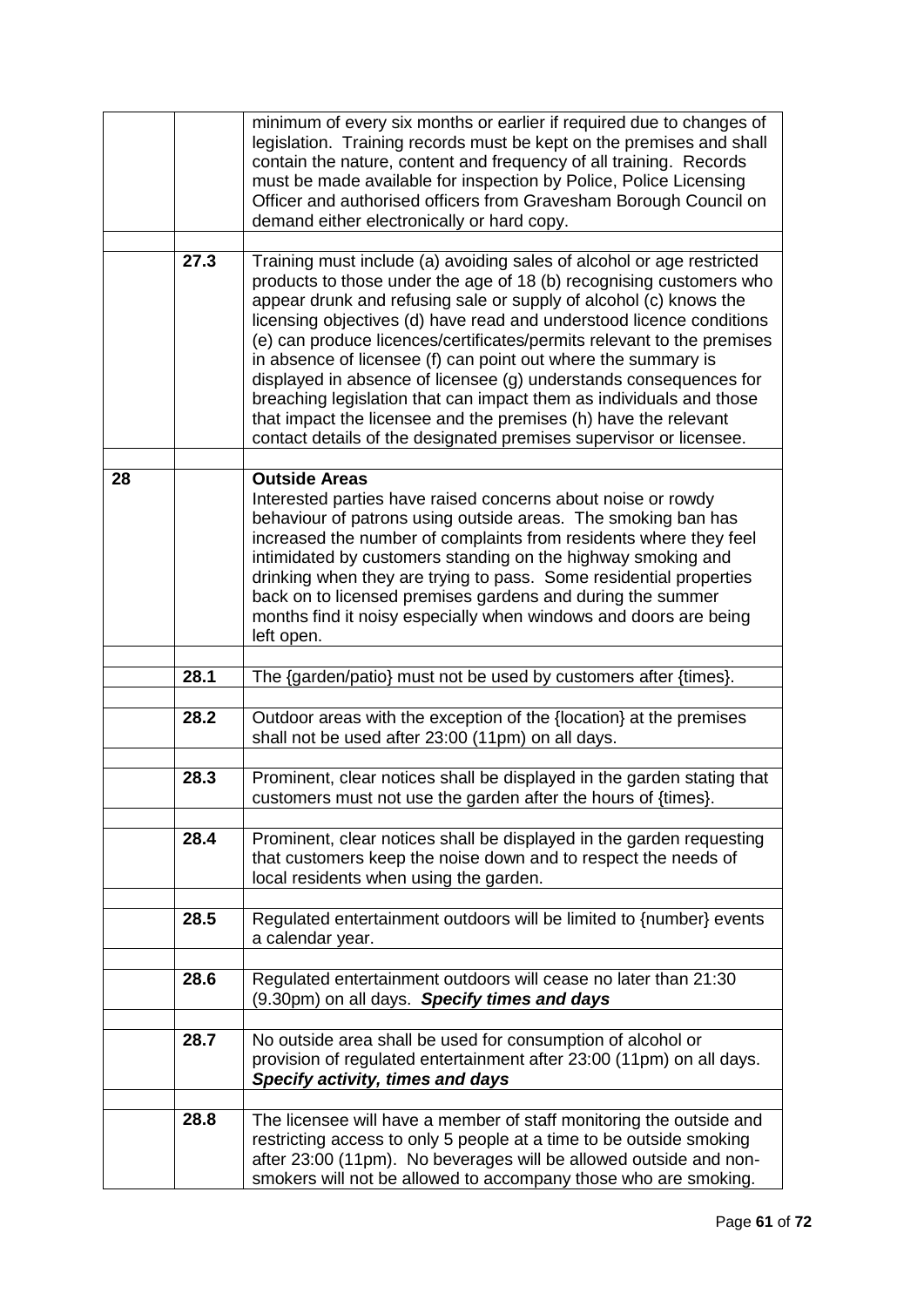| | | |
|---|---|---|
| | | minimum of every six months or earlier if required due to changes of legislation. Training records must be kept on the premises and shall contain the nature, content and frequency of all training. Records must be made available for inspection by Police, Police Licensing Officer and authorised officers from Gravesham Borough Council on demand either electronically or hard copy. |
| | **27.3** | Training must include (a) avoiding sales of alcohol or age restricted products to those under the age of 18 (b) recognising customers who appear drunk and refusing sale or supply of alcohol (c) knows the licensing objectives (d) have read and understood licence conditions (e) can produce licences/certificates/permits relevant to the premises in absence of licensee (f) can point out where the summary is displayed in absence of licensee (g) understands consequences for breaching legislation that can impact them as individuals and those that impact the licensee and the premises (h) have the relevant contact details of the designated premises supervisor or licensee. |
| **28** | | **Outside Areas**<br>Interested parties have raised concerns about noise or rowdy behaviour of patrons using outside areas. The smoking ban has increased the number of complaints from residents where they feel intimidated by customers standing on the highway smoking and drinking when they are trying to pass. Some residential properties back on to licensed premises gardens and during the summer months find it noisy especially when windows and doors are being left open. |
| | **28.1** | The {garden/patio} must not be used by customers after {times}. |
| | **28.2** | Outdoor areas with the exception of the {location} at the premises shall not be used after 23:00 (11pm) on all days. |
| | **28.3** | Prominent, clear notices shall be displayed in the garden stating that customers must not use the garden after the hours of {times}. |
| | **28.4** | Prominent, clear notices shall be displayed in the garden requesting that customers keep the noise down and to respect the needs of local residents when using the garden. |
| | **28.5** | Regulated entertainment outdoors will be limited to {number} events a calendar year. |
| | **28.6** | Regulated entertainment outdoors will cease no later than 21:30 (9.30pm) on all days. ***Specify times and days*** |
| | **28.7** | No outside area shall be used for consumption of alcohol or provision of regulated entertainment after 23:00 (11pm) on all days. ***Specify activity, times and days*** |
| | **28.8** | The licensee will have a member of staff monitoring the outside and restricting access to only 5 people at a time to be outside smoking after 23:00 (11pm). No beverages will be allowed outside and non-smokers will not be allowed to accompany those who are smoking. |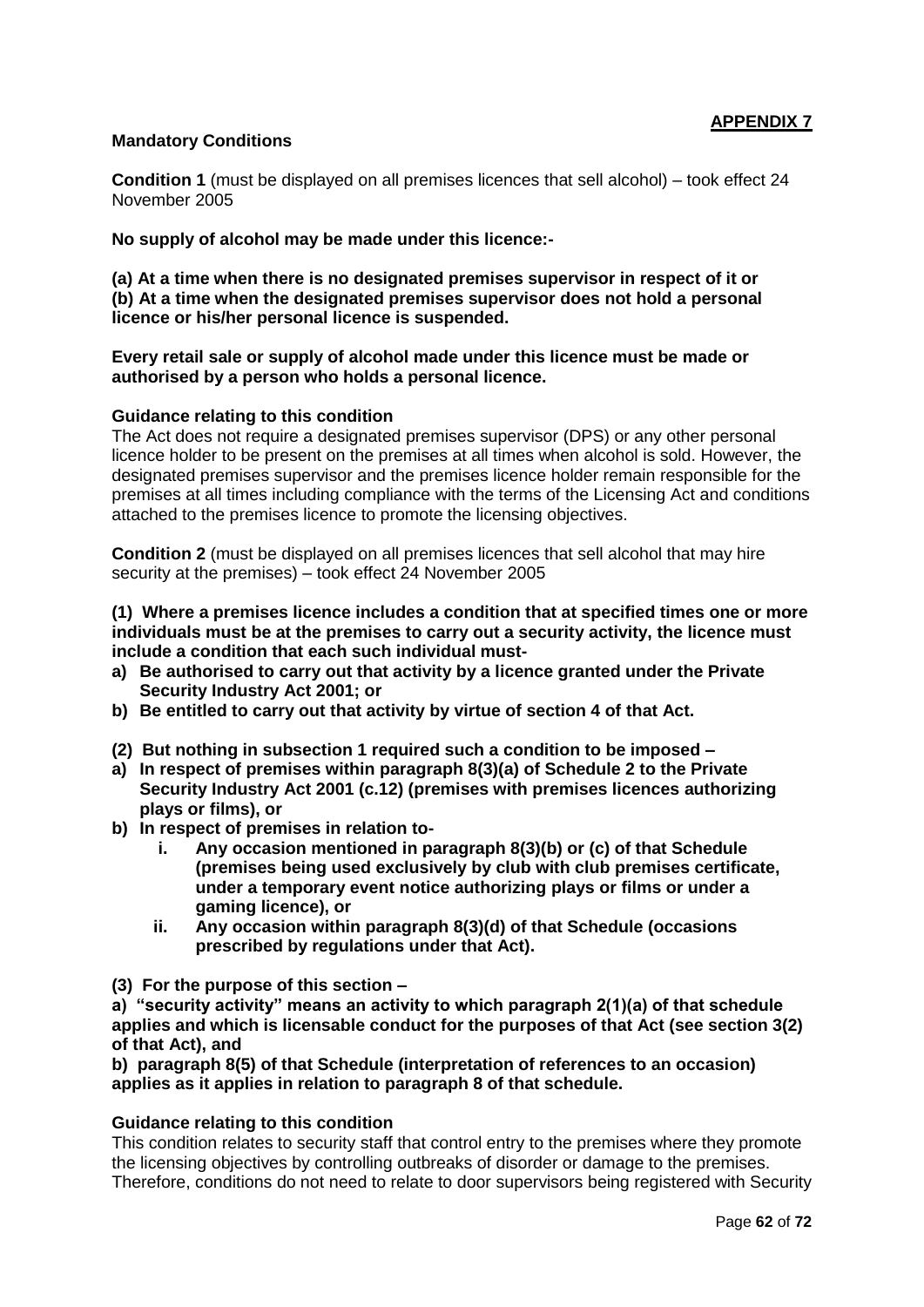**APPENDIX 7**

**Mandatory Conditions**

**Condition 1** (must be displayed on all premises licences that sell alcohol) – took effect 24 November 2005

**No supply of alcohol may be made under this licence:-**

**(a) At a time when there is no designated premises supervisor in respect of it or**
**(b) At a time when the designated premises supervisor does not hold a personal licence or his/her personal licence is suspended.**

**Every retail sale or supply of alcohol made under this licence must be made or authorised by a person who holds a personal licence.**

**Guidance relating to this condition**
The Act does not require a designated premises supervisor (DPS) or any other personal licence holder to be present on the premises at all times when alcohol is sold. However, the designated premises supervisor and the premises licence holder remain responsible for the premises at all times including compliance with the terms of the Licensing Act and conditions attached to the premises licence to promote the licensing objectives.

**Condition 2** (must be displayed on all premises licences that sell alcohol that may hire security at the premises) – took effect 24 November 2005

**(1) Where a premises licence includes a condition that at specified times one or more individuals must be at the premises to carry out a security activity, the licence must include a condition that each such individual must-**

- **a) Be authorised to carry out that activity by a licence granted under the Private Security Industry Act 2001; or**
- **b) Be entitled to carry out that activity by virtue of section 4 of that Act.**

**(2) But nothing in subsection 1 required such a condition to be imposed –**

- **a) In respect of premises within paragraph 8(3)(a) of Schedule 2 to the Private Security Industry Act 2001 (c.12) (premises with premises licences authorizing plays or films), or**
- **b) In respect of premises in relation to-**
    - **i. Any occasion mentioned in paragraph 8(3)(b) or (c) of that Schedule (premises being used exclusively by club with club premises certificate, under a temporary event notice authorizing plays or films or under a gaming licence), or**
    - **ii. Any occasion within paragraph 8(3)(d) of that Schedule (occasions prescribed by regulations under that Act).**

**(3) For the purpose of this section –**

**a) "security activity" means an activity to which paragraph 2(1)(a) of that schedule applies and which is licensable conduct for the purposes of that Act (see section 3(2) of that Act), and**

**b) paragraph 8(5) of that Schedule (interpretation of references to an occasion) applies as it applies in relation to paragraph 8 of that schedule.**

**Guidance relating to this condition**
This condition relates to security staff that control entry to the premises where they promote the licensing objectives by controlling outbreaks of disorder or damage to the premises. Therefore, conditions do not need to relate to door supervisors being registered with Security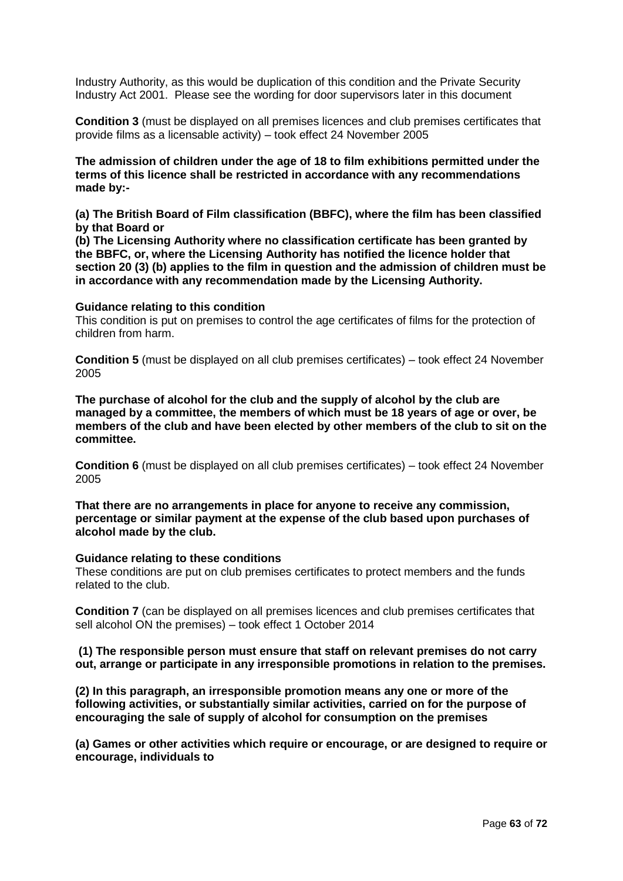Industry Authority, as this would be duplication of this condition and the Private Security Industry Act 2001. Please see the wording for door supervisors later in this document

**Condition 3** (must be displayed on all premises licences and club premises certificates that provide films as a licensable activity) – took effect 24 November 2005

**The admission of children under the age of 18 to film exhibitions permitted under the terms of this licence shall be restricted in accordance with any recommendations made by:-**

**(a) The British Board of Film classification (BBFC), where the film has been classified by that Board or**
**(b) The Licensing Authority where no classification certificate has been granted by the BBFC, or, where the Licensing Authority has notified the licence holder that section 20 (3) (b) applies to the film in question and the admission of children must be in accordance with any recommendation made by the Licensing Authority.**

**Guidance relating to this condition**
This condition is put on premises to control the age certificates of films for the protection of children from harm.

**Condition 5** (must be displayed on all club premises certificates) – took effect 24 November 2005

**The purchase of alcohol for the club and the supply of alcohol by the club are managed by a committee, the members of which must be 18 years of age or over, be members of the club and have been elected by other members of the club to sit on the committee.**

**Condition 6** (must be displayed on all club premises certificates) – took effect 24 November 2005

**That there are no arrangements in place for anyone to receive any commission, percentage or similar payment at the expense of the club based upon purchases of alcohol made by the club.**

**Guidance relating to these conditions**
These conditions are put on club premises certificates to protect members and the funds related to the club.

**Condition 7** (can be displayed on all premises licences and club premises certificates that sell alcohol ON the premises) – took effect 1 October 2014

**(1) The responsible person must ensure that staff on relevant premises do not carry out, arrange or participate in any irresponsible promotions in relation to the premises.**

**(2) In this paragraph, an irresponsible promotion means any one or more of the following activities, or substantially similar activities, carried on for the purpose of encouraging the sale of supply of alcohol for consumption on the premises**

**(a) Games or other activities which require or encourage, or are designed to require or encourage, individuals to**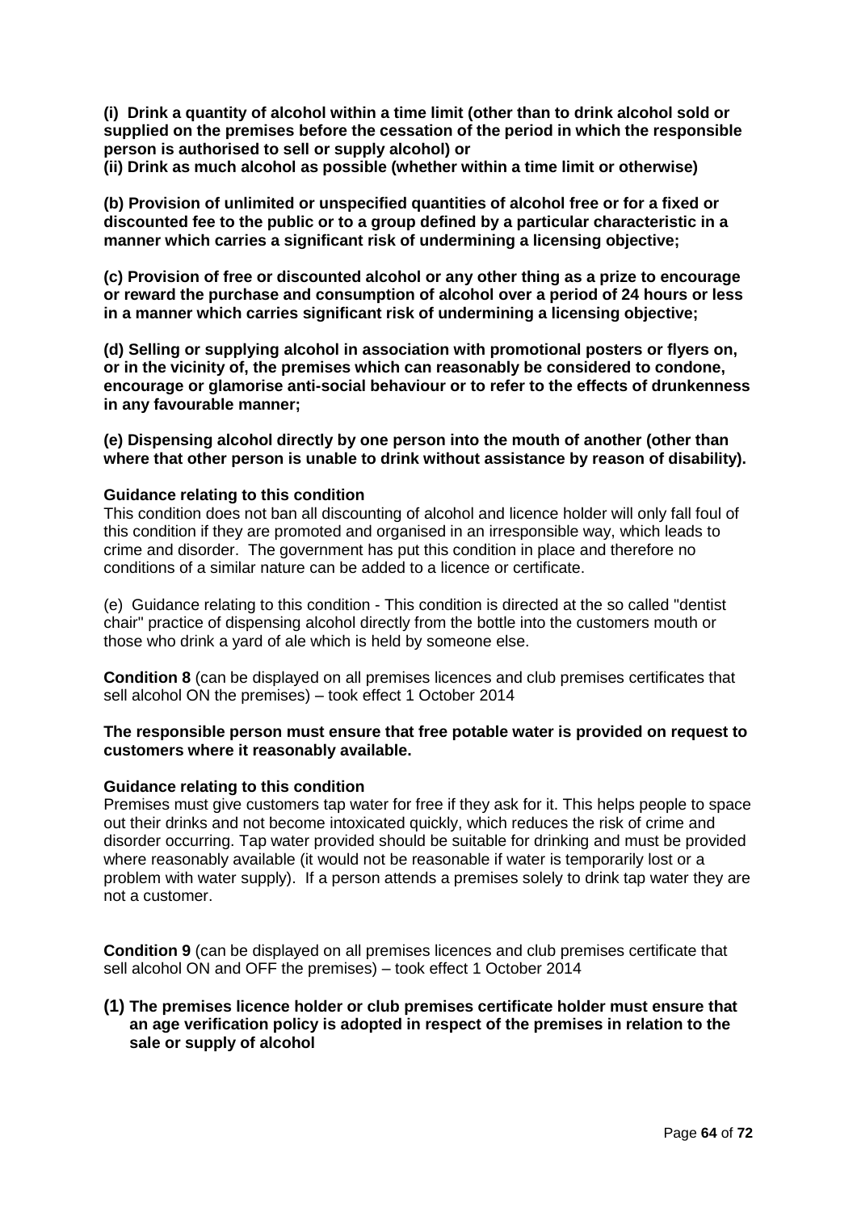**(i) Drink a quantity of alcohol within a time limit (other than to drink alcohol sold or supplied on the premises before the cessation of the period in which the responsible person is authorised to sell or supply alcohol) or**
**(ii) Drink as much alcohol as possible (whether within a time limit or otherwise)**

**(b) Provision of unlimited or unspecified quantities of alcohol free or for a fixed or discounted fee to the public or to a group defined by a particular characteristic in a manner which carries a significant risk of undermining a licensing objective;**

**(c) Provision of free or discounted alcohol or any other thing as a prize to encourage or reward the purchase and consumption of alcohol over a period of 24 hours or less in a manner which carries significant risk of undermining a licensing objective;**

**(d) Selling or supplying alcohol in association with promotional posters or flyers on, or in the vicinity of, the premises which can reasonably be considered to condone, encourage or glamorise anti-social behaviour or to refer to the effects of drunkenness in any favourable manner;**

**(e) Dispensing alcohol directly by one person into the mouth of another (other than where that other person is unable to drink without assistance by reason of disability).**

**Guidance relating to this condition**
This condition does not ban all discounting of alcohol and licence holder will only fall foul of this condition if they are promoted and organised in an irresponsible way, which leads to crime and disorder. The government has put this condition in place and therefore no conditions of a similar nature can be added to a licence or certificate.

(e) Guidance relating to this condition - This condition is directed at the so called "dentist chair" practice of dispensing alcohol directly from the bottle into the customers mouth or those who drink a yard of ale which is held by someone else.

**Condition 8** (can be displayed on all premises licences and club premises certificates that sell alcohol ON the premises) – took effect 1 October 2014

**The responsible person must ensure that free potable water is provided on request to customers where it reasonably available.**

**Guidance relating to this condition**
Premises must give customers tap water for free if they ask for it. This helps people to space out their drinks and not become intoxicated quickly, which reduces the risk of crime and disorder occurring. Tap water provided should be suitable for drinking and must be provided where reasonably available (it would not be reasonable if water is temporarily lost or a problem with water supply). If a person attends a premises solely to drink tap water they are not a customer.

**Condition 9** (can be displayed on all premises licences and club premises certificate that sell alcohol ON and OFF the premises) – took effect 1 October 2014

**(1) The premises licence holder or club premises certificate holder must ensure that an age verification policy is adopted in respect of the premises in relation to the sale or supply of alcohol**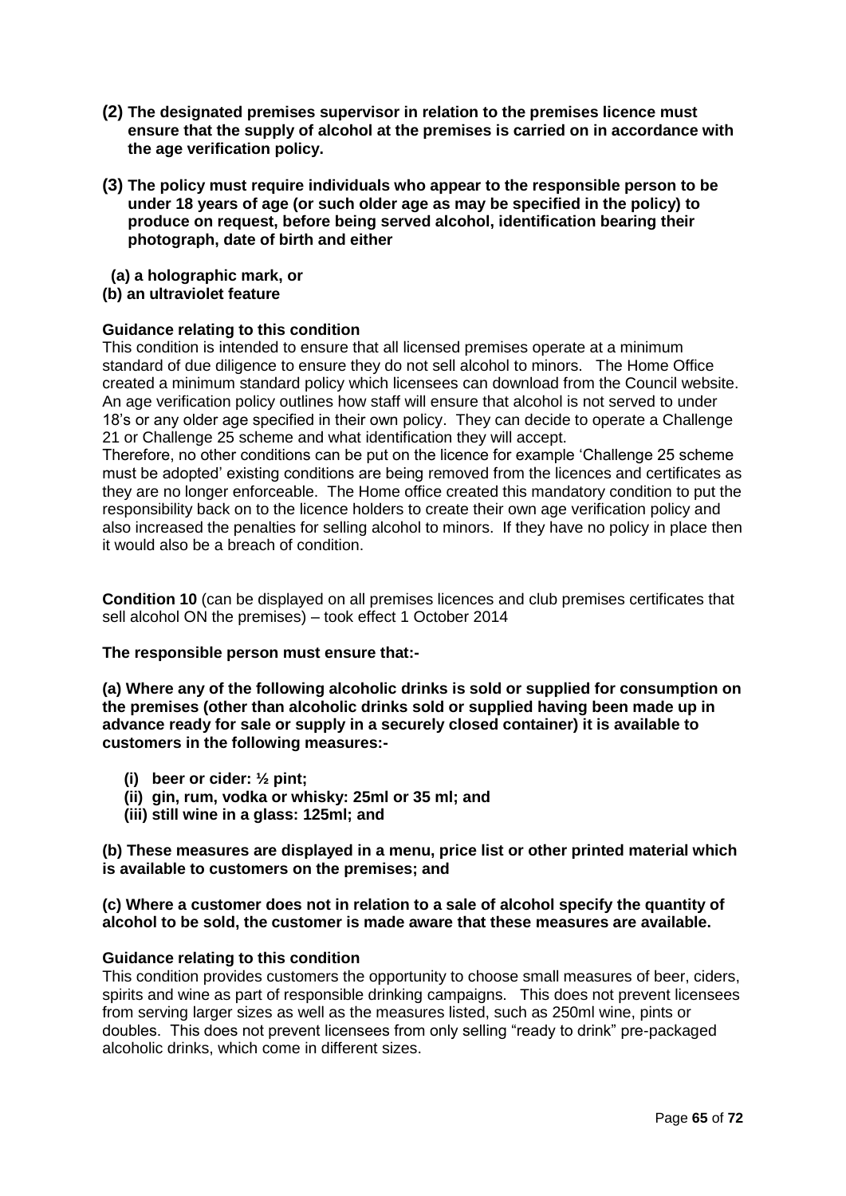**(2) The designated premises supervisor in relation to the premises licence must ensure that the supply of alcohol at the premises is carried on in accordance with the age verification policy.**

**(3) The policy must require individuals who appear to the responsible person to be under 18 years of age (or such older age as may be specified in the policy) to produce on request, before being served alcohol, identification bearing their photograph, date of birth and either**

**(a) a holographic mark, or**
**(b) an ultraviolet feature**

**Guidance relating to this condition**

This condition is intended to ensure that all licensed premises operate at a minimum standard of due diligence to ensure they do not sell alcohol to minors. The Home Office created a minimum standard policy which licensees can download from the Council website. An age verification policy outlines how staff will ensure that alcohol is not served to under 18's or any older age specified in their own policy. They can decide to operate a Challenge 21 or Challenge 25 scheme and what identification they will accept.

Therefore, no other conditions can be put on the licence for example 'Challenge 25 scheme must be adopted' existing conditions are being removed from the licences and certificates as they are no longer enforceable. The Home office created this mandatory condition to put the responsibility back on to the licence holders to create their own age verification policy and also increased the penalties for selling alcohol to minors. If they have no policy in place then it would also be a breach of condition.

**Condition 10** (can be displayed on all premises licences and club premises certificates that sell alcohol ON the premises) – took effect 1 October 2014

**The responsible person must ensure that:-**

**(a) Where any of the following alcoholic drinks is sold or supplied for consumption on the premises (other than alcoholic drinks sold or supplied having been made up in advance ready for sale or supply in a securely closed container) it is available to customers in the following measures:-**

- **(i) beer or cider: ½ pint;**
- **(ii) gin, rum, vodka or whisky: 25ml or 35 ml; and**
- **(iii) still wine in a glass: 125ml; and**

**(b) These measures are displayed in a menu, price list or other printed material which is available to customers on the premises; and**

**(c) Where a customer does not in relation to a sale of alcohol specify the quantity of alcohol to be sold, the customer is made aware that these measures are available.**

**Guidance relating to this condition**

This condition provides customers the opportunity to choose small measures of beer, ciders, spirits and wine as part of responsible drinking campaigns. This does not prevent licensees from serving larger sizes as well as the measures listed, such as 250ml wine, pints or doubles. This does not prevent licensees from only selling "ready to drink" pre-packaged alcoholic drinks, which come in different sizes.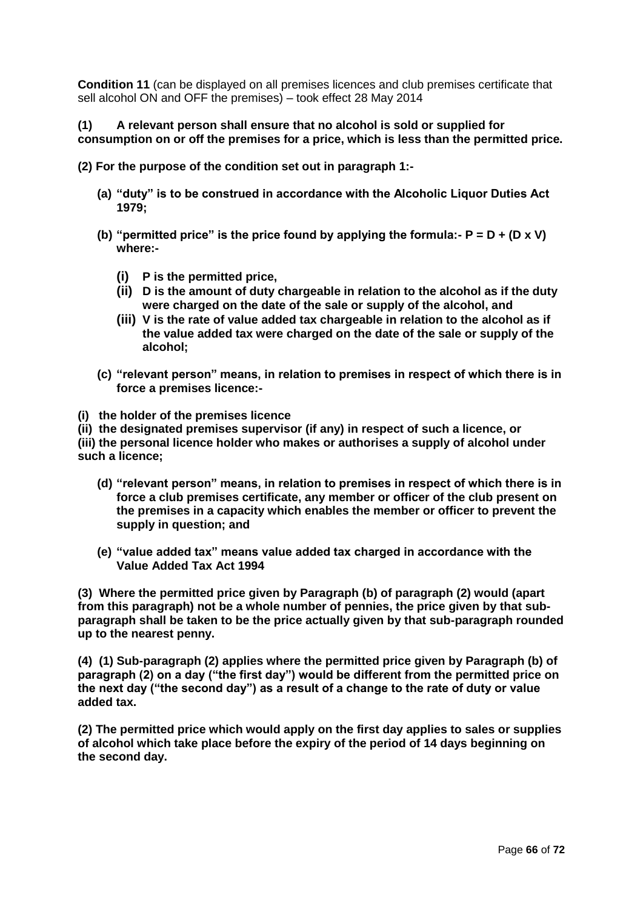**Condition 11** (can be displayed on all premises licences and club premises certificate that sell alcohol ON and OFF the premises) – took effect 28 May 2014

**(1) A relevant person shall ensure that no alcohol is sold or supplied for consumption on or off the premises for a price, which is less than the permitted price.**

**(2) For the purpose of the condition set out in paragraph 1:-**

- **(a) "duty" is to be construed in accordance with the Alcoholic Liquor Duties Act 1979;**
- **(b) "permitted price" is the price found by applying the formula:- $P = D + (D \times V)$ where:-**
  - **(i) P is the permitted price,**
  - **(ii) D is the amount of duty chargeable in relation to the alcohol as if the duty were charged on the date of the sale or supply of the alcohol, and**
  - **(iii) V is the rate of value added tax chargeable in relation to the alcohol as if the value added tax were charged on the date of the sale or supply of the alcohol;**
- **(c) "relevant person" means, in relation to premises in respect of which there is in force a premises licence:-**

**(i) the holder of the premises licence**
**(ii) the designated premises supervisor (if any) in respect of such a licence, or**
**(iii) the personal licence holder who makes or authorises a supply of alcohol under such a licence;**

- **(d) "relevant person" means, in relation to premises in respect of which there is in force a club premises certificate, any member or officer of the club present on the premises in a capacity which enables the member or officer to prevent the supply in question; and**
- **(e) "value added tax" means value added tax charged in accordance with the Value Added Tax Act 1994**

**(3) Where the permitted price given by Paragraph (b) of paragraph (2) would (apart from this paragraph) not be a whole number of pennies, the price given by that sub-paragraph shall be taken to be the price actually given by that sub-paragraph rounded up to the nearest penny.**

**(4) (1) Sub-paragraph (2) applies where the permitted price given by Paragraph (b) of paragraph (2) on a day ("the first day") would be different from the permitted price on the next day ("the second day") as a result of a change to the rate of duty or value added tax.**

**(2) The permitted price which would apply on the first day applies to sales or supplies of alcohol which take place before the expiry of the period of 14 days beginning on the second day.**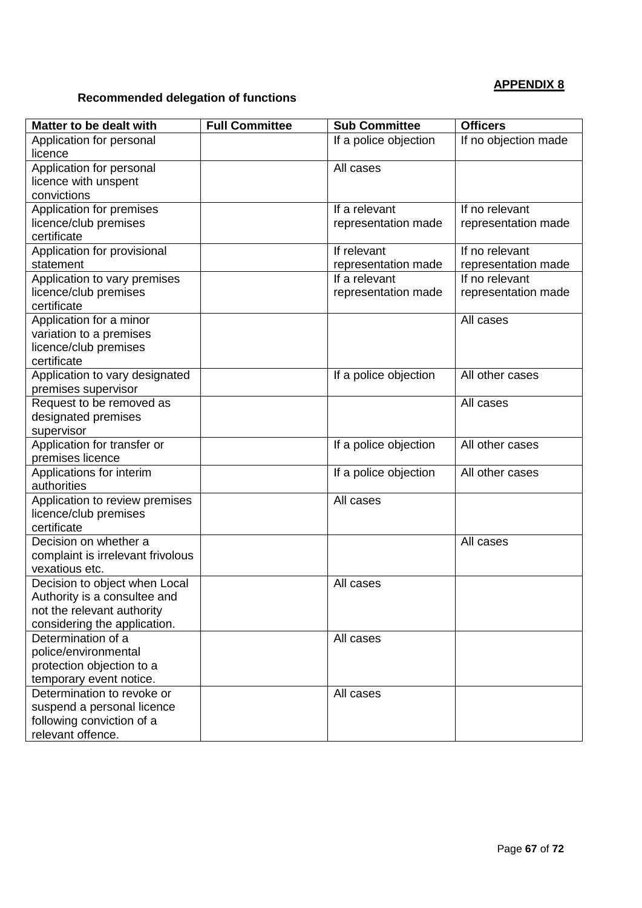**APPENDIX 8**

**Recommended delegation of functions**

| Matter to be dealt with | Full Committee | Sub Committee | Officers |
|---|---|---|---|
| Application for personal licence | | If a police objection | If no objection made |
| Application for personal licence with unspent convictions | | All cases | |
| Application for premises licence/club premises certificate | | If a relevant representation made | If no relevant representation made |
| Application for provisional statement | | If relevant representation made | If no relevant representation made |
| Application to vary premises licence/club premises certificate | | If a relevant representation made | If no relevant representation made |
| Application for a minor variation to a premises licence/club premises certificate | | | All cases |
| Application to vary designated premises supervisor | | If a police objection | All other cases |
| Request to be removed as designated premises supervisor | | | All cases |
| Application for transfer or premises licence | | If a police objection | All other cases |
| Applications for interim authorities | | If a police objection | All other cases |
| Application to review premises licence/club premises certificate | | All cases | |
| Decision on whether a complaint is irrelevant frivolous vexatious etc. | | | All cases |
| Decision to object when Local Authority is a consultee and not the relevant authority considering the application. | | All cases | |
| Determination of a police/environmental protection objection to a temporary event notice. | | All cases | |
| Determination to revoke or suspend a personal licence following conviction of a relevant offence. | | All cases | |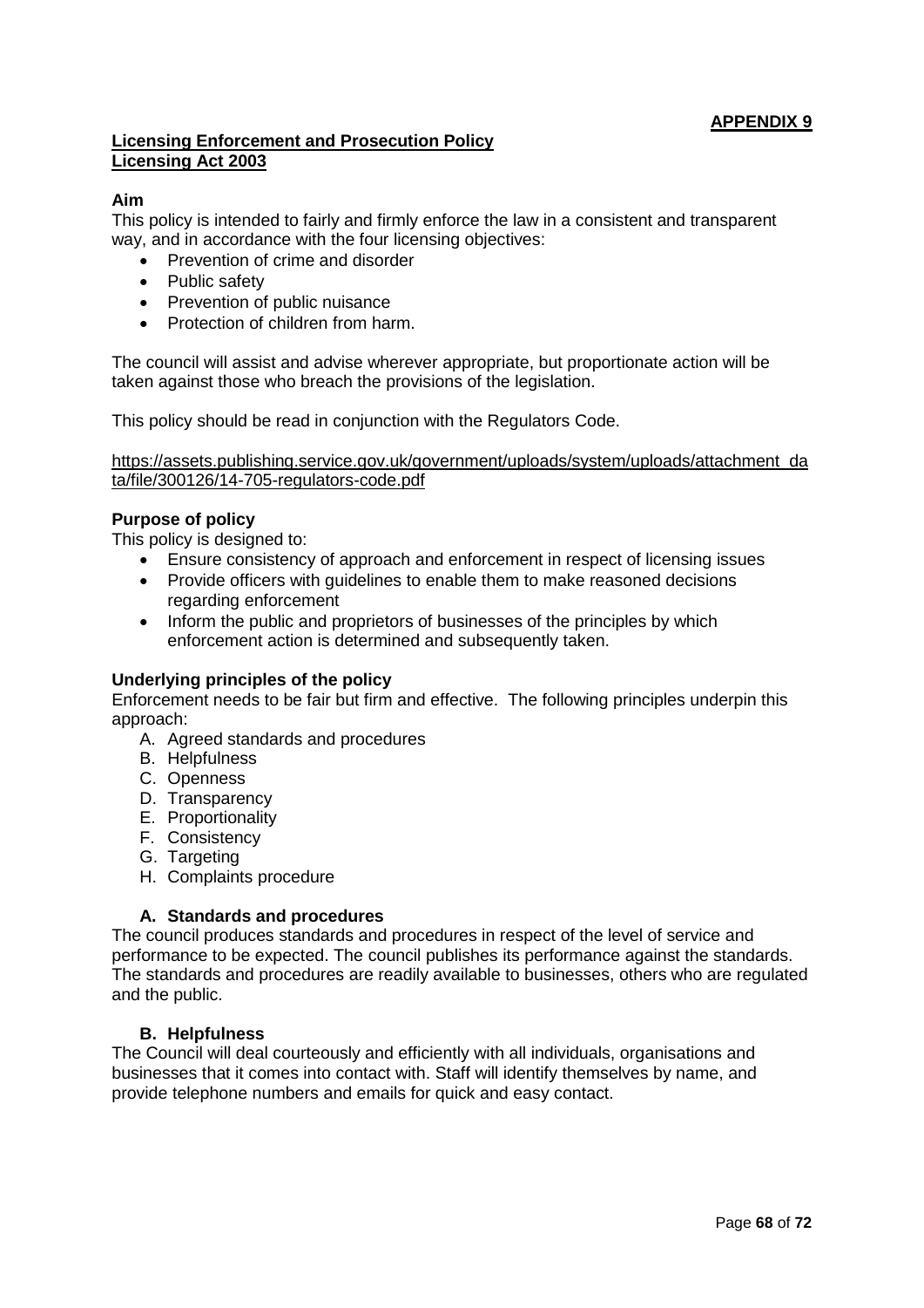**APPENDIX 9**

## Licensing Enforcement and Prosecution Policy
## Licensing Act 2003

### Aim

This policy is intended to fairly and firmly enforce the law in a consistent and transparent way, and in accordance with the four licensing objectives:

- Prevention of crime and disorder
- Public safety
- Prevention of public nuisance
- Protection of children from harm.

The council will assist and advise wherever appropriate, but proportionate action will be taken against those who breach the provisions of the legislation.

This policy should be read in conjunction with the Regulators Code.

https://assets.publishing.service.gov.uk/government/uploads/system/uploads/attachment_data/file/300126/14-705-regulators-code.pdf

### Purpose of policy

This policy is designed to:

- Ensure consistency of approach and enforcement in respect of licensing issues
- Provide officers with guidelines to enable them to make reasoned decisions regarding enforcement
- Inform the public and proprietors of businesses of the principles by which enforcement action is determined and subsequently taken.

### Underlying principles of the policy

Enforcement needs to be fair but firm and effective. The following principles underpin this approach:

A. Agreed standards and procedures
B. Helpfulness
C. Openness
D. Transparency
E. Proportionality
F. Consistency
G. Targeting
H. Complaints procedure

#### A. Standards and procedures

The council produces standards and procedures in respect of the level of service and performance to be expected. The council publishes its performance against the standards. The standards and procedures are readily available to businesses, others who are regulated and the public.

#### B. Helpfulness

The Council will deal courteously and efficiently with all individuals, organisations and businesses that it comes into contact with. Staff will identify themselves by name, and provide telephone numbers and emails for quick and easy contact.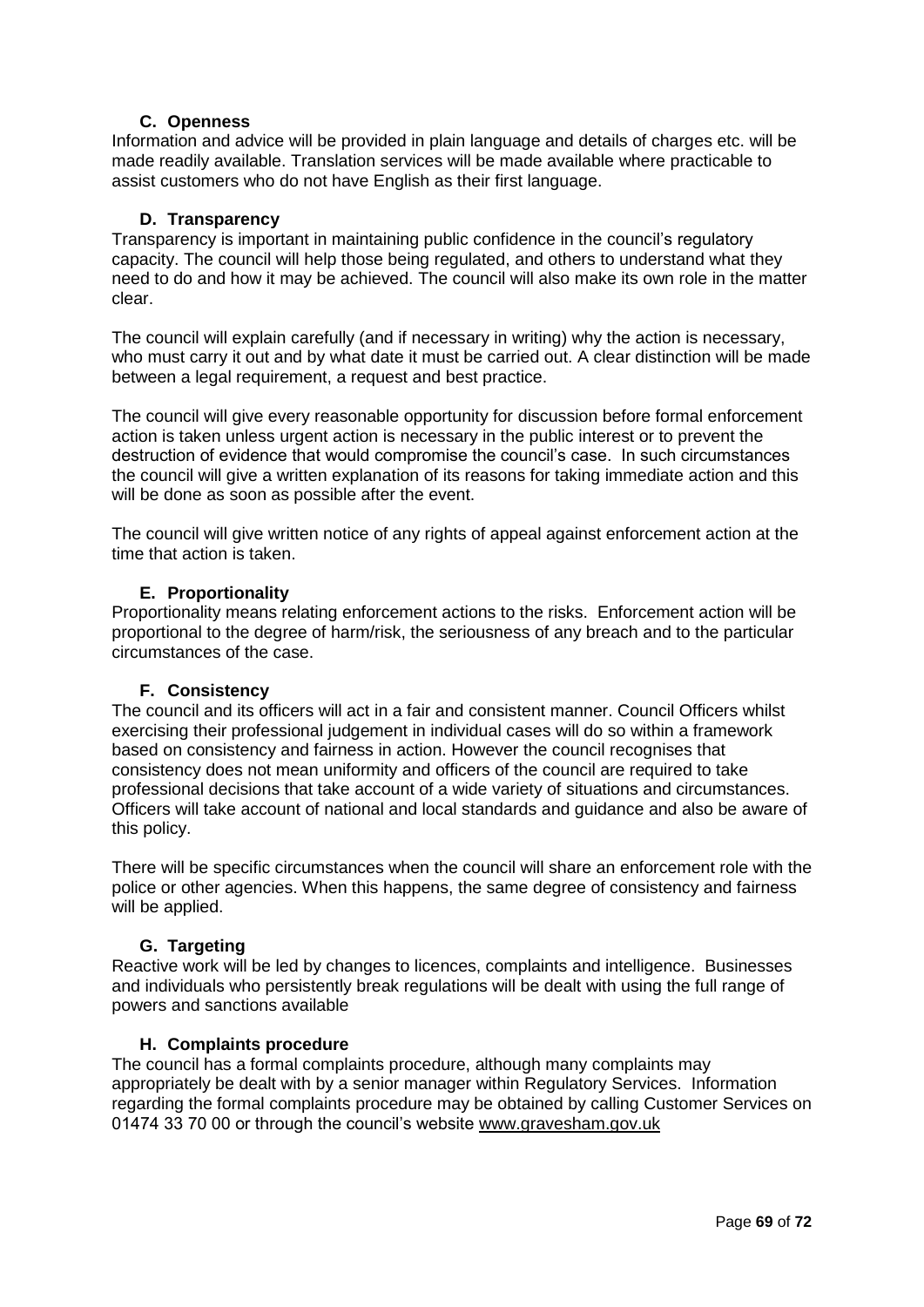### C. Openness

Information and advice will be provided in plain language and details of charges etc. will be made readily available. Translation services will be made available where practicable to assist customers who do not have English as their first language.

### D. Transparency

Transparency is important in maintaining public confidence in the council's regulatory capacity. The council will help those being regulated, and others to understand what they need to do and how it may be achieved. The council will also make its own role in the matter clear.

The council will explain carefully (and if necessary in writing) why the action is necessary, who must carry it out and by what date it must be carried out. A clear distinction will be made between a legal requirement, a request and best practice.

The council will give every reasonable opportunity for discussion before formal enforcement action is taken unless urgent action is necessary in the public interest or to prevent the destruction of evidence that would compromise the council's case. In such circumstances the council will give a written explanation of its reasons for taking immediate action and this will be done as soon as possible after the event.

The council will give written notice of any rights of appeal against enforcement action at the time that action is taken.

### E. Proportionality

Proportionality means relating enforcement actions to the risks. Enforcement action will be proportional to the degree of harm/risk, the seriousness of any breach and to the particular circumstances of the case.

### F. Consistency

The council and its officers will act in a fair and consistent manner. Council Officers whilst exercising their professional judgement in individual cases will do so within a framework based on consistency and fairness in action. However the council recognises that consistency does not mean uniformity and officers of the council are required to take professional decisions that take account of a wide variety of situations and circumstances. Officers will take account of national and local standards and guidance and also be aware of this policy.

There will be specific circumstances when the council will share an enforcement role with the police or other agencies. When this happens, the same degree of consistency and fairness will be applied.

### G. Targeting

Reactive work will be led by changes to licences, complaints and intelligence. Businesses and individuals who persistently break regulations will be dealt with using the full range of powers and sanctions available

### H. Complaints procedure

The council has a formal complaints procedure, although many complaints may appropriately be dealt with by a senior manager within Regulatory Services. Information regarding the formal complaints procedure may be obtained by calling Customer Services on 01474 33 70 00 or through the council's website www.gravesham.gov.uk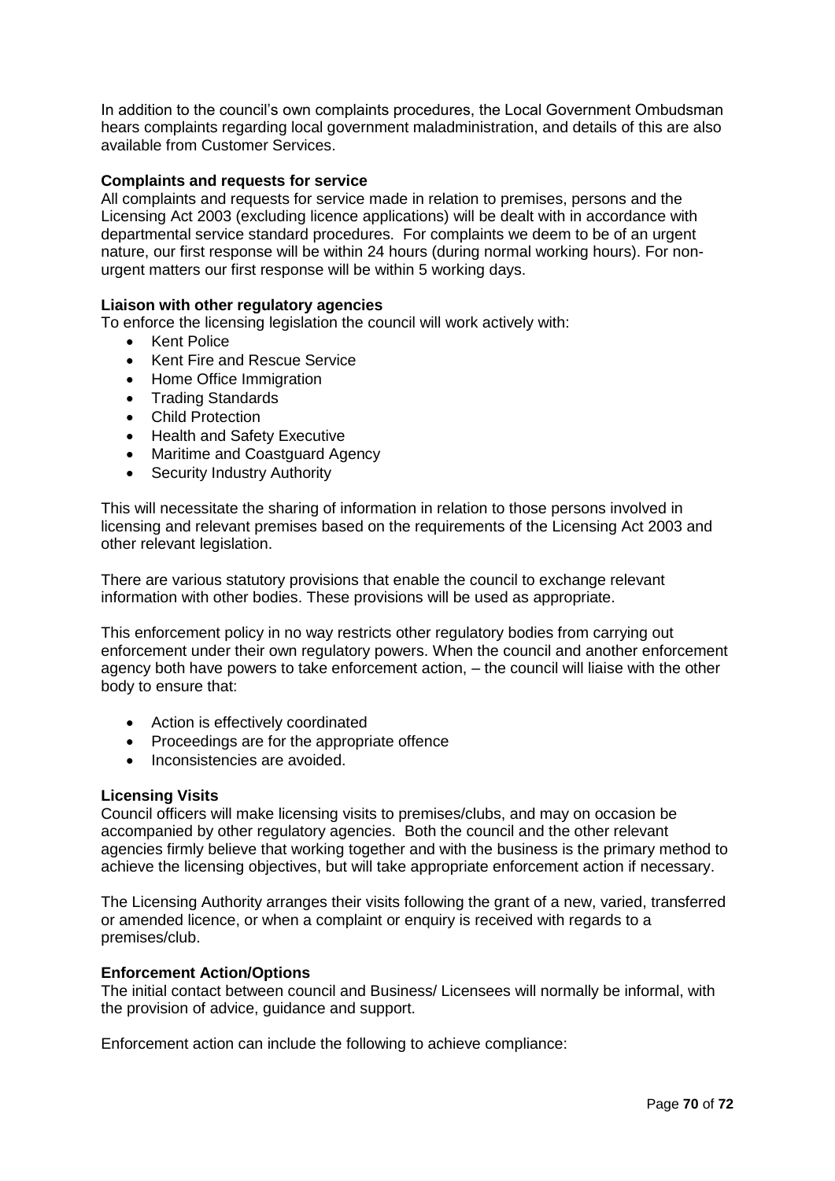In addition to the council's own complaints procedures, the Local Government Ombudsman hears complaints regarding local government maladministration, and details of this are also available from Customer Services.

**Complaints and requests for service**

All complaints and requests for service made in relation to premises, persons and the Licensing Act 2003 (excluding licence applications) will be dealt with in accordance with departmental service standard procedures. For complaints we deem to be of an urgent nature, our first response will be within 24 hours (during normal working hours). For non-urgent matters our first response will be within 5 working days.

**Liaison with other regulatory agencies**

To enforce the licensing legislation the council will work actively with:

- Kent Police
- Kent Fire and Rescue Service
- Home Office Immigration
- Trading Standards
- Child Protection
- Health and Safety Executive
- Maritime and Coastguard Agency
- Security Industry Authority

This will necessitate the sharing of information in relation to those persons involved in licensing and relevant premises based on the requirements of the Licensing Act 2003 and other relevant legislation.

There are various statutory provisions that enable the council to exchange relevant information with other bodies. These provisions will be used as appropriate.

This enforcement policy in no way restricts other regulatory bodies from carrying out enforcement under their own regulatory powers. When the council and another enforcement agency both have powers to take enforcement action, – the council will liaise with the other body to ensure that:

- Action is effectively coordinated
- Proceedings are for the appropriate offence
- Inconsistencies are avoided.

**Licensing Visits**

Council officers will make licensing visits to premises/clubs, and may on occasion be accompanied by other regulatory agencies. Both the council and the other relevant agencies firmly believe that working together and with the business is the primary method to achieve the licensing objectives, but will take appropriate enforcement action if necessary.

The Licensing Authority arranges their visits following the grant of a new, varied, transferred or amended licence, or when a complaint or enquiry is received with regards to a premises/club.

**Enforcement Action/Options**

The initial contact between council and Business/ Licensees will normally be informal, with the provision of advice, guidance and support.

Enforcement action can include the following to achieve compliance: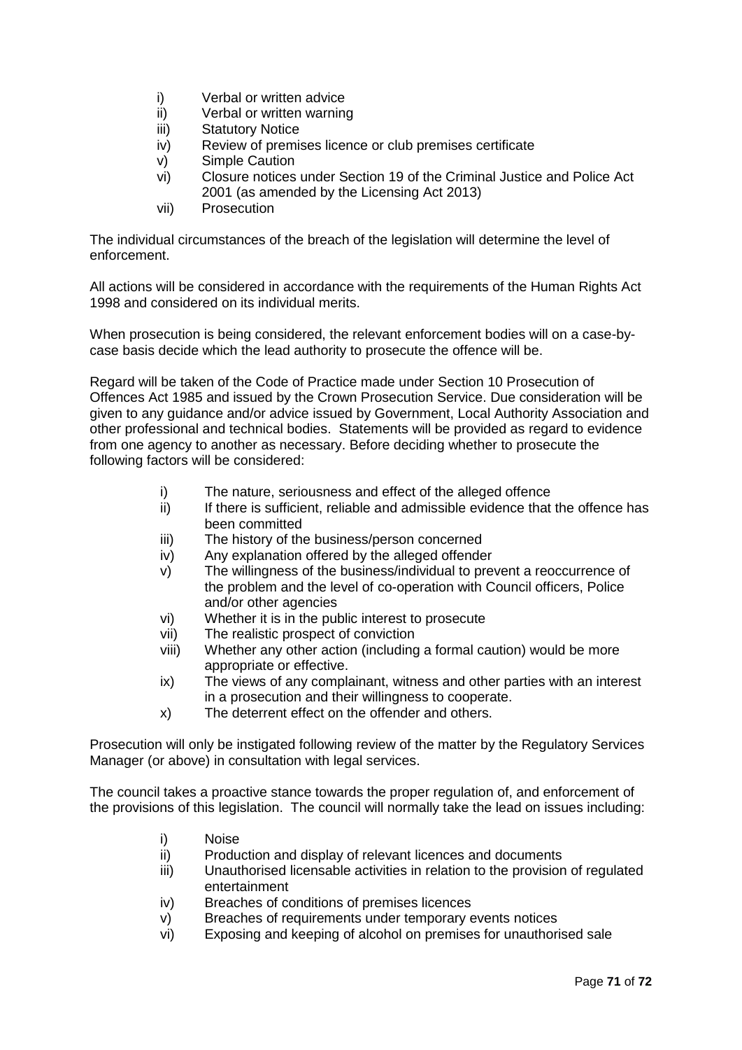i) Verbal or written advice
ii) Verbal or written warning
iii) Statutory Notice
iv) Review of premises licence or club premises certificate
v) Simple Caution
vi) Closure notices under Section 19 of the Criminal Justice and Police Act 2001 (as amended by the Licensing Act 2013)
vii) Prosecution

The individual circumstances of the breach of the legislation will determine the level of enforcement.

All actions will be considered in accordance with the requirements of the Human Rights Act 1998 and considered on its individual merits.

When prosecution is being considered, the relevant enforcement bodies will on a case-by-case basis decide which the lead authority to prosecute the offence will be.

Regard will be taken of the Code of Practice made under Section 10 Prosecution of Offences Act 1985 and issued by the Crown Prosecution Service. Due consideration will be given to any guidance and/or advice issued by Government, Local Authority Association and other professional and technical bodies. Statements will be provided as regard to evidence from one agency to another as necessary. Before deciding whether to prosecute the following factors will be considered:

i) The nature, seriousness and effect of the alleged offence
ii) If there is sufficient, reliable and admissible evidence that the offence has been committed
iii) The history of the business/person concerned
iv) Any explanation offered by the alleged offender
v) The willingness of the business/individual to prevent a reoccurrence of the problem and the level of co-operation with Council officers, Police and/or other agencies
vi) Whether it is in the public interest to prosecute
vii) The realistic prospect of conviction
viii) Whether any other action (including a formal caution) would be more appropriate or effective.
ix) The views of any complainant, witness and other parties with an interest in a prosecution and their willingness to cooperate.
x) The deterrent effect on the offender and others.

Prosecution will only be instigated following review of the matter by the Regulatory Services Manager (or above) in consultation with legal services.

The council takes a proactive stance towards the proper regulation of, and enforcement of the provisions of this legislation. The council will normally take the lead on issues including:

i) Noise
ii) Production and display of relevant licences and documents
iii) Unauthorised licensable activities in relation to the provision of regulated entertainment
iv) Breaches of conditions of premises licences
v) Breaches of requirements under temporary events notices
vi) Exposing and keeping of alcohol on premises for unauthorised sale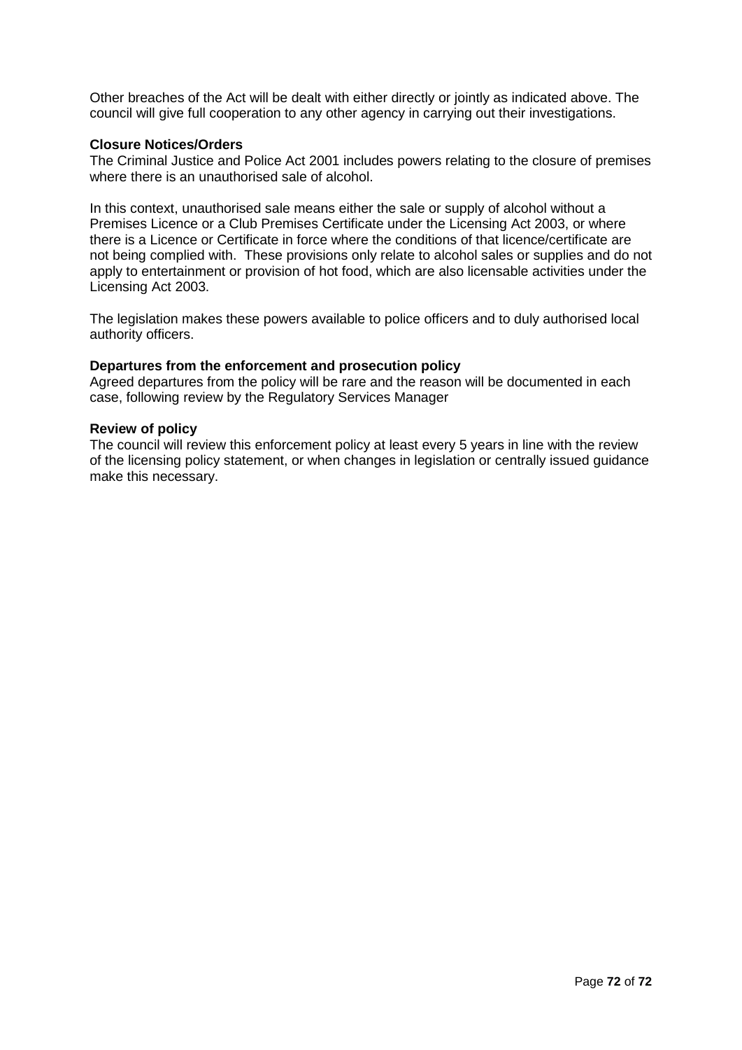Other breaches of the Act will be dealt with either directly or jointly as indicated above. The council will give full cooperation to any other agency in carrying out their investigations.

**Closure Notices/Orders**

The Criminal Justice and Police Act 2001 includes powers relating to the closure of premises where there is an unauthorised sale of alcohol.

In this context, unauthorised sale means either the sale or supply of alcohol without a Premises Licence or a Club Premises Certificate under the Licensing Act 2003, or where there is a Licence or Certificate in force where the conditions of that licence/certificate are not being complied with. These provisions only relate to alcohol sales or supplies and do not apply to entertainment or provision of hot food, which are also licensable activities under the Licensing Act 2003.

The legislation makes these powers available to police officers and to duly authorised local authority officers.

**Departures from the enforcement and prosecution policy**

Agreed departures from the policy will be rare and the reason will be documented in each case, following review by the Regulatory Services Manager

**Review of policy**

The council will review this enforcement policy at least every 5 years in line with the review of the licensing policy statement, or when changes in legislation or centrally issued guidance make this necessary.